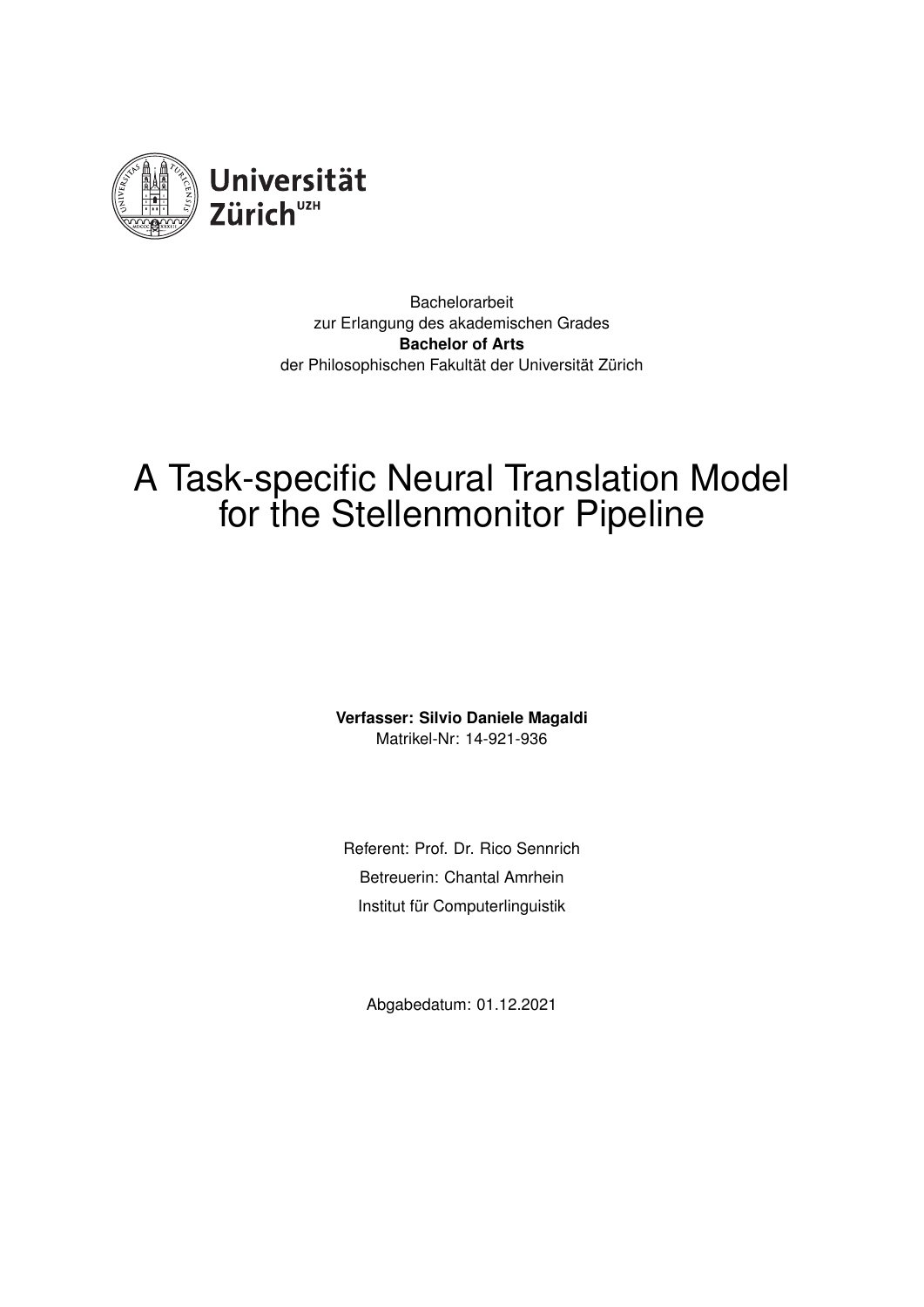Universität Zürich[UZH]

Bachelorarbeit
zur Erlangung des akademischen Grades
**Bachelor of Arts**
der Philosophischen Fakultät der Universität Zürich

# A Task-specific Neural Translation Model for the Stellenmonitor Pipeline

**Verfasser: Silvio Daniele Magaldi**
Matrikel-Nr: 14-921-936

Referent: Prof. Dr. Rico Sennrich

Betreuerin: Chantal Amrhein

Institut für Computerlinguistik

Abgabedatum: 01.12.2021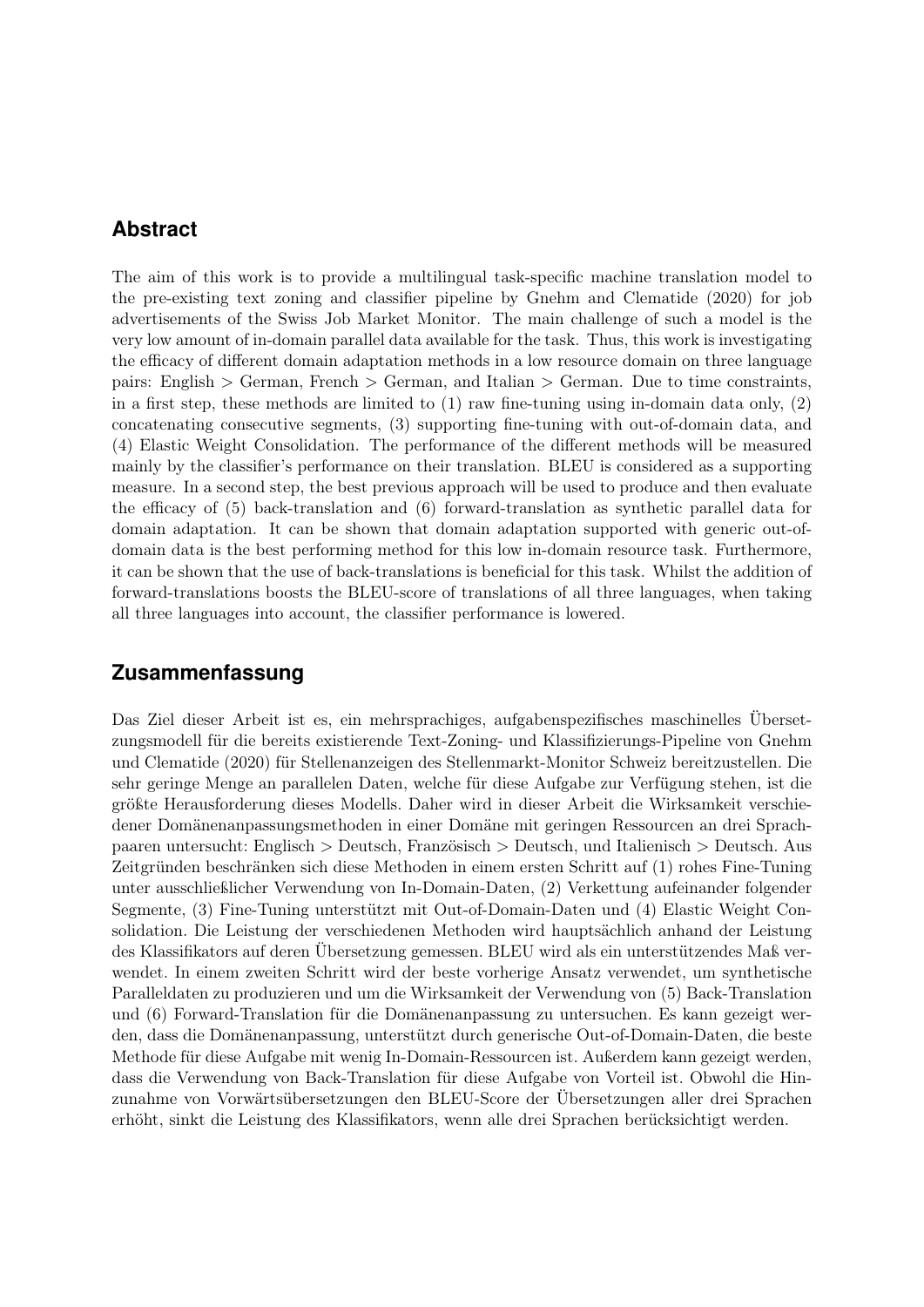## Abstract

The aim of this work is to provide a multilingual task-specific machine translation model to the pre-existing text zoning and classifier pipeline by Gnehm and Clematide (2020) for job advertisements of the Swiss Job Market Monitor. The main challenge of such a model is the very low amount of in-domain parallel data available for the task. Thus, this work is investigating the efficacy of different domain adaptation methods in a low resource domain on three language pairs: English > German, French > German, and Italian > German. Due to time constraints, in a first step, these methods are limited to (1) raw fine-tuning using in-domain data only, (2) concatenating consecutive segments, (3) supporting fine-tuning with out-of-domain data, and (4) Elastic Weight Consolidation. The performance of the different methods will be measured mainly by the classifier's performance on their translation. BLEU is considered as a supporting measure. In a second step, the best previous approach will be used to produce and then evaluate the efficacy of (5) back-translation and (6) forward-translation as synthetic parallel data for domain adaptation. It can be shown that domain adaptation supported with generic out-of-domain data is the best performing method for this low in-domain resource task. Furthermore, it can be shown that the use of back-translations is beneficial for this task. Whilst the addition of forward-translations boosts the BLEU-score of translations of all three languages, when taking all three languages into account, the classifier performance is lowered.

## Zusammenfassung

Das Ziel dieser Arbeit ist es, ein mehrsprachiges, aufgabenspezifisches maschinelles Übersetzungsmodell für die bereits existierende Text-Zoning- und Klassifizierungs-Pipeline von Gnehm und Clematide (2020) für Stellenanzeigen des Stellenmarkt-Monitor Schweiz bereitzustellen. Die sehr geringe Menge an parallelen Daten, welche für diese Aufgabe zur Verfügung stehen, ist die größte Herausforderung dieses Modells. Daher wird in dieser Arbeit die Wirksamkeit verschiedener Domänenanpassungsmethoden in einer Domäne mit geringen Ressourcen an drei Sprachpaaren untersucht: Englisch > Deutsch, Französisch > Deutsch, und Italienisch > Deutsch. Aus Zeitgründen beschränken sich diese Methoden in einem ersten Schritt auf (1) rohes Fine-Tuning unter ausschließlicher Verwendung von In-Domain-Daten, (2) Verkettung aufeinander folgender Segmente, (3) Fine-Tuning unterstützt mit Out-of-Domain-Daten und (4) Elastic Weight Consolidation. Die Leistung der verschiedenen Methoden wird hauptsächlich anhand der Leistung des Klassifikators auf deren Übersetzung gemessen. BLEU wird als ein unterstützendes Maß verwendet. In einem zweiten Schritt wird der beste vorherige Ansatz verwendet, um synthetische Paralleldaten zu produzieren und um die Wirksamkeit der Verwendung von (5) Back-Translation und (6) Forward-Translation für die Domänenanpassung zu untersuchen. Es kann gezeigt werden, dass die Domänenanpassung, unterstützt durch generische Out-of-Domain-Daten, die beste Methode für diese Aufgabe mit wenig In-Domain-Ressourcen ist. Außerdem kann gezeigt werden, dass die Verwendung von Back-Translation für diese Aufgabe von Vorteil ist. Obwohl die Hinzunahme von Vorwärtsübersetzungen den BLEU-Score der Übersetzungen aller drei Sprachen erhöht, sinkt die Leistung des Klassifikators, wenn alle drei Sprachen berücksichtigt werden.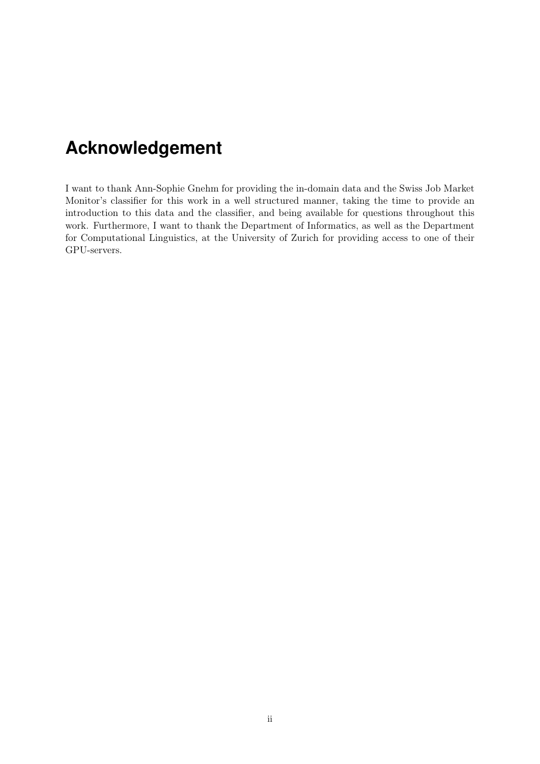# Acknowledgement

I want to thank Ann-Sophie Gnehm for providing the in-domain data and the Swiss Job Market Monitor's classifier for this work in a well structured manner, taking the time to provide an introduction to this data and the classifier, and being available for questions throughout this work. Furthermore, I want to thank the Department of Informatics, as well as the Department for Computational Linguistics, at the University of Zurich for providing access to one of their GPU-servers.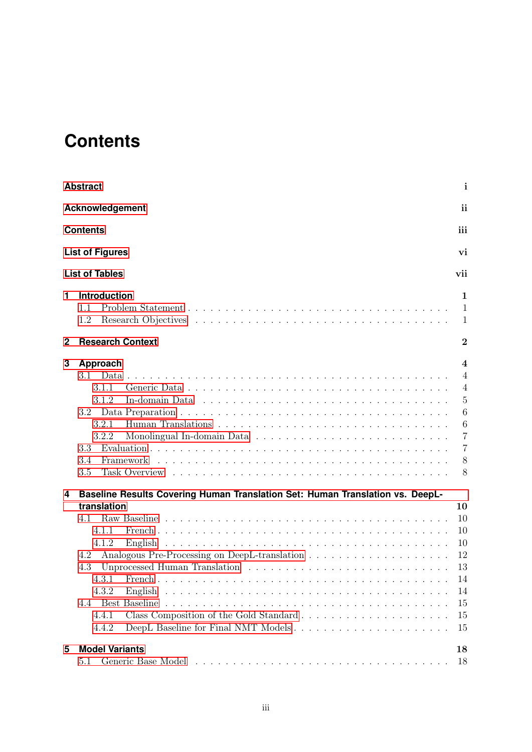# Contents

**Abstract** i

**Acknowledgement** ii

**Contents** iii

**List of Figures** vi

**List of Tables** vii

**1 Introduction** 1
- 1.1 Problem Statement . . . 1
- 1.2 Research Objectives . . . 1

**2 Research Context** 2

**3 Approach** 4
- 3.1 Data . . . 4
  - 3.1.1 Generic Data . . . 4
  - 3.1.2 In-domain Data . . . 5
- 3.2 Data Preparation . . . 6
  - 3.2.1 Human Translations . . . 6
  - 3.2.2 Monolingual In-domain Data . . . 7
- 3.3 Evaluation . . . 7
- 3.4 Framework . . . 8
- 3.5 Task Overview . . . 8

**4 Baseline Results Covering Human Translation Set: Human Translation vs. DeepL-translation** 10
- 4.1 Raw Baseline . . . 10
  - 4.1.1 French . . . 10
  - 4.1.2 English . . . 10
- 4.2 Analogous Pre-Processing on DeepL-translation . . . 12
- 4.3 Unprocessed Human Translation . . . 13
  - 4.3.1 French . . . 14
  - 4.3.2 English . . . 14
- 4.4 Best Baseline . . . 15
  - 4.4.1 Class Composition of the Gold Standard . . . 15
  - 4.4.2 DeepL Baseline for Final NMT Models . . . 15

**5 Model Variants** 18
- 5.1 Generic Base Model . . . 18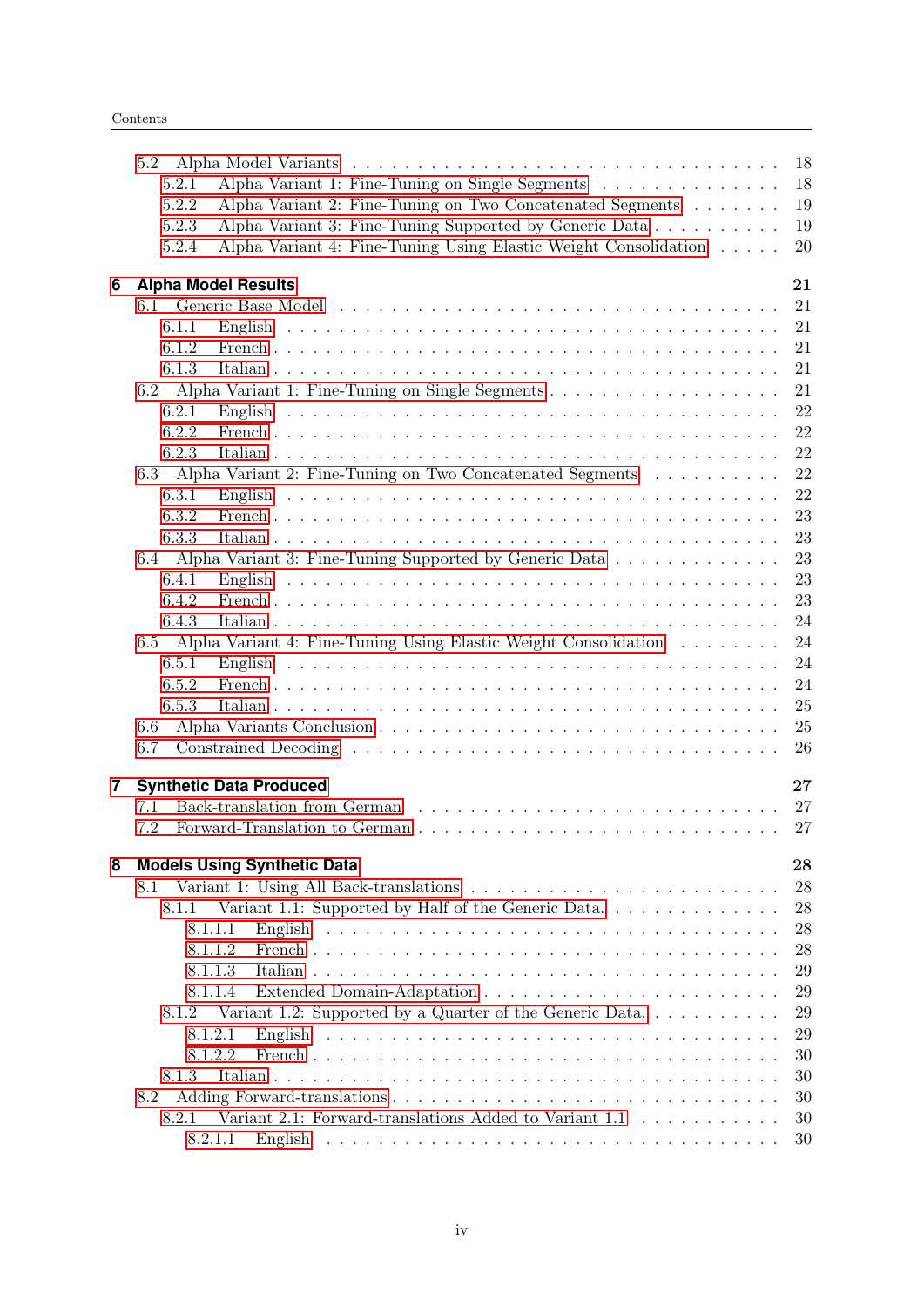5.2 Alpha Model Variants . . . . . 18
  5.2.1 Alpha Variant 1: Fine-Tuning on Single Segments . . . . . 18
  5.2.2 Alpha Variant 2: Fine-Tuning on Two Concatenated Segments . . . . . 19
  5.2.3 Alpha Variant 3: Fine-Tuning Supported by Generic Data . . . . . 19
  5.2.4 Alpha Variant 4: Fine-Tuning Using Elastic Weight Consolidation . . . . . 20

**6 Alpha Model Results** **21**

6.1 Generic Base Model . . . . . 21
  6.1.1 English . . . . . 21
  6.1.2 French . . . . . 21
  6.1.3 Italian . . . . . 21
6.2 Alpha Variant 1: Fine-Tuning on Single Segments . . . . . 21
  6.2.1 English . . . . . 22
  6.2.2 French . . . . . 22
  6.2.3 Italian . . . . . 22
6.3 Alpha Variant 2: Fine-Tuning on Two Concatenated Segments . . . . . 22
  6.3.1 English . . . . . 22
  6.3.2 French . . . . . 23
  6.3.3 Italian . . . . . 23
6.4 Alpha Variant 3: Fine-Tuning Supported by Generic Data . . . . . 23
  6.4.1 English . . . . . 23
  6.4.2 French . . . . . 23
  6.4.3 Italian . . . . . 24
6.5 Alpha Variant 4: Fine-Tuning Using Elastic Weight Consolidation . . . . . 24
  6.5.1 English . . . . . 24
  6.5.2 French . . . . . 24
  6.5.3 Italian . . . . . 25
6.6 Alpha Variants Conclusion . . . . . 25
6.7 Constrained Decoding . . . . . 26

**7 Synthetic Data Produced** **27**

7.1 Back-translation from German . . . . . 27
7.2 Forward-Translation to German . . . . . 27

**8 Models Using Synthetic Data** **28**

8.1 Variant 1: Using All Back-translations . . . . . 28
  8.1.1 Variant 1.1: Supported by Half of the Generic Data. . . . . . 28
    8.1.1.1 English . . . . . 28
    8.1.1.2 French . . . . . 28
    8.1.1.3 Italian . . . . . 29
    8.1.1.4 Extended Domain-Adaptation . . . . . 29
  8.1.2 Variant 1.2: Supported by a Quarter of the Generic Data. . . . . . 29
    8.1.2.1 English . . . . . 29
    8.1.2.2 French . . . . . 30
  8.1.3 Italian . . . . . 30
8.2 Adding Forward-translations . . . . . 30
  8.2.1 Variant 2.1: Forward-translations Added to Variant 1.1 . . . . . 30
    8.2.1.1 English . . . . . 30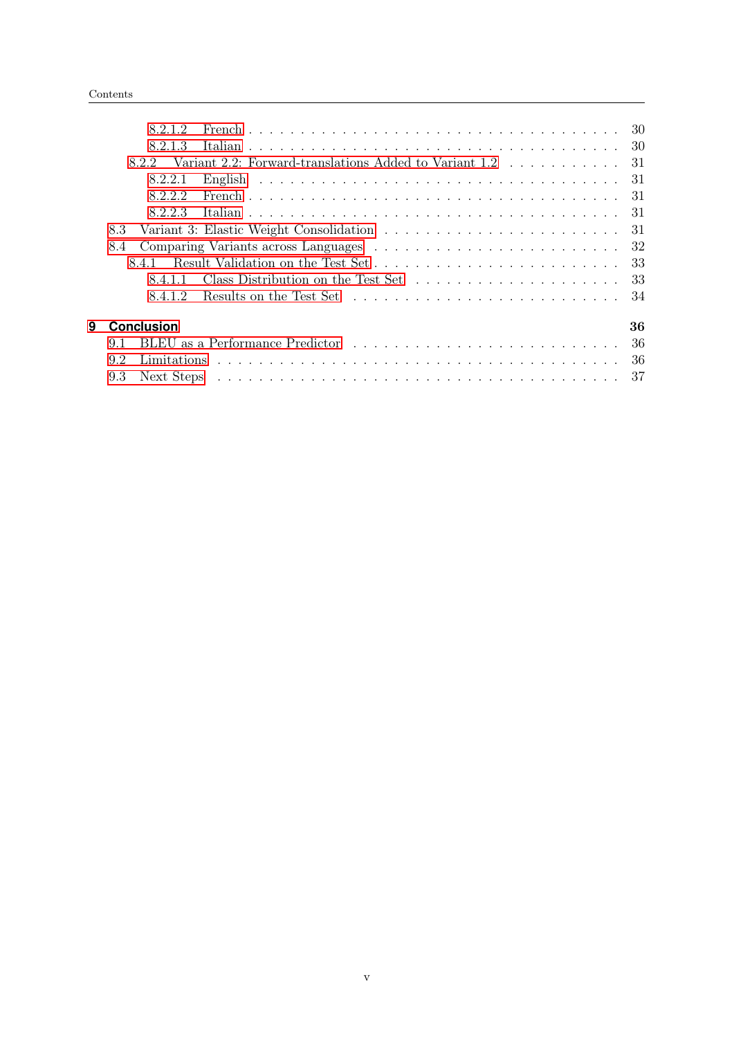8.2.1.2 French . . . . . . . . . . . . . . . . . . . . . . . . . . . . . . . . . . 30
8.2.1.3 Italian . . . . . . . . . . . . . . . . . . . . . . . . . . . . . . . . . . 30
8.2.2 Variant 2.2: Forward-translations Added to Variant 1.2 . . . . . . . . . . . 31
8.2.2.1 English . . . . . . . . . . . . . . . . . . . . . . . . . . . . . . . . . 31
8.2.2.2 French . . . . . . . . . . . . . . . . . . . . . . . . . . . . . . . . . . 31
8.2.2.3 Italian . . . . . . . . . . . . . . . . . . . . . . . . . . . . . . . . . . 31
8.3 Variant 3: Elastic Weight Consolidation . . . . . . . . . . . . . . . . . . . . . . 31
8.4 Comparing Variants across Languages . . . . . . . . . . . . . . . . . . . . . . . 32
8.4.1 Result Validation on the Test Set . . . . . . . . . . . . . . . . . . . . . . . 33
8.4.1.1 Class Distribution on the Test Set . . . . . . . . . . . . . . . . . . . 33
8.4.1.2 Results on the Test Set . . . . . . . . . . . . . . . . . . . . . . . . . 34

**9 Conclusion** **36**
9.1 BLEU as a Performance Predictor . . . . . . . . . . . . . . . . . . . . . . . . . 36
9.2 Limitations . . . . . . . . . . . . . . . . . . . . . . . . . . . . . . . . . . . . . 36
9.3 Next Steps . . . . . . . . . . . . . . . . . . . . . . . . . . . . . . . . . . . . . 37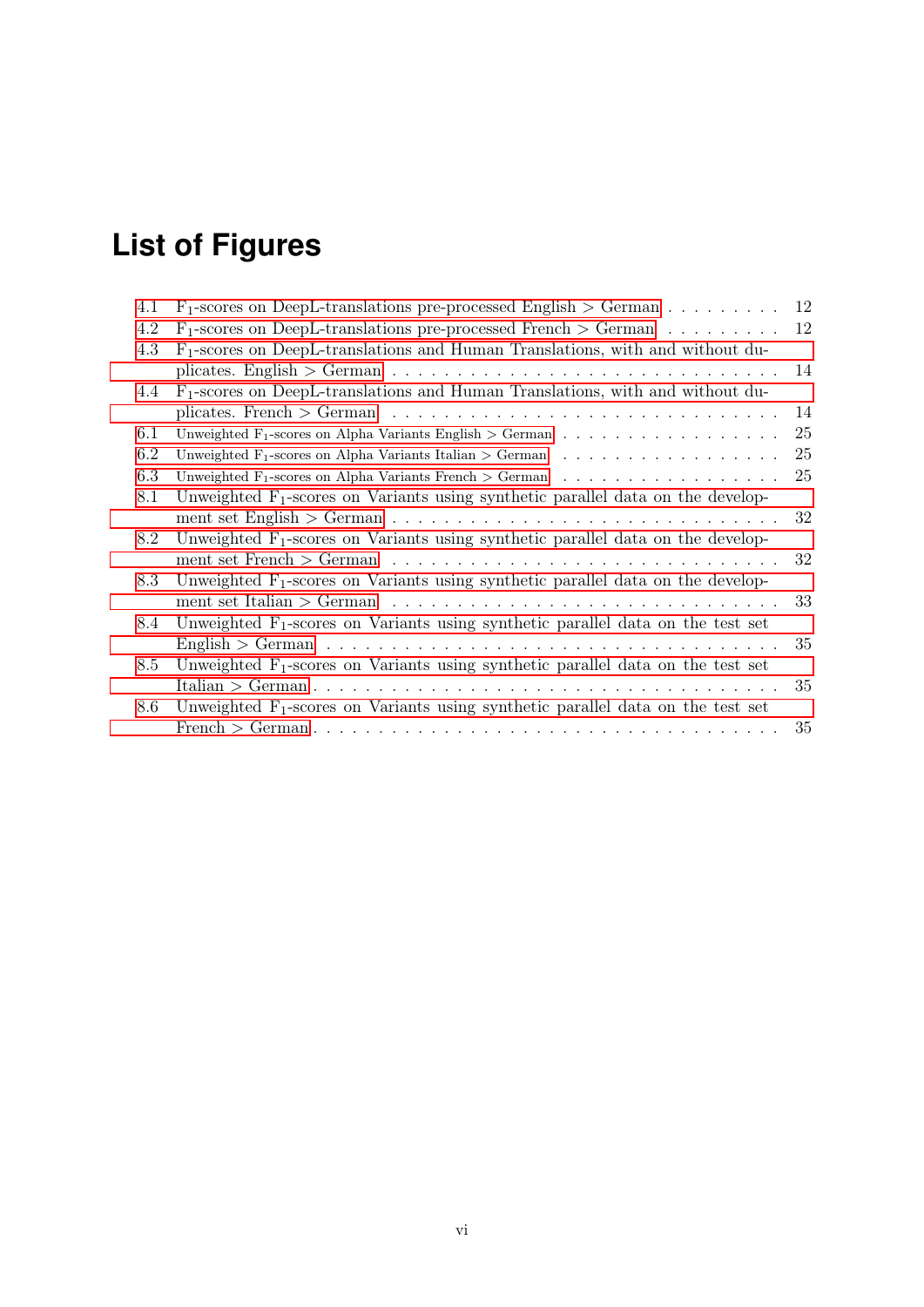# List of Figures

- 4.1 $F_1$-scores on DeepL-translations pre-processed English > German . . . . . . . . . 12
- 4.2 $F_1$-scores on DeepL-translations pre-processed French > German . . . . . . . . . 12
- 4.3 $F_1$-scores on DeepL-translations and Human Translations, with and without duplicates. English > German . . . . . . . . . . . . . . . . . . . . . . . . . . . . . 14
- 4.4 $F_1$-scores on DeepL-translations and Human Translations, with and without duplicates. French > German . . . . . . . . . . . . . . . . . . . . . . . . . . . . . 14
- 6.1 Unweighted $F_1$-scores on Alpha Variants English > German . . . . . . . . . . . . . . . . . 25
- 6.2 Unweighted $F_1$-scores on Alpha Variants Italian > German . . . . . . . . . . . . . . . . . 25
- 6.3 Unweighted $F_1$-scores on Alpha Variants French > German . . . . . . . . . . . . . . . . . 25
- 8.1 Unweighted $F_1$-scores on Variants using synthetic parallel data on the development set English > German . . . . . . . . . . . . . . . . . . . . . . . . . . . . . 32
- 8.2 Unweighted $F_1$-scores on Variants using synthetic parallel data on the development set French > German . . . . . . . . . . . . . . . . . . . . . . . . . . . . . 32
- 8.3 Unweighted $F_1$-scores on Variants using synthetic parallel data on the development set Italian > German . . . . . . . . . . . . . . . . . . . . . . . . . . . . . 33
- 8.4 Unweighted $F_1$-scores on Variants using synthetic parallel data on the test set English > German . . . . . . . . . . . . . . . . . . . . . . . . . . . . . . . . . 35
- 8.5 Unweighted $F_1$-scores on Variants using synthetic parallel data on the test set Italian > German . . . . . . . . . . . . . . . . . . . . . . . . . . . . . . . . . 35
- 8.6 Unweighted $F_1$-scores on Variants using synthetic parallel data on the test set French > German . . . . . . . . . . . . . . . . . . . . . . . . . . . . . . . . . 35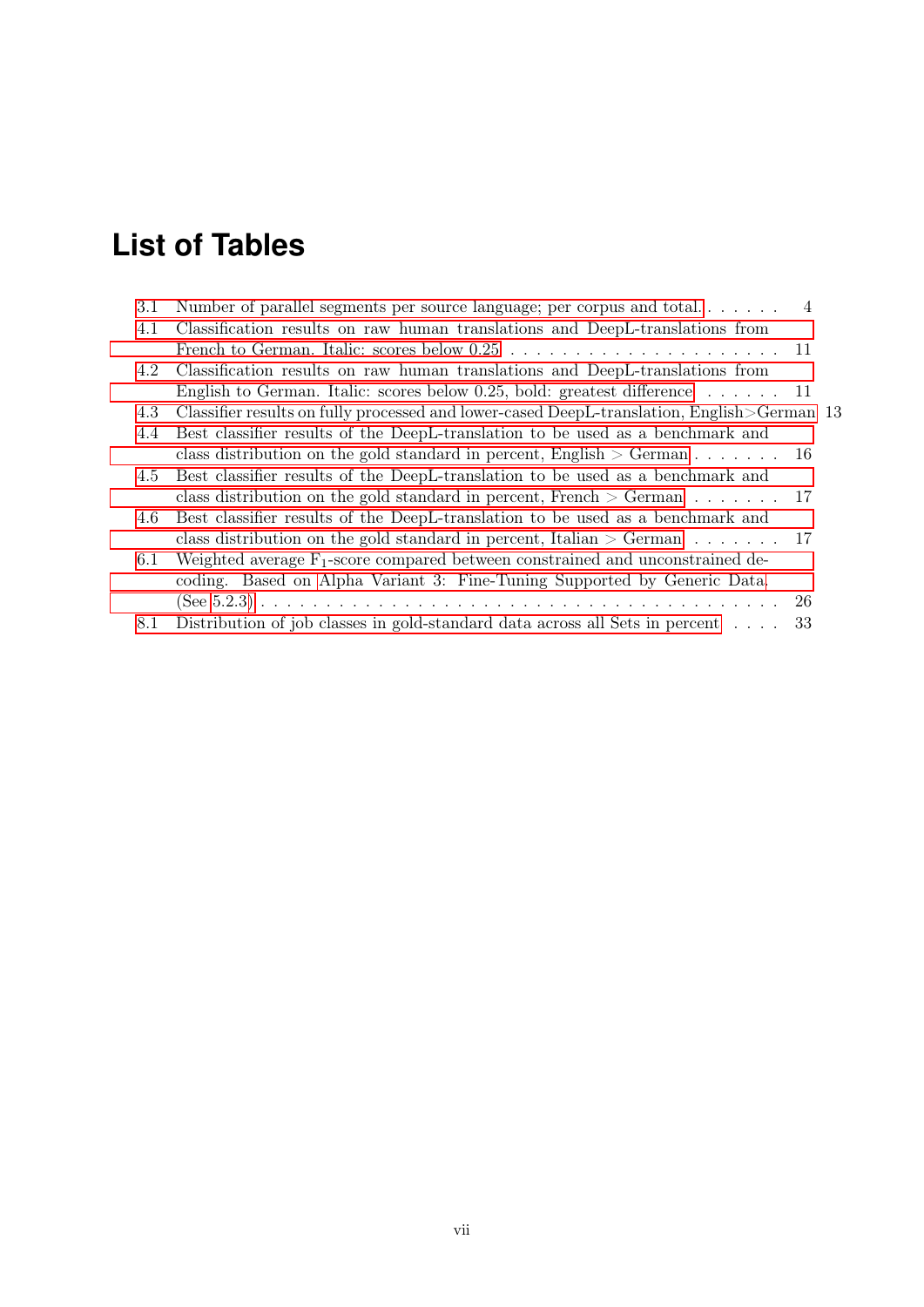# List of Tables

3.1 Number of parallel segments per source language; per corpus and total. . . . . . . 4

4.1 Classification results on raw human translations and DeepL-translations from French to German. Italic: scores below 0.25 . . . . . . . . . . . . . . . . . . . . . . 11

4.2 Classification results on raw human translations and DeepL-translations from English to German. Italic: scores below 0.25, bold: greatest difference . . . . . . 11

4.3 Classifier results on fully processed and lower-cased DeepL-translation, English>German 13

4.4 Best classifier results of the DeepL-translation to be used as a benchmark and class distribution on the gold standard in percent, English > German . . . . . . . 16

4.5 Best classifier results of the DeepL-translation to be used as a benchmark and class distribution on the gold standard in percent, French > German . . . . . . . 17

4.6 Best classifier results of the DeepL-translation to be used as a benchmark and class distribution on the gold standard in percent, Italian > German . . . . . . . 17

6.1 Weighted average $F_1$-score compared between constrained and unconstrained decoding. Based on Alpha Variant 3: Fine-Tuning Supported by Generic Data (See 5.2.3) . . . . . . . . . . . . . . . . . . . . . . . . . . . . . . . . . . . . . . . 26

8.1 Distribution of job classes in gold-standard data across all Sets in percent . . . . 33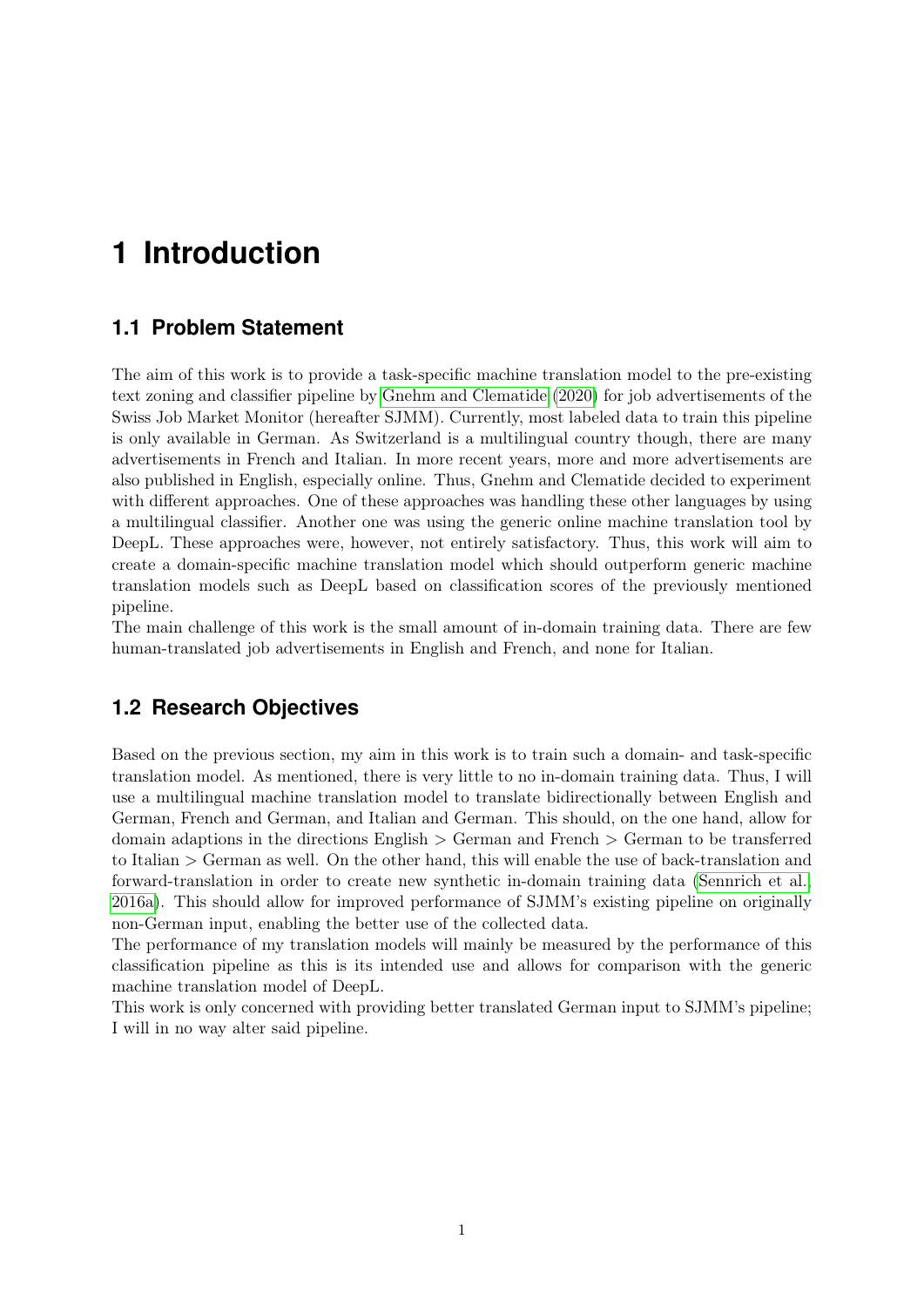# 1 Introduction

## 1.1 Problem Statement

The aim of this work is to provide a task-specific machine translation model to the pre-existing text zoning and classifier pipeline by Gnehm and Clematide (2020) for job advertisements of the Swiss Job Market Monitor (hereafter SJMM). Currently, most labeled data to train this pipeline is only available in German. As Switzerland is a multilingual country though, there are many advertisements in French and Italian. In more recent years, more and more advertisements are also published in English, especially online. Thus, Gnehm and Clematide decided to experiment with different approaches. One of these approaches was handling these other languages by using a multilingual classifier. Another one was using the generic online machine translation tool by DeepL. These approaches were, however, not entirely satisfactory. Thus, this work will aim to create a domain-specific machine translation model which should outperform generic machine translation models such as DeepL based on classification scores of the previously mentioned pipeline.

The main challenge of this work is the small amount of in-domain training data. There are few human-translated job advertisements in English and French, and none for Italian.

## 1.2 Research Objectives

Based on the previous section, my aim in this work is to train such a domain- and task-specific translation model. As mentioned, there is very little to no in-domain training data. Thus, I will use a multilingual machine translation model to translate bidirectionally between English and German, French and German, and Italian and German. This should, on the one hand, allow for domain adaptions in the directions English > German and French > German to be transferred to Italian > German as well. On the other hand, this will enable the use of back-translation and forward-translation in order to create new synthetic in-domain training data (Sennrich et al., 2016a). This should allow for improved performance of SJMM's existing pipeline on originally non-German input, enabling the better use of the collected data.

The performance of my translation models will mainly be measured by the performance of this classification pipeline as this is its intended use and allows for comparison with the generic machine translation model of DeepL.

This work is only concerned with providing better translated German input to SJMM's pipeline; I will in no way alter said pipeline.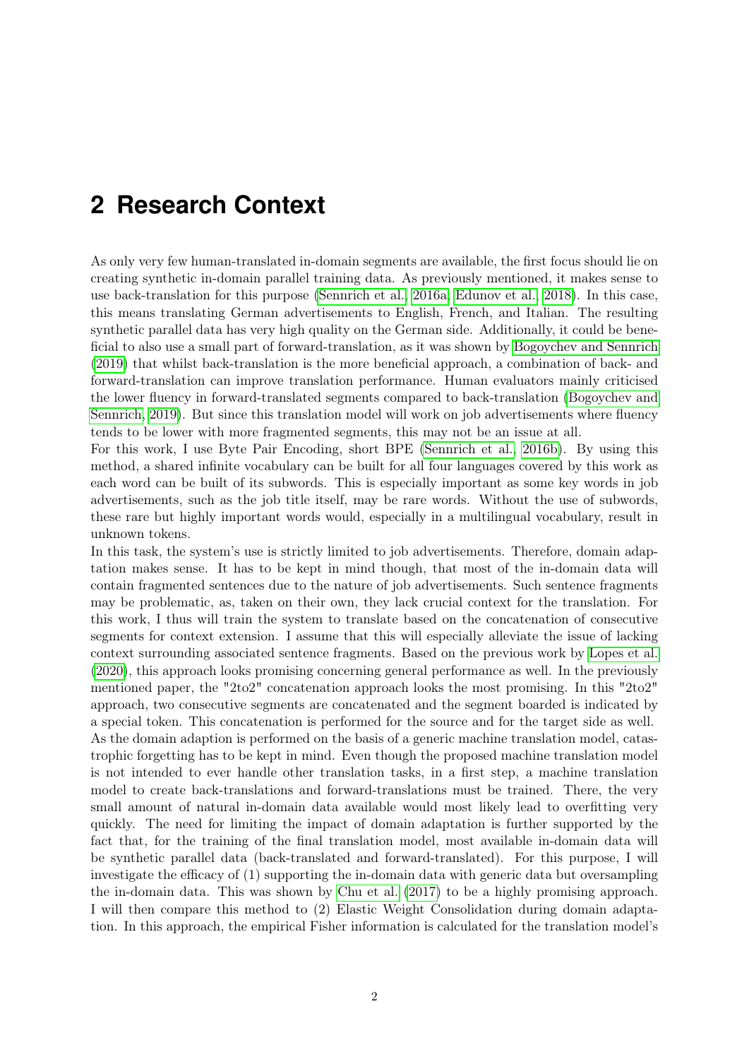# 2 Research Context

As only very few human-translated in-domain segments are available, the first focus should lie on creating synthetic in-domain parallel training data. As previously mentioned, it makes sense to use back-translation for this purpose (Sennrich et al., 2016a; Edunov et al., 2018). In this case, this means translating German advertisements to English, French, and Italian. The resulting synthetic parallel data has very high quality on the German side. Additionally, it could be beneficial to also use a small part of forward-translation, as it was shown by Bogoychev and Sennrich (2019) that whilst back-translation is the more beneficial approach, a combination of back- and forward-translation can improve translation performance. Human evaluators mainly criticised the lower fluency in forward-translated segments compared to back-translation (Bogoychev and Sennrich, 2019). But since this translation model will work on job advertisements where fluency tends to be lower with more fragmented segments, this may not be an issue at all.

For this work, I use Byte Pair Encoding, short BPE (Sennrich et al., 2016b). By using this method, a shared infinite vocabulary can be built for all four languages covered by this work as each word can be built of its subwords. This is especially important as some key words in job advertisements, such as the job title itself, may be rare words. Without the use of subwords, these rare but highly important words would, especially in a multilingual vocabulary, result in unknown tokens.

In this task, the system's use is strictly limited to job advertisements. Therefore, domain adaptation makes sense. It has to be kept in mind though, that most of the in-domain data will contain fragmented sentences due to the nature of job advertisements. Such sentence fragments may be problematic, as, taken on their own, they lack crucial context for the translation. For this work, I thus will train the system to translate based on the concatenation of consecutive segments for context extension. I assume that this will especially alleviate the issue of lacking context surrounding associated sentence fragments. Based on the previous work by Lopes et al. (2020), this approach looks promising concerning general performance as well. In the previously mentioned paper, the "2to2" concatenation approach looks the most promising. In this "2to2" approach, two consecutive segments are concatenated and the segment boarded is indicated by a special token. This concatenation is performed for the source and for the target side as well.

As the domain adaption is performed on the basis of a generic machine translation model, catastrophic forgetting has to be kept in mind. Even though the proposed machine translation model is not intended to ever handle other translation tasks, in a first step, a machine translation model to create back-translations and forward-translations must be trained. There, the very small amount of natural in-domain data available would most likely lead to overfitting very quickly. The need for limiting the impact of domain adaptation is further supported by the fact that, for the training of the final translation model, most available in-domain data will be synthetic parallel data (back-translated and forward-translated). For this purpose, I will investigate the efficacy of (1) supporting the in-domain data with generic data but oversampling the in-domain data. This was shown by Chu et al. (2017) to be a highly promising approach. I will then compare this method to (2) Elastic Weight Consolidation during domain adaptation. In this approach, the empirical Fisher information is calculated for the translation model's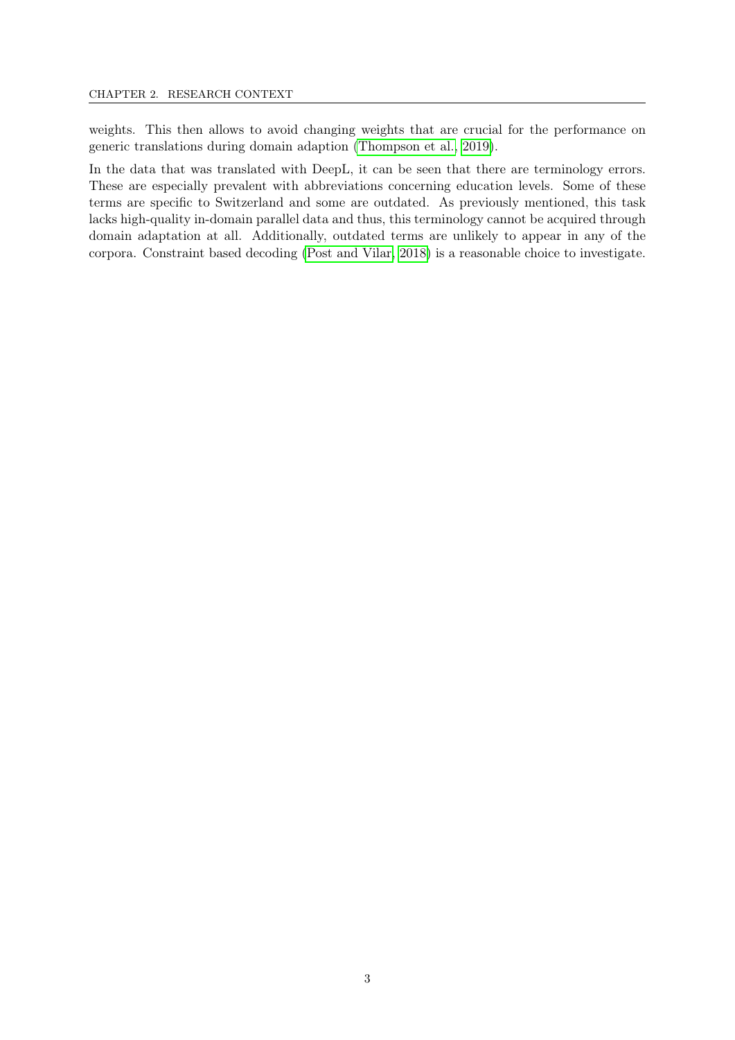weights. This then allows to avoid changing weights that are crucial for the performance on generic translations during domain adaption (Thompson et al., 2019).

In the data that was translated with DeepL, it can be seen that there are terminology errors. These are especially prevalent with abbreviations concerning education levels. Some of these terms are specific to Switzerland and some are outdated. As previously mentioned, this task lacks high-quality in-domain parallel data and thus, this terminology cannot be acquired through domain adaptation at all. Additionally, outdated terms are unlikely to appear in any of the corpora. Constraint based decoding (Post and Vilar, 2018) is a reasonable choice to investigate.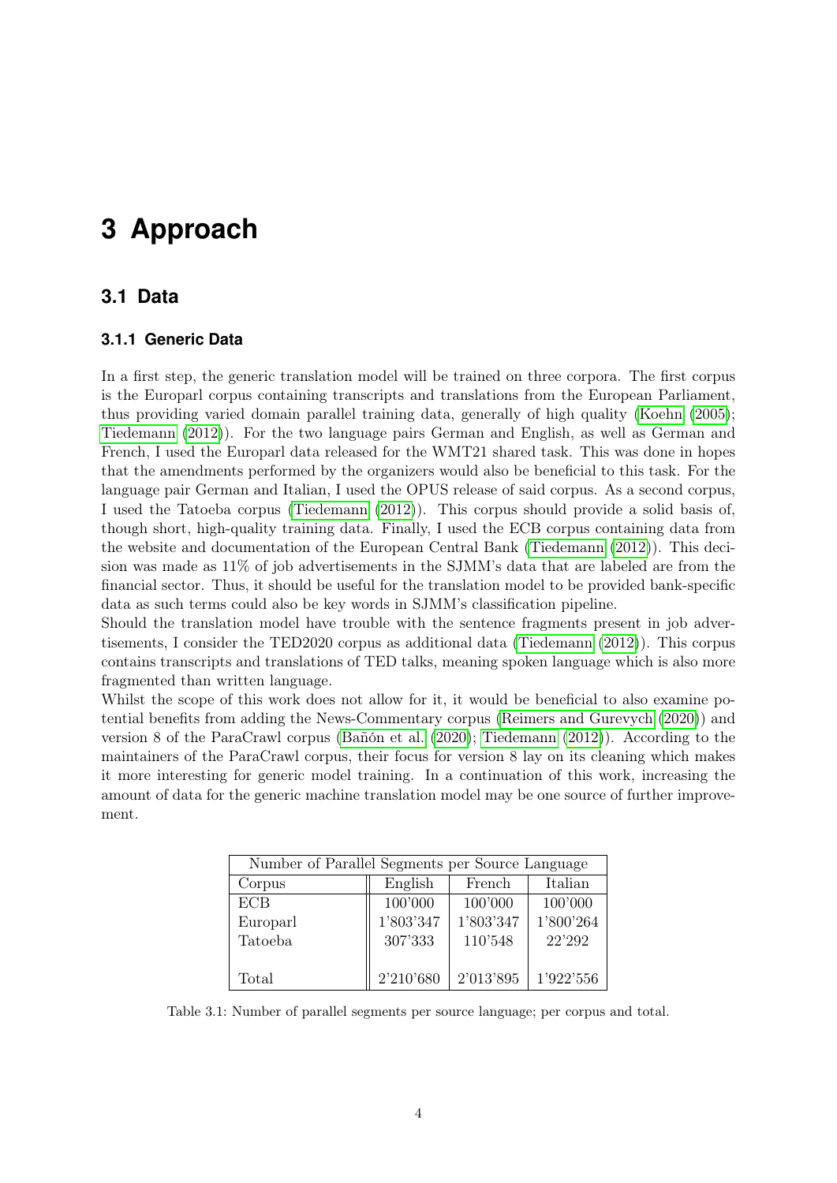# 3 Approach

## 3.1 Data

### 3.1.1 Generic Data

In a first step, the generic translation model will be trained on three corpora. The first corpus is the Europarl corpus containing transcripts and translations from the European Parliament, thus providing varied domain parallel training data, generally of high quality (Koehn (2005); Tiedemann (2012)). For the two language pairs German and English, as well as German and French, I used the Europarl data released for the WMT21 shared task. This was done in hopes that the amendments performed by the organizers would also be beneficial to this task. For the language pair German and Italian, I used the OPUS release of said corpus. As a second corpus, I used the Tatoeba corpus (Tiedemann (2012)). This corpus should provide a solid basis of, though short, high-quality training data. Finally, I used the ECB corpus containing data from the website and documentation of the European Central Bank (Tiedemann (2012)). This decision was made as 11% of job advertisements in the SJMM's data that are labeled are from the financial sector. Thus, it should be useful for the translation model to be provided bank-specific data as such terms could also be key words in SJMM's classification pipeline.

Should the translation model have trouble with the sentence fragments present in job advertisements, I consider the TED2020 corpus as additional data (Tiedemann (2012)). This corpus contains transcripts and translations of TED talks, meaning spoken language which is also more fragmented than written language.

Whilst the scope of this work does not allow for it, it would be beneficial to also examine potential benefits from adding the News-Commentary corpus (Reimers and Gurevych (2020)) and version 8 of the ParaCrawl corpus (Bañón et al. (2020); Tiedemann (2012)). According to the maintainers of the ParaCrawl corpus, their focus for version 8 lay on its cleaning which makes it more interesting for generic model training. In a continuation of this work, increasing the amount of data for the generic machine translation model may be one source of further improvement.

| Number of Parallel Segments per Source Language | | | |
|---|---|---|---|
| Corpus | English | French | Italian |
| ECB | 100'000 | 100'000 | 100'000 |
| Europarl | 1'803'347 | 1'803'347 | 1'800'264 |
| Tatoeba | 307'333 | 110'548 | 22'292 |
| Total | 2'210'680 | 2'013'895 | 1'922'556 |

Table 3.1: Number of parallel segments per source language; per corpus and total.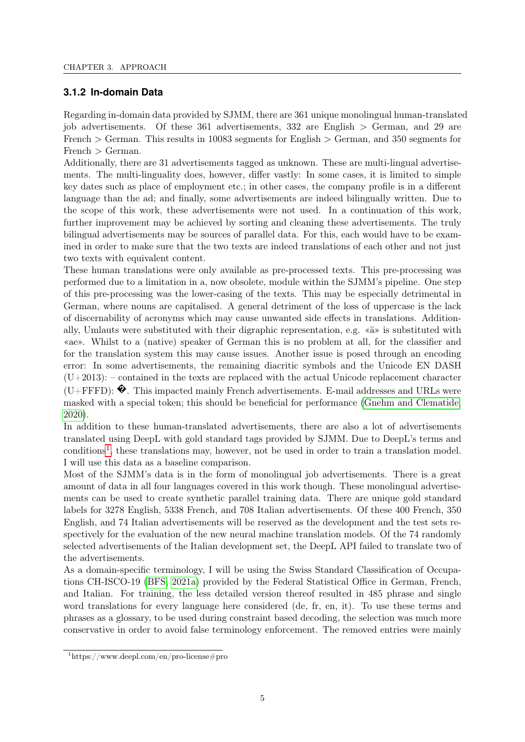### 3.1.2 In-domain Data

Regarding in-domain data provided by SJMM, there are 361 unique monolingual human-translated job advertisements. Of these 361 advertisements, 332 are English > German, and 29 are French > German. This results in 10083 segments for English > German, and 350 segments for French > German.

Additionally, there are 31 advertisements tagged as unknown. These are multi-lingual advertisements. The multi-linguality does, however, differ vastly: In some cases, it is limited to simple key dates such as place of employment etc.; in other cases, the company profile is in a different language than the ad; and finally, some advertisements are indeed bilingually written. Due to the scope of this work, these advertisements were not used. In a continuation of this work, further improvement may be achieved by sorting and cleaning these advertisements. The truly bilingual advertisements may be sources of parallel data. For this, each would have to be examined in order to make sure that the two texts are indeed translations of each other and not just two texts with equivalent content.

These human translations were only available as pre-processed texts. This pre-processing was performed due to a limitation in a, now obsolete, module within the SJMM's pipeline. One step of this pre-processing was the lower-casing of the texts. This may be especially detrimental in German, where nouns are capitalised. A general detriment of the loss of uppercase is the lack of discernability of acronyms which may cause unwanted side effects in translations. Additionally, Umlauts were substituted with their digraphic representation, e.g. «ä» is substituted with «ae». Whilst to a (native) speaker of German this is no problem at all, for the classifier and for the translation system this may cause issues. Another issue is posed through an encoding error: In some advertisements, the remaining diacritic symbols and the Unicode EN DASH (U+2013): – contained in the texts are replaced with the actual Unicode replacement character (U+FFFD): �. This impacted mainly French advertisements. E-mail addresses and URLs were masked with a special token; this should be beneficial for performance (Gnehm and Clematide, 2020).

In addition to these human-translated advertisements, there are also a lot of advertisements translated using DeepL with gold standard tags provided by SJMM. Due to DeepL's terms and conditions[1], these translations may, however, not be used in order to train a translation model. I will use this data as a baseline comparison.

Most of the SJMM's data is in the form of monolingual job advertisements. There is a great amount of data in all four languages covered in this work though. These monolingual advertisements can be used to create synthetic parallel training data. There are unique gold standard labels for 3278 English, 5338 French, and 708 Italian advertisements. Of these 400 French, 350 English, and 74 Italian advertisements will be reserved as the development and the test sets respectively for the evaluation of the new neural machine translation models. Of the 74 randomly selected advertisements of the Italian development set, the DeepL API failed to translate two of the advertisements.

As a domain-specific terminology, I will be using the Swiss Standard Classification of Occupations CH-ISCO-19 (BFS, 2021a) provided by the Federal Statistical Office in German, French, and Italian. For training, the less detailed version thereof resulted in 485 phrase and single word translations for every language here considered (de, fr, en, it). To use these terms and phrases as a glossary, to be used during constraint based decoding, the selection was much more conservative in order to avoid false terminology enforcement. The removed entries were mainly

[1] https://www.deepl.com/en/pro-license#pro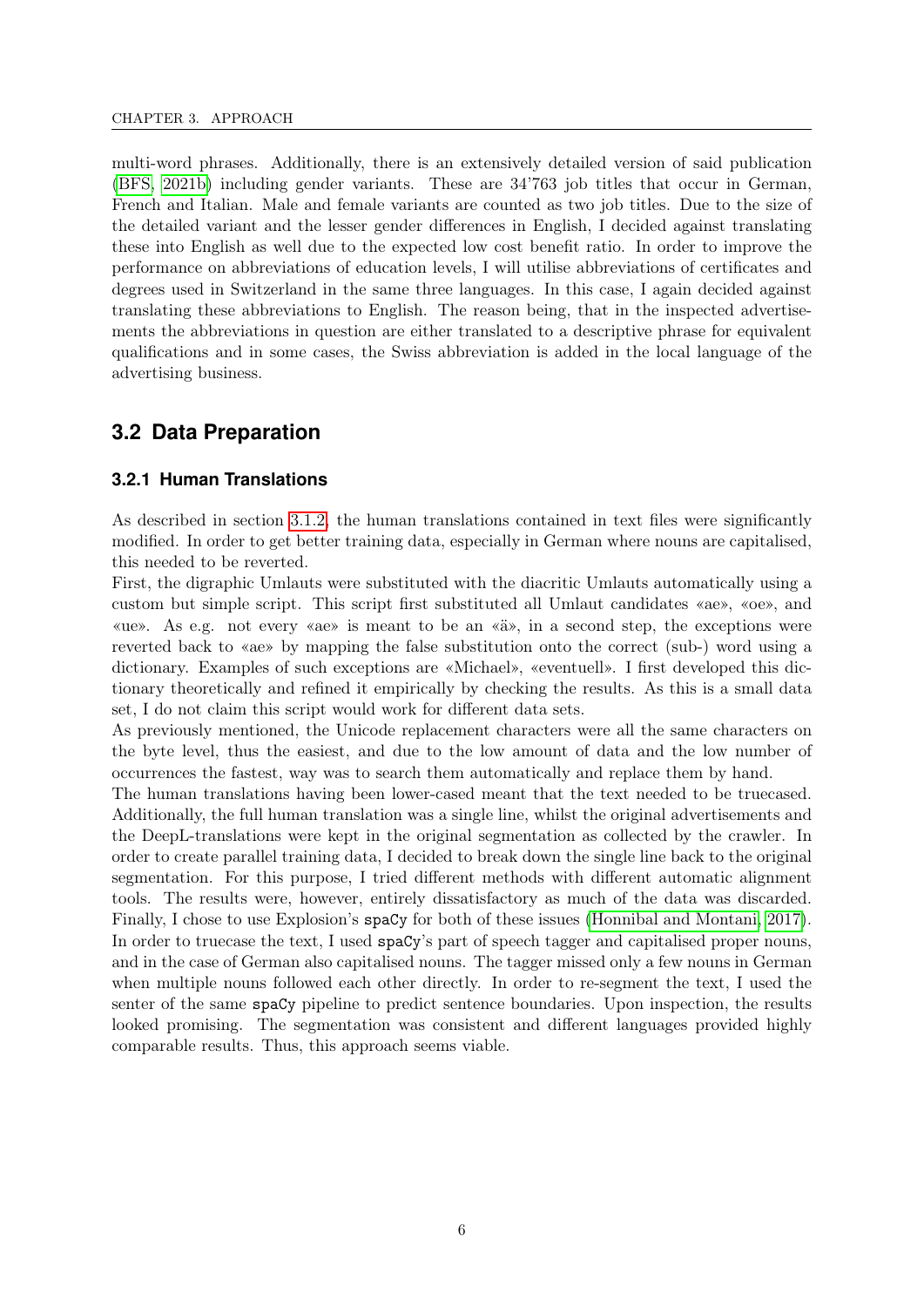multi-word phrases. Additionally, there is an extensively detailed version of said publication (BFS, 2021b) including gender variants. These are 34'763 job titles that occur in German, French and Italian. Male and female variants are counted as two job titles. Due to the size of the detailed variant and the lesser gender differences in English, I decided against translating these into English as well due to the expected low cost benefit ratio. In order to improve the performance on abbreviations of education levels, I will utilise abbreviations of certificates and degrees used in Switzerland in the same three languages. In this case, I again decided against translating these abbreviations to English. The reason being, that in the inspected advertisements the abbreviations in question are either translated to a descriptive phrase for equivalent qualifications and in some cases, the Swiss abbreviation is added in the local language of the advertising business.

## 3.2 Data Preparation

### 3.2.1 Human Translations

As described in section 3.1.2, the human translations contained in text files were significantly modified. In order to get better training data, especially in German where nouns are capitalised, this needed to be reverted.

First, the digraphic Umlauts were substituted with the diacritic Umlauts automatically using a custom but simple script. This script first substituted all Umlaut candidates «ae», «oe», and «ue». As e.g. not every «ae» is meant to be an «ä», in a second step, the exceptions were reverted back to «ae» by mapping the false substitution onto the correct (sub-) word using a dictionary. Examples of such exceptions are «Michael», «eventuell». I first developed this dictionary theoretically and refined it empirically by checking the results. As this is a small data set, I do not claim this script would work for different data sets.

As previously mentioned, the Unicode replacement characters were all the same characters on the byte level, thus the easiest, and due to the low amount of data and the low number of occurrences the fastest, way was to search them automatically and replace them by hand.

The human translations having been lower-cased meant that the text needed to be truecased. Additionally, the full human translation was a single line, whilst the original advertisements and the DeepL-translations were kept in the original segmentation as collected by the crawler. In order to create parallel training data, I decided to break down the single line back to the original segmentation. For this purpose, I tried different methods with different automatic alignment tools. The results were, however, entirely dissatisfactory as much of the data was discarded. Finally, I chose to use Explosion's `spaCy` for both of these issues (Honnibal and Montani, 2017). In order to truecase the text, I used `spaCy`'s part of speech tagger and capitalised proper nouns, and in the case of German also capitalised nouns. The tagger missed only a few nouns in German when multiple nouns followed each other directly. In order to re-segment the text, I used the senter of the same `spaCy` pipeline to predict sentence boundaries. Upon inspection, the results looked promising. The segmentation was consistent and different languages provided highly comparable results. Thus, this approach seems viable.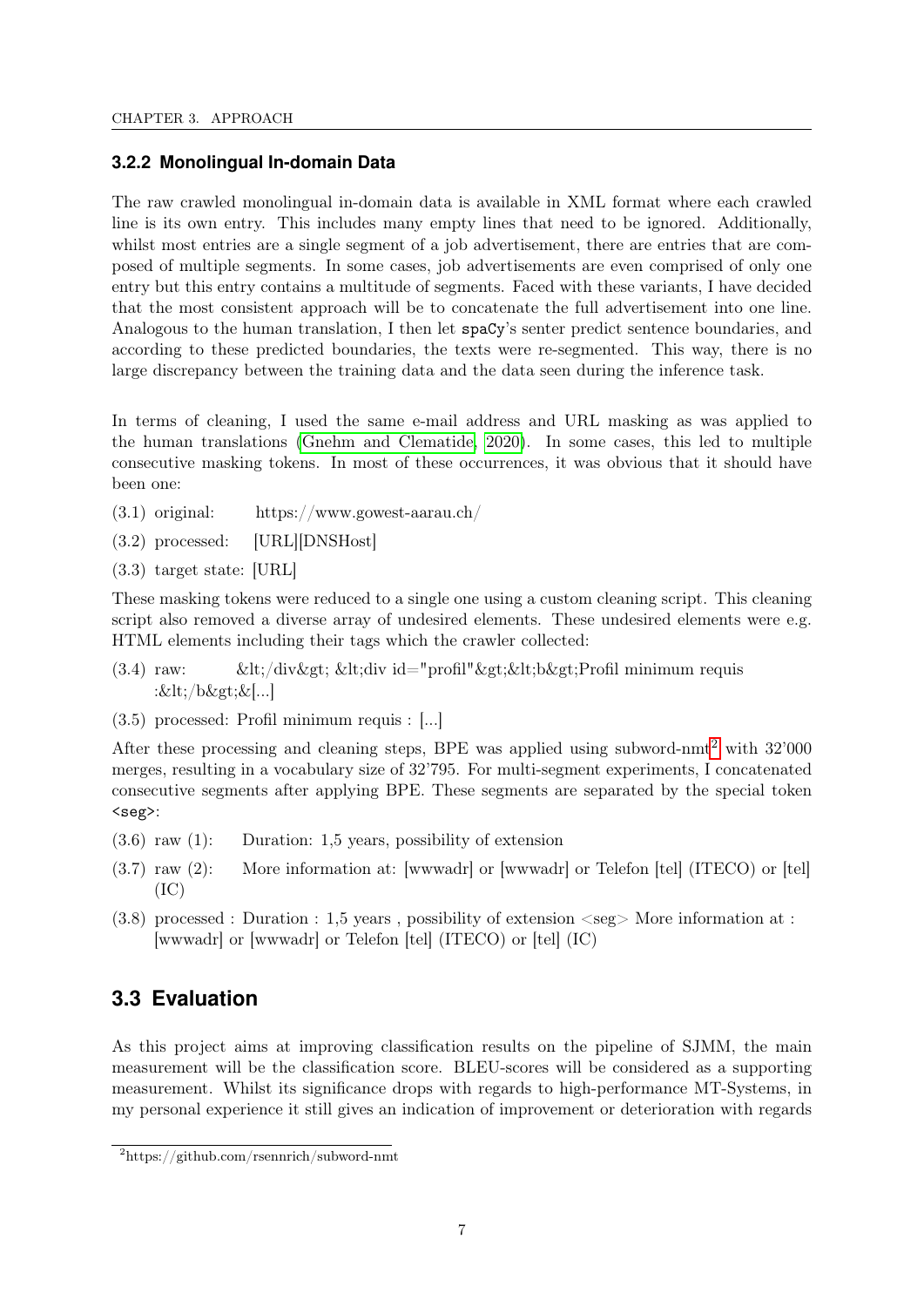### 3.2.2 Monolingual In-domain Data

The raw crawled monolingual in-domain data is available in XML format where each crawled line is its own entry. This includes many empty lines that need to be ignored. Additionally, whilst most entries are a single segment of a job advertisement, there are entries that are composed of multiple segments. In some cases, job advertisements are even comprised of only one entry but this entry contains a multitude of segments. Faced with these variants, I have decided that the most consistent approach will be to concatenate the full advertisement into one line. Analogous to the human translation, I then let `spaCy`'s senter predict sentence boundaries, and according to these predicted boundaries, the texts were re-segmented. This way, there is no large discrepancy between the training data and the data seen during the inference task.

In terms of cleaning, I used the same e-mail address and URL masking as was applied to the human translations (Gnehm and Clematide, 2020). In some cases, this led to multiple consecutive masking tokens. In most of these occurrences, it was obvious that it should have been one:

(3.1) original: https://www.gowest-aarau.ch/

(3.2) processed: [URL][DNSHost]

(3.3) target state: [URL]

These masking tokens were reduced to a single one using a custom cleaning script. This cleaning script also removed a diverse array of undesired elements. These undesired elements were e.g. HTML elements including their tags which the crawler collected:

(3.4) raw: &lt;/div&gt; &lt;div id="profil"&gt;&lt;b&gt;Profil minimum requis :&lt;/b&gt;&[...]

(3.5) processed: Profil minimum requis : [...]

After these processing and cleaning steps, BPE was applied using subword-nmt[2] with 32'000 merges, resulting in a vocabulary size of 32'795. For multi-segment experiments, I concatenated consecutive segments after applying BPE. These segments are separated by the special token `<seg>`:

(3.6) raw (1): Duration: 1,5 years, possibility of extension

(3.7) raw (2): More information at: [wwwadr] or [wwwadr] or Telefon [tel] (ITECO) or [tel] (IC)

(3.8) processed : Duration : 1,5 years , possibility of extension <seg> More information at : [wwwadr] or [wwwadr] or Telefon [tel] (ITECO) or [tel] (IC)

## 3.3 Evaluation

As this project aims at improving classification results on the pipeline of SJMM, the main measurement will be the classification score. BLEU-scores will be considered as a supporting measurement. Whilst its significance drops with regards to high-performance MT-Systems, in my personal experience it still gives an indication of improvement or deterioration with regards

[2]https://github.com/rsennrich/subword-nmt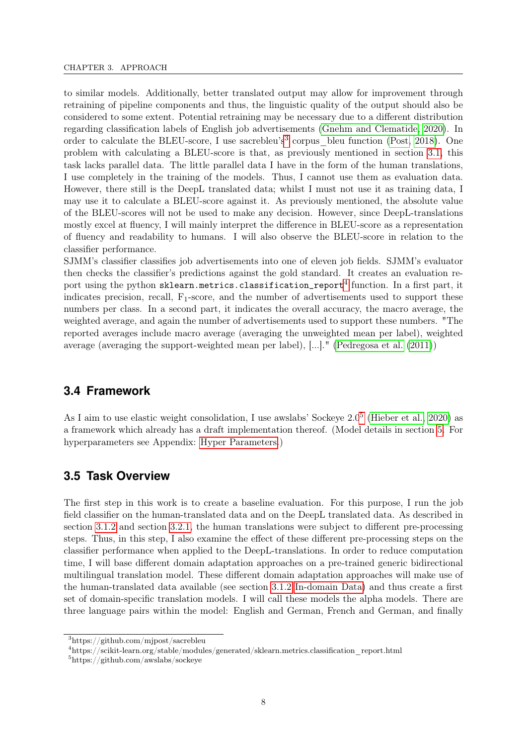to similar models. Additionally, better translated output may allow for improvement through retraining of pipeline components and thus, the linguistic quality of the output should also be considered to some extent. Potential retraining may be necessary due to a different distribution regarding classification labels of English job advertisements (Gnehm and Clematide, 2020). In order to calculate the BLEU-score, I use sacrebleu's[3] corpus_bleu function (Post, 2018). One problem with calculating a BLEU-score is that, as previously mentioned in section 3.1, this task lacks parallel data. The little parallel data I have in the form of the human translations, I use completely in the training of the models. Thus, I cannot use them as evaluation data. However, there still is the DeepL translated data; whilst I must not use it as training data, I may use it to calculate a BLEU-score against it. As previously mentioned, the absolute value of the BLEU-scores will not be used to make any decision. However, since DeepL-translations mostly excel at fluency, I will mainly interpret the difference in BLEU-score as a representation of fluency and readability to humans. I will also observe the BLEU-score in relation to the classifier performance.

SJMM's classifier classifies job advertisements into one of eleven job fields. SJMM's evaluator then checks the classifier's predictions against the gold standard. It creates an evaluation report using the python `sklearn.metrics.classification_report`[4] function. In a first part, it indicates precision, recall, $F_1$-score, and the number of advertisements used to support these numbers per class. In a second part, it indicates the overall accuracy, the macro average, the weighted average, and again the number of advertisements used to support these numbers. "The reported averages include macro average (averaging the unweighted mean per label), weighted average (averaging the support-weighted mean per label), [...]." (Pedregosa et al. (2011))

## 3.4 Framework

As I aim to use elastic weight consolidation, I use awslabs' Sockeye 2.0[5] (Hieber et al., 2020) as a framework which already has a draft implementation thereof. (Model details in section 5. For hyperparameters see Appendix: Hyper Parameters.)

## 3.5 Task Overview

The first step in this work is to create a baseline evaluation. For this purpose, I run the job field classifier on the human-translated data and on the DeepL translated data. As described in section 3.1.2 and section 3.2.1, the human translations were subject to different pre-processing steps. Thus, in this step, I also examine the effect of these different pre-processing steps on the classifier performance when applied to the DeepL-translations. In order to reduce computation time, I will base different domain adaptation approaches on a pre-trained generic bidirectional multilingual translation model. These different domain adaptation approaches will make use of the human-translated data available (see section 3.1.2 In-domain Data) and thus create a first set of domain-specific translation models. I will call these models the alpha models. There are three language pairs within the model: English and German, French and German, and finally

[3] https://github.com/mjpost/sacrebleu

[4] https://scikit-learn.org/stable/modules/generated/sklearn.metrics.classification_report.html

[5] https://github.com/awslabs/sockeye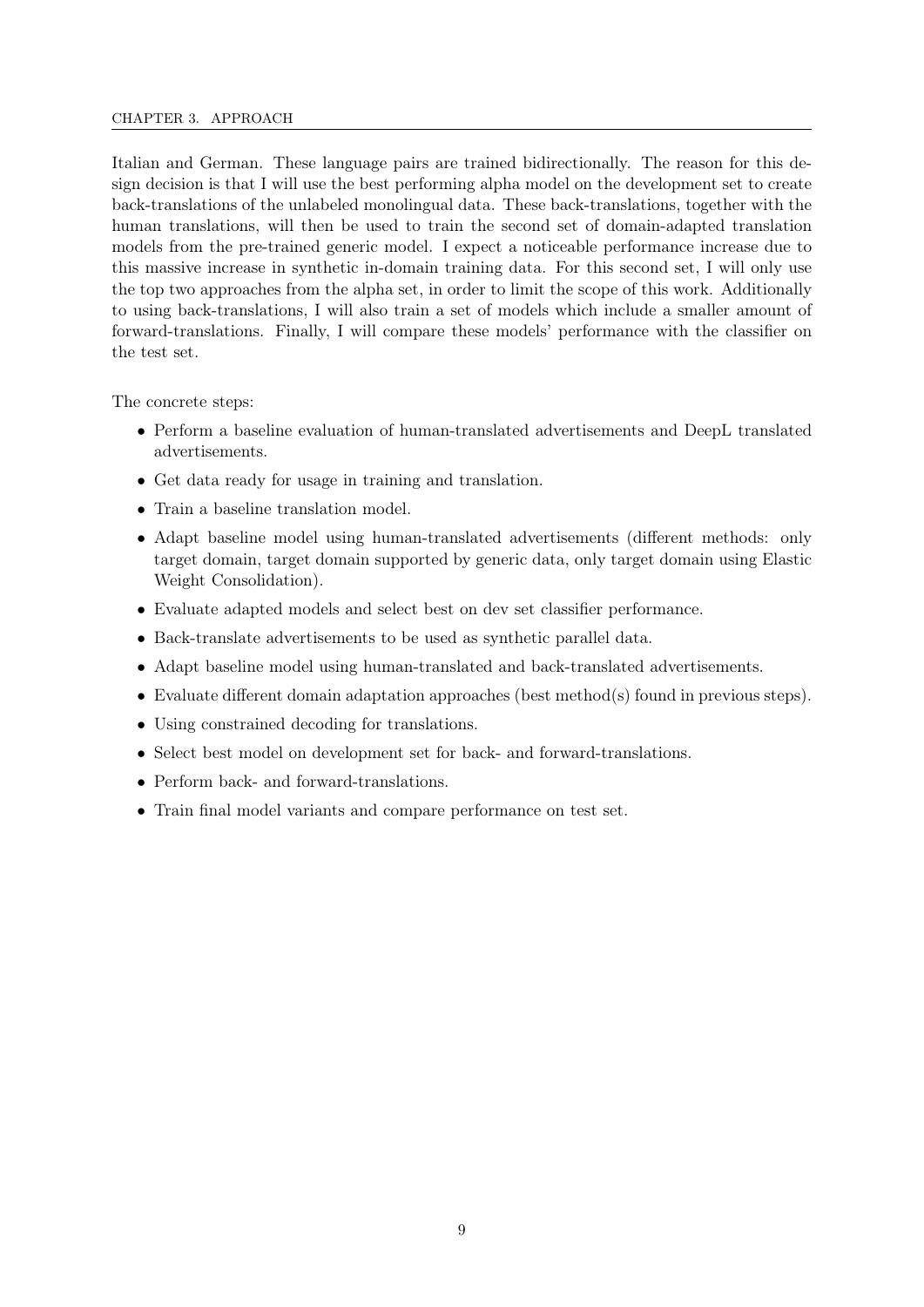Italian and German. These language pairs are trained bidirectionally. The reason for this design decision is that I will use the best performing alpha model on the development set to create back-translations of the unlabeled monolingual data. These back-translations, together with the human translations, will then be used to train the second set of domain-adapted translation models from the pre-trained generic model. I expect a noticeable performance increase due to this massive increase in synthetic in-domain training data. For this second set, I will only use the top two approaches from the alpha set, in order to limit the scope of this work. Additionally to using back-translations, I will also train a set of models which include a smaller amount of forward-translations. Finally, I will compare these models' performance with the classifier on the test set.

The concrete steps:

- Perform a baseline evaluation of human-translated advertisements and DeepL translated advertisements.
- Get data ready for usage in training and translation.
- Train a baseline translation model.
- Adapt baseline model using human-translated advertisements (different methods: only target domain, target domain supported by generic data, only target domain using Elastic Weight Consolidation).
- Evaluate adapted models and select best on dev set classifier performance.
- Back-translate advertisements to be used as synthetic parallel data.
- Adapt baseline model using human-translated and back-translated advertisements.
- Evaluate different domain adaptation approaches (best method(s) found in previous steps).
- Using constrained decoding for translations.
- Select best model on development set for back- and forward-translations.
- Perform back- and forward-translations.
- Train final model variants and compare performance on test set.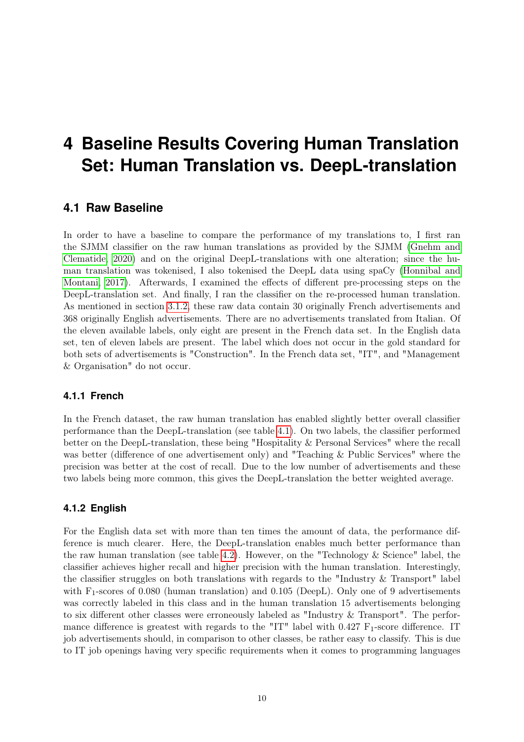# 4 Baseline Results Covering Human Translation Set: Human Translation vs. DeepL-translation

## 4.1 Raw Baseline

In order to have a baseline to compare the performance of my translations to, I first ran the SJMM classifier on the raw human translations as provided by the SJMM (Gnehm and Clematide, 2020) and on the original DeepL-translations with one alteration; since the human translation was tokenised, I also tokenised the DeepL data using spaCy (Honnibal and Montani, 2017). Afterwards, I examined the effects of different pre-processing steps on the DeepL-translation set. And finally, I ran the classifier on the re-processed human translation. As mentioned in section 3.1.2, these raw data contain 30 originally French advertisements and 368 originally English advertisements. There are no advertisements translated from Italian. Of the eleven available labels, only eight are present in the French data set. In the English data set, ten of eleven labels are present. The label which does not occur in the gold standard for both sets of advertisements is "Construction". In the French data set, "IT", and "Management & Organisation" do not occur.

### 4.1.1 French

In the French dataset, the raw human translation has enabled slightly better overall classifier performance than the DeepL-translation (see table 4.1). On two labels, the classifier performed better on the DeepL-translation, these being "Hospitality & Personal Services" where the recall was better (difference of one advertisement only) and "Teaching & Public Services" where the precision was better at the cost of recall. Due to the low number of advertisements and these two labels being more common, this gives the DeepL-translation the better weighted average.

### 4.1.2 English

For the English data set with more than ten times the amount of data, the performance difference is much clearer. Here, the DeepL-translation enables much better performance than the raw human translation (see table 4.2). However, on the "Technology & Science" label, the classifier achieves higher recall and higher precision with the human translation. Interestingly, the classifier struggles on both translations with regards to the "Industry & Transport" label with $F_1$-scores of 0.080 (human translation) and 0.105 (DeepL). Only one of 9 advertisements was correctly labeled in this class and in the human translation 15 advertisements belonging to six different other classes were erroneously labeled as "Industry & Transport". The performance difference is greatest with regards to the "IT" label with 0.427 $F_1$-score difference. IT job advertisements should, in comparison to other classes, be rather easy to classify. This is due to IT job openings having very specific requirements when it comes to programming languages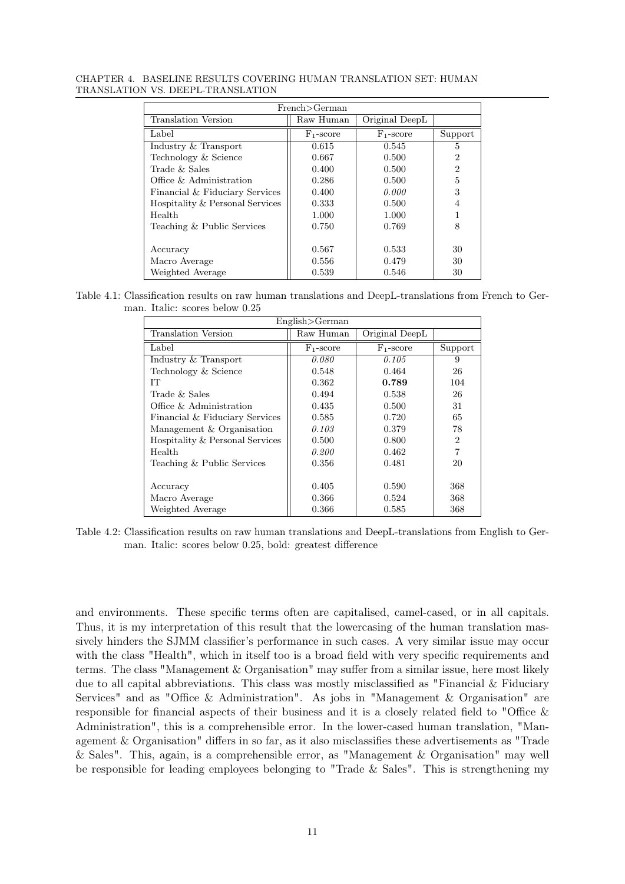| French>German | | | |
|---|---|---|---|
| Translation Version | Raw Human | Original DeepL | |
| Label | $F_1$-score | $F_1$-score | Support |
| Industry & Transport | 0.615 | 0.545 | 5 |
| Technology & Science | 0.667 | 0.500 | 2 |
| Trade & Sales | 0.400 | 0.500 | 2 |
| Office & Administration | 0.286 | 0.500 | 5 |
| Financial & Fiduciary Services | 0.400 | *0.000* | 3 |
| Hospitality & Personal Services | 0.333 | 0.500 | 4 |
| Health | 1.000 | 1.000 | 1 |
| Teaching & Public Services | 0.750 | 0.769 | 8 |
| Accuracy | 0.567 | 0.533 | 30 |
| Macro Average | 0.556 | 0.479 | 30 |
| Weighted Average | 0.539 | 0.546 | 30 |

Table 4.1: Classification results on raw human translations and DeepL-translations from French to German. Italic: scores below 0.25

| English>German | | | |
|---|---|---|---|
| Translation Version | Raw Human | Original DeepL | |
| Label | $F_1$-score | $F_1$-score | Support |
| Industry & Transport | *0.080* | *0.105* | 9 |
| Technology & Science | 0.548 | 0.464 | 26 |
| IT | 0.362 | **0.789** | 104 |
| Trade & Sales | 0.494 | 0.538 | 26 |
| Office & Administration | 0.435 | 0.500 | 31 |
| Financial & Fiduciary Services | 0.585 | 0.720 | 65 |
| Management & Organisation | *0.103* | 0.379 | 78 |
| Hospitality & Personal Services | 0.500 | 0.800 | 2 |
| Health | *0.200* | 0.462 | 7 |
| Teaching & Public Services | 0.356 | 0.481 | 20 |
| Accuracy | 0.405 | 0.590 | 368 |
| Macro Average | 0.366 | 0.524 | 368 |
| Weighted Average | 0.366 | 0.585 | 368 |

Table 4.2: Classification results on raw human translations and DeepL-translations from English to German. Italic: scores below 0.25, bold: greatest difference

and environments. These specific terms often are capitalised, camel-cased, or in all capitals. Thus, it is my interpretation of this result that the lowercasing of the human translation massively hinders the SJMM classifier's performance in such cases. A very similar issue may occur with the class "Health", which in itself too is a broad field with very specific requirements and terms. The class "Management & Organisation" may suffer from a similar issue, here most likely due to all capital abbreviations. This class was mostly misclassified as "Financial & Fiduciary Services" and as "Office & Administration". As jobs in "Management & Organisation" are responsible for financial aspects of their business and it is a closely related field to "Office & Administration", this is a comprehensible error. In the lower-cased human translation, "Management & Organisation" differs in so far, as it also misclassifies these advertisements as "Trade & Sales". This, again, is a comprehensible error, as "Management & Organisation" may well be responsible for leading employees belonging to "Trade & Sales". This is strengthening my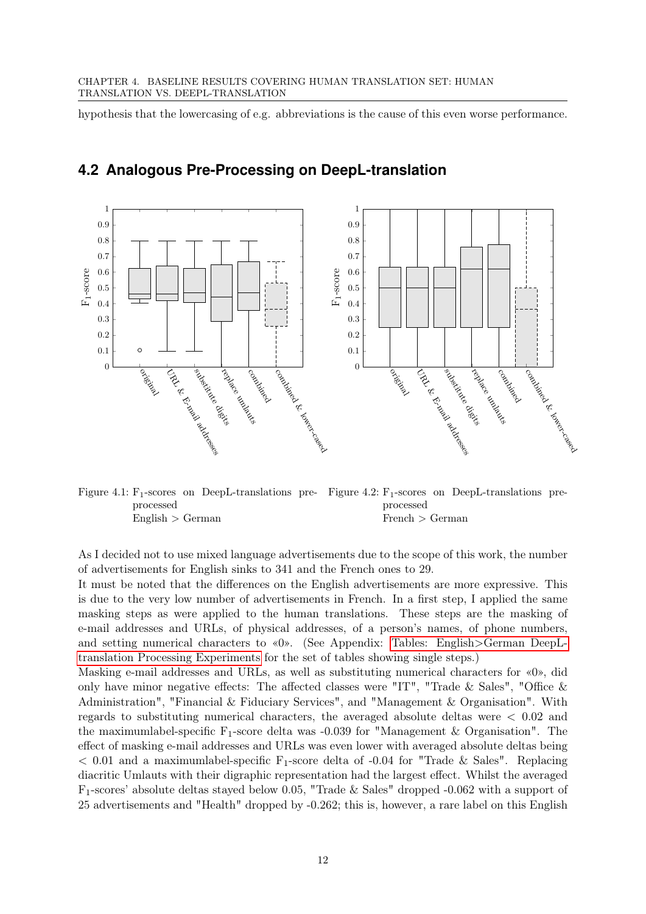hypothesis that the lowercasing of e.g. abbreviations is the cause of this even worse performance.

## 4.2 Analogous Pre-Processing on DeepL-translation

Figure 4.1: $F_1$-scores on DeepL-translations pre-processed English > German

Figure 4.2: $F_1$-scores on DeepL-translations pre-processed French > German

As I decided not to use mixed language advertisements due to the scope of this work, the number of advertisements for English sinks to 341 and the French ones to 29.

It must be noted that the differences on the English advertisements are more expressive. This is due to the very low number of advertisements in French. In a first step, I applied the same masking steps as were applied to the human translations. These steps are the masking of e-mail addresses and URLs, of physical addresses, of a person's names, of phone numbers, and setting numerical characters to «0». (See Appendix: Tables: English>German DeepL-translation Processing Experiments for the set of tables showing single steps.)

Masking e-mail addresses and URLs, as well as substituting numerical characters for «0», did only have minor negative effects: The affected classes were "IT", "Trade & Sales", "Office & Administration", "Financial & Fiduciary Services", and "Management & Organisation". With regards to substituting numerical characters, the averaged absolute deltas were $< 0.02$ and the maximumlabel-specific $F_1$-score delta was -0.039 for "Management & Organisation". The effect of masking e-mail addresses and URLs was even lower with averaged absolute deltas being $< 0.01$ and a maximumlabel-specific $F_1$-score delta of -0.04 for "Trade & Sales". Replacing diacritic Umlauts with their digraphic representation had the largest effect. Whilst the averaged $F_1$-scores' absolute deltas stayed below 0.05, "Trade & Sales" dropped -0.062 with a support of 25 advertisements and "Health" dropped by -0.262; this is, however, a rare label on this English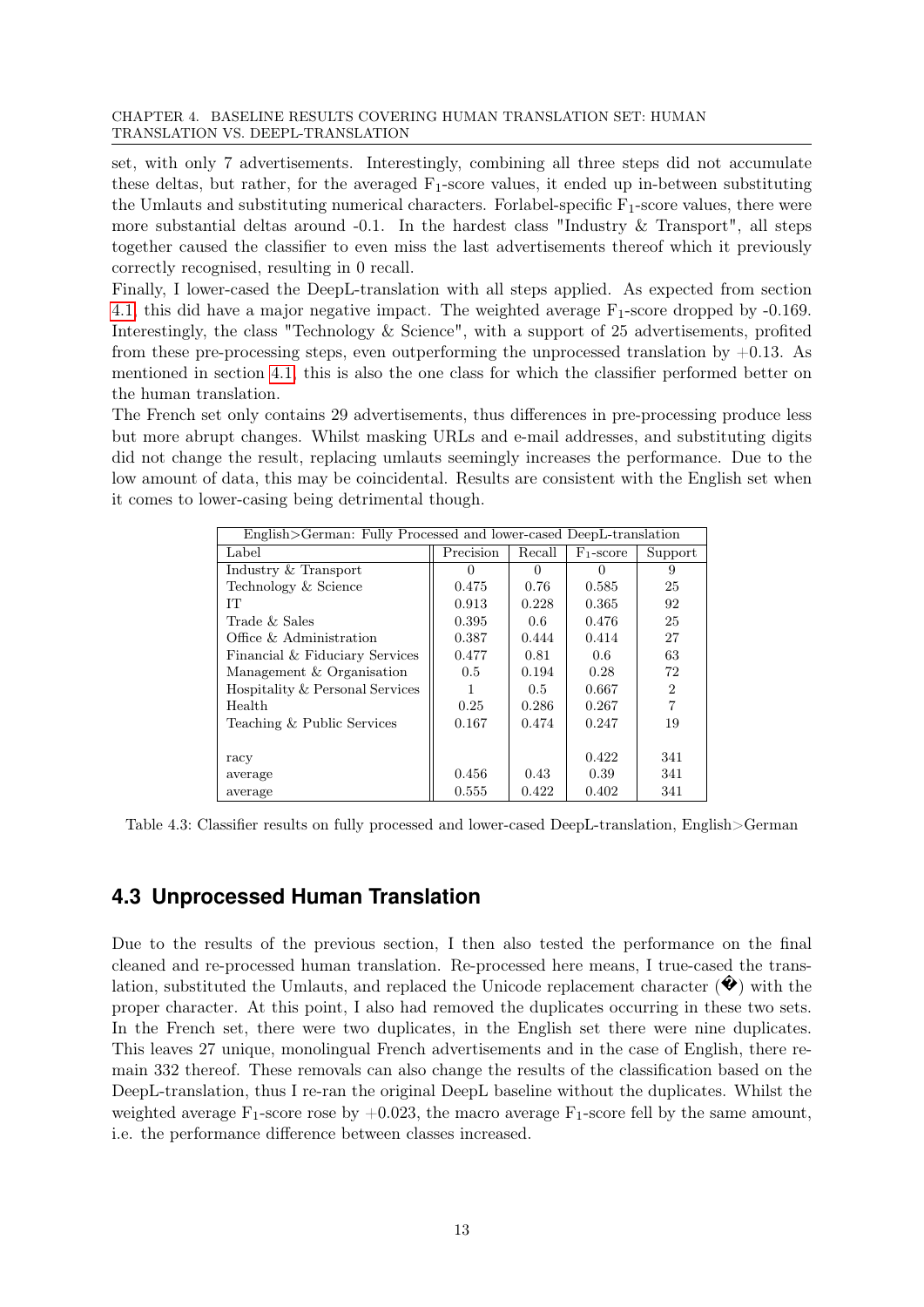set, with only 7 advertisements. Interestingly, combining all three steps did not accumulate these deltas, but rather, for the averaged $F_1$-score values, it ended up in-between substituting the Umlauts and substituting numerical characters. Forlabel-specific $F_1$-score values, there were more substantial deltas around -0.1. In the hardest class "Industry & Transport", all steps together caused the classifier to even miss the last advertisements thereof which it previously correctly recognised, resulting in 0 recall.

Finally, I lower-cased the DeepL-translation with all steps applied. As expected from section 4.1, this did have a major negative impact. The weighted average $F_1$-score dropped by -0.169. Interestingly, the class "Technology & Science", with a support of 25 advertisements, profited from these pre-processing steps, even outperforming the unprocessed translation by +0.13. As mentioned in section 4.1, this is also the one class for which the classifier performed better on the human translation.

The French set only contains 29 advertisements, thus differences in pre-processing produce less but more abrupt changes. Whilst masking URLs and e-mail addresses, and substituting digits did not change the result, replacing umlauts seemingly increases the performance. Due to the low amount of data, this may be coincidental. Results are consistent with the English set when it comes to lower-casing being detrimental though.

| English>German: Fully Processed and lower-cased DeepL-translation | | | | |
|---|---|---|---|---|
| Label | Precision | Recall | $F_1$-score | Support |
| Industry & Transport | 0 | 0 | 0 | 9 |
| Technology & Science | 0.475 | 0.76 | 0.585 | 25 |
| IT | 0.913 | 0.228 | 0.365 | 92 |
| Trade & Sales | 0.395 | 0.6 | 0.476 | 25 |
| Office & Administration | 0.387 | 0.444 | 0.414 | 27 |
| Financial & Fiduciary Services | 0.477 | 0.81 | 0.6 | 63 |
| Management & Organisation | 0.5 | 0.194 | 0.28 | 72 |
| Hospitality & Personal Services | 1 | 0.5 | 0.667 | 2 |
| Health | 0.25 | 0.286 | 0.267 | 7 |
| Teaching & Public Services | 0.167 | 0.474 | 0.247 | 19 |
| | | | | |
| racy | | | 0.422 | 341 |
| average | 0.456 | 0.43 | 0.39 | 341 |
| average | 0.555 | 0.422 | 0.402 | 341 |

Table 4.3: Classifier results on fully processed and lower-cased DeepL-translation, English>German

## 4.3 Unprocessed Human Translation

Due to the results of the previous section, I then also tested the performance on the final cleaned and re-processed human translation. Re-processed here means, I true-cased the translation, substituted the Umlauts, and replaced the Unicode replacement character (�) with the proper character. At this point, I also had removed the duplicates occurring in these two sets. In the French set, there were two duplicates, in the English set there were nine duplicates. This leaves 27 unique, monolingual French advertisements and in the case of English, there remain 332 thereof. These removals can also change the results of the classification based on the DeepL-translation, thus I re-ran the original DeepL baseline without the duplicates. Whilst the weighted average $F_1$-score rose by +0.023, the macro average $F_1$-score fell by the same amount, i.e. the performance difference between classes increased.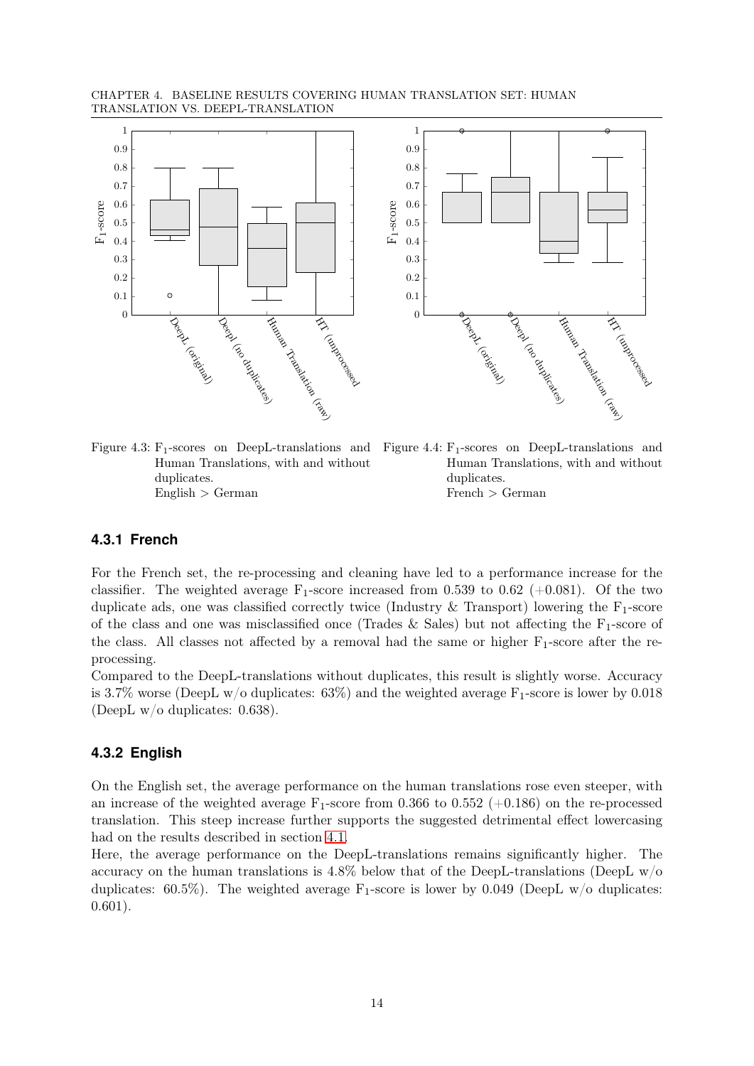Figure 4.3: $F_1$-scores on DeepL-translations and Human Translations, with and without duplicates.
English > German

Figure 4.4: $F_1$-scores on DeepL-translations and Human Translations, with and without duplicates.
French > German

### 4.3.1 French

For the French set, the re-processing and cleaning have led to a performance increase for the classifier. The weighted average $F_1$-score increased from 0.539 to 0.62 (+0.081). Of the two duplicate ads, one was classified correctly twice (Industry & Transport) lowering the $F_1$-score of the class and one was misclassified once (Trades & Sales) but not affecting the $F_1$-score of the class. All classes not affected by a removal had the same or higher $F_1$-score after the re-processing.

Compared to the DeepL-translations without duplicates, this result is slightly worse. Accuracy is 3.7% worse (DeepL w/o duplicates: 63%) and the weighted average $F_1$-score is lower by 0.018 (DeepL w/o duplicates: 0.638).

### 4.3.2 English

On the English set, the average performance on the human translations rose even steeper, with an increase of the weighted average $F_1$-score from 0.366 to 0.552 (+0.186) on the re-processed translation. This steep increase further supports the suggested detrimental effect lowercasing had on the results described in section 4.1.

Here, the average performance on the DeepL-translations remains significantly higher. The accuracy on the human translations is 4.8% below that of the DeepL-translations (DeepL w/o duplicates: 60.5%). The weighted average $F_1$-score is lower by 0.049 (DeepL w/o duplicates: 0.601).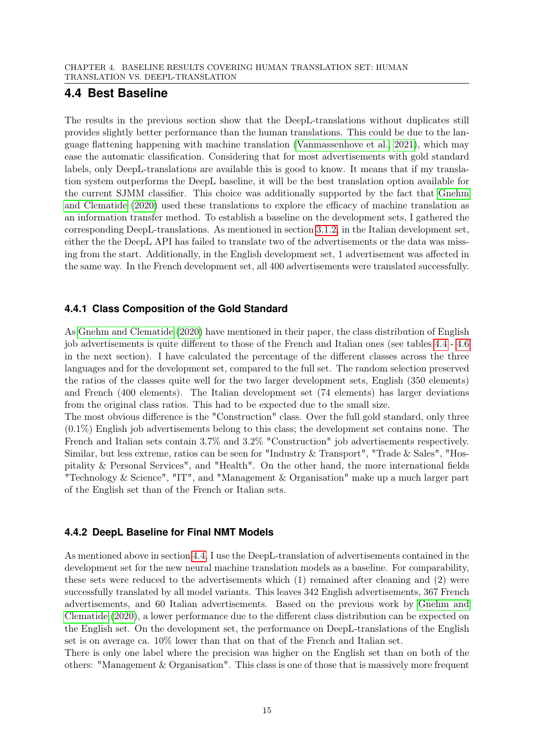## 4.4 Best Baseline

The results in the previous section show that the DeepL-translations without duplicates still provides slightly better performance than the human translations. This could be due to the language flattening happening with machine translation (Vanmassenhove et al., 2021), which may ease the automatic classification. Considering that for most advertisements with gold standard labels, only DeepL-translations are available this is good to know. It means that if my translation system outperforms the DeepL baseline, it will be the best translation option available for the current SJMM classifier. This choice was additionally supported by the fact that Gnehm and Clematide (2020) used these translations to explore the efficacy of machine translation as an information transfer method. To establish a baseline on the development sets, I gathered the corresponding DeepL-translations. As mentioned in section 3.1.2, in the Italian development set, either the the DeepL API has failed to translate two of the advertisements or the data was missing from the start. Additionally, in the English development set, 1 advertisement was affected in the same way. In the French development set, all 400 advertisements were translated successfully.

### 4.4.1 Class Composition of the Gold Standard

As Gnehm and Clematide (2020) have mentioned in their paper, the class distribution of English job advertisements is quite different to those of the French and Italian ones (see tables 4.4 - 4.6 in the next section). I have calculated the percentage of the different classes across the three languages and for the development set, compared to the full set. The random selection preserved the ratios of the classes quite well for the two larger development sets, English (350 elements) and French (400 elements). The Italian development set (74 elements) has larger deviations from the original class ratios. This had to be expected due to the small size.

The most obvious difference is the "Construction" class. Over the full gold standard, only three (0.1%) English job advertisements belong to this class; the development set contains none. The French and Italian sets contain 3.7% and 3.2% "Construction" job advertisements respectively. Similar, but less extreme, ratios can be seen for "Industry & Transport", "Trade & Sales", "Hospitality & Personal Services", and "Health". On the other hand, the more international fields "Technology & Science", "IT", and "Management & Organisation" make up a much larger part of the English set than of the French or Italian sets.

### 4.4.2 DeepL Baseline for Final NMT Models

As mentioned above in section 4.4, I use the DeepL-translation of advertisements contained in the development set for the new neural machine translation models as a baseline. For comparability, these sets were reduced to the advertisements which (1) remained after cleaning and (2) were successfully translated by all model variants. This leaves 342 English advertisements, 367 French advertisements, and 60 Italian advertisements. Based on the previous work by Gnehm and Clematide (2020), a lower performance due to the different class distribution can be expected on the English set. On the development set, the performance on DeepL-translations of the English set is on average ca. 10% lower than that on that of the French and Italian set.

There is only one label where the precision was higher on the English set than on both of the others: "Management & Organisation". This class is one of those that is massively more frequent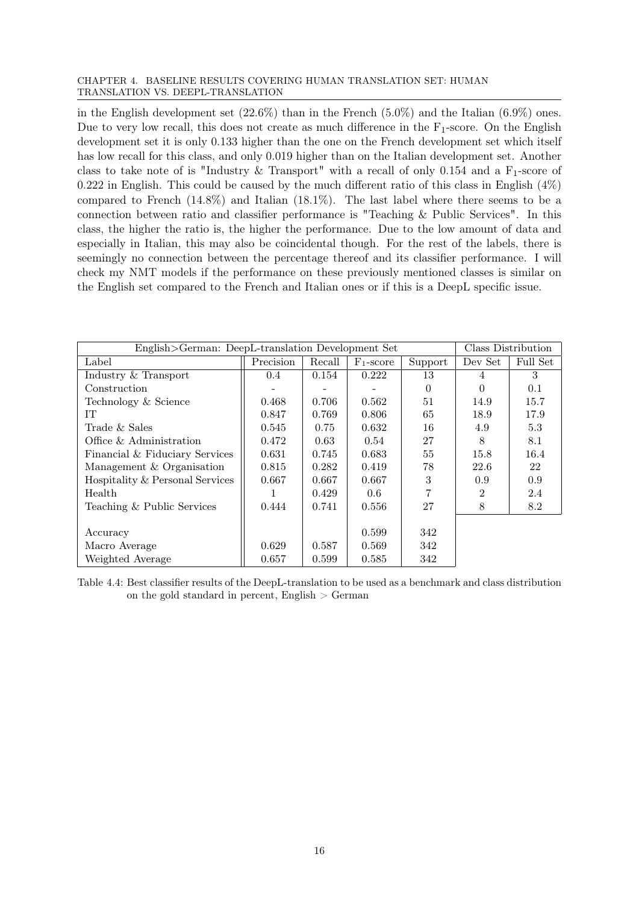in the English development set (22.6%) than in the French (5.0%) and the Italian (6.9%) ones. Due to very low recall, this does not create as much difference in the $F_1$-score. On the English development set it is only 0.133 higher than the one on the French development set which itself has low recall for this class, and only 0.019 higher than on the Italian development set. Another class to take note of is "Industry & Transport" with a recall of only 0.154 and a $F_1$-score of 0.222 in English. This could be caused by the much different ratio of this class in English (4%) compared to French (14.8%) and Italian (18.1%). The last label where there seems to be a connection between ratio and classifier performance is "Teaching & Public Services". In this class, the higher the ratio is, the higher the performance. Due to the low amount of data and especially in Italian, this may also be coincidental though. For the rest of the labels, there is seemingly no connection between the percentage thereof and its classifier performance. I will check my NMT models if the performance on these previously mentioned classes is similar on the English set compared to the French and Italian ones or if this is a DeepL specific issue.

| English>German: DeepL-translation Development Set | | | | | Class Distribution | |
|---|---|---|---|---|---|---|
| Label | Precision | Recall | $F_1$-score | Support | Dev Set | Full Set |
| Industry & Transport | 0.4 | 0.154 | 0.222 | 13 | 4 | 3 |
| Construction | - | - | - | 0 | 0 | 0.1 |
| Technology & Science | 0.468 | 0.706 | 0.562 | 51 | 14.9 | 15.7 |
| IT | 0.847 | 0.769 | 0.806 | 65 | 18.9 | 17.9 |
| Trade & Sales | 0.545 | 0.75 | 0.632 | 16 | 4.9 | 5.3 |
| Office & Administration | 0.472 | 0.63 | 0.54 | 27 | 8 | 8.1 |
| Financial & Fiduciary Services | 0.631 | 0.745 | 0.683 | 55 | 15.8 | 16.4 |
| Management & Organisation | 0.815 | 0.282 | 0.419 | 78 | 22.6 | 22 |
| Hospitality & Personal Services | 0.667 | 0.667 | 0.667 | 3 | 0.9 | 0.9 |
| Health | 1 | 0.429 | 0.6 | 7 | 2 | 2.4 |
| Teaching & Public Services | 0.444 | 0.741 | 0.556 | 27 | 8 | 8.2 |
| Accuracy | | | 0.599 | 342 | | |
| Macro Average | 0.629 | 0.587 | 0.569 | 342 | | |
| Weighted Average | 0.657 | 0.599 | 0.585 | 342 | | |

Table 4.4: Best classifier results of the DeepL-translation to be used as a benchmark and class distribution on the gold standard in percent, English > German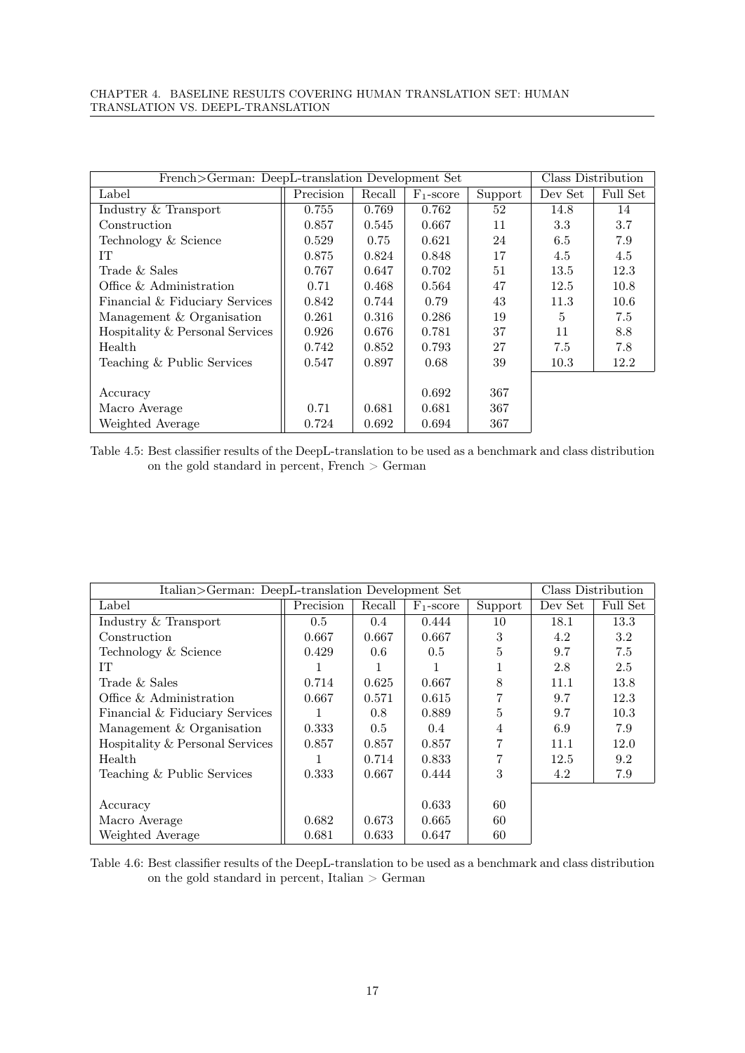| French>German: DeepL-translation Development Set | | | | | Class Distribution | |
|---|---|---|---|---|---|---|
| Label | Precision | Recall | $F_1$-score | Support | Dev Set | Full Set |
| Industry & Transport | 0.755 | 0.769 | 0.762 | 52 | 14.8 | 14 |
| Construction | 0.857 | 0.545 | 0.667 | 11 | 3.3 | 3.7 |
| Technology & Science | 0.529 | 0.75 | 0.621 | 24 | 6.5 | 7.9 |
| IT | 0.875 | 0.824 | 0.848 | 17 | 4.5 | 4.5 |
| Trade & Sales | 0.767 | 0.647 | 0.702 | 51 | 13.5 | 12.3 |
| Office & Administration | 0.71 | 0.468 | 0.564 | 47 | 12.5 | 10.8 |
| Financial & Fiduciary Services | 0.842 | 0.744 | 0.79 | 43 | 11.3 | 10.6 |
| Management & Organisation | 0.261 | 0.316 | 0.286 | 19 | 5 | 7.5 |
| Hospitality & Personal Services | 0.926 | 0.676 | 0.781 | 37 | 11 | 8.8 |
| Health | 0.742 | 0.852 | 0.793 | 27 | 7.5 | 7.8 |
| Teaching & Public Services | 0.547 | 0.897 | 0.68 | 39 | 10.3 | 12.2 |
| Accuracy | | | 0.692 | 367 | | |
| Macro Average | 0.71 | 0.681 | 0.681 | 367 | | |
| Weighted Average | 0.724 | 0.692 | 0.694 | 367 | | |

Table 4.5: Best classifier results of the DeepL-translation to be used as a benchmark and class distribution on the gold standard in percent, French > German

| Italian>German: DeepL-translation Development Set | | | | | Class Distribution | |
|---|---|---|---|---|---|---|
| Label | Precision | Recall | $F_1$-score | Support | Dev Set | Full Set |
| Industry & Transport | 0.5 | 0.4 | 0.444 | 10 | 18.1 | 13.3 |
| Construction | 0.667 | 0.667 | 0.667 | 3 | 4.2 | 3.2 |
| Technology & Science | 0.429 | 0.6 | 0.5 | 5 | 9.7 | 7.5 |
| IT | 1 | 1 | 1 | 1 | 2.8 | 2.5 |
| Trade & Sales | 0.714 | 0.625 | 0.667 | 8 | 11.1 | 13.8 |
| Office & Administration | 0.667 | 0.571 | 0.615 | 7 | 9.7 | 12.3 |
| Financial & Fiduciary Services | 1 | 0.8 | 0.889 | 5 | 9.7 | 10.3 |
| Management & Organisation | 0.333 | 0.5 | 0.4 | 4 | 6.9 | 7.9 |
| Hospitality & Personal Services | 0.857 | 0.857 | 0.857 | 7 | 11.1 | 12.0 |
| Health | 1 | 0.714 | 0.833 | 7 | 12.5 | 9.2 |
| Teaching & Public Services | 0.333 | 0.667 | 0.444 | 3 | 4.2 | 7.9 |
| Accuracy | | | 0.633 | 60 | | |
| Macro Average | 0.682 | 0.673 | 0.665 | 60 | | |
| Weighted Average | 0.681 | 0.633 | 0.647 | 60 | | |

Table 4.6: Best classifier results of the DeepL-translation to be used as a benchmark and class distribution on the gold standard in percent, Italian > German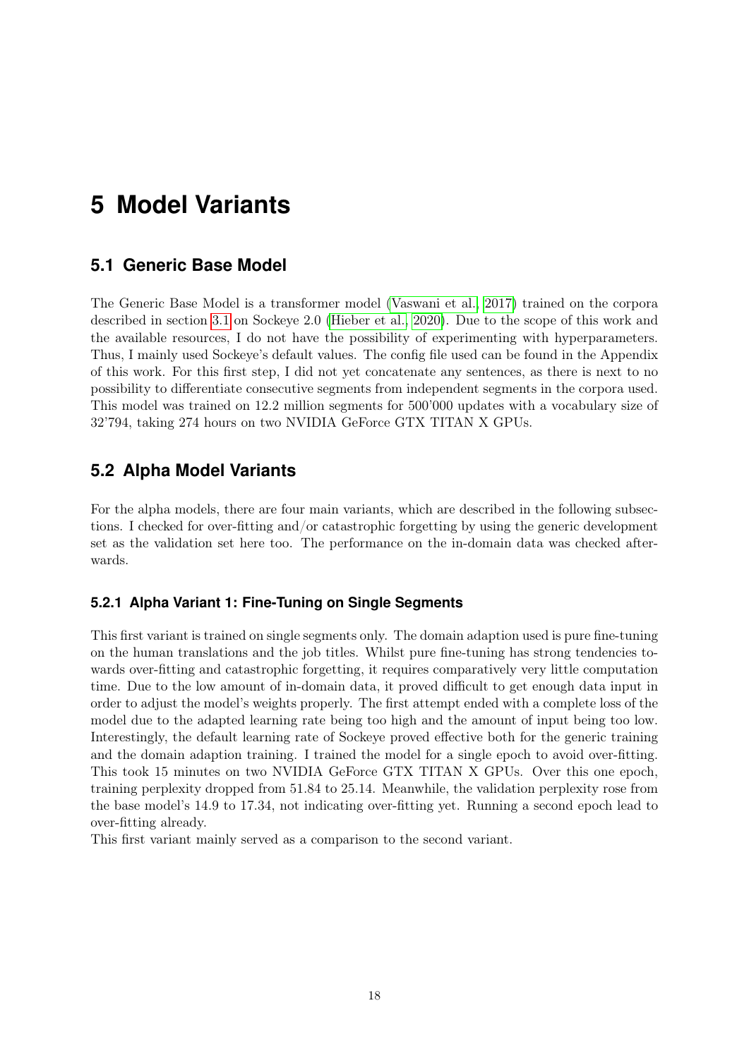# 5 Model Variants

## 5.1 Generic Base Model

The Generic Base Model is a transformer model (Vaswani et al., 2017) trained on the corpora described in section 3.1 on Sockeye 2.0 (Hieber et al., 2020). Due to the scope of this work and the available resources, I do not have the possibility of experimenting with hyperparameters. Thus, I mainly used Sockeye's default values. The config file used can be found in the Appendix of this work. For this first step, I did not yet concatenate any sentences, as there is next to no possibility to differentiate consecutive segments from independent segments in the corpora used. This model was trained on 12.2 million segments for 500'000 updates with a vocabulary size of 32'794, taking 274 hours on two NVIDIA GeForce GTX TITAN X GPUs.

## 5.2 Alpha Model Variants

For the alpha models, there are four main variants, which are described in the following subsections. I checked for over-fitting and/or catastrophic forgetting by using the generic development set as the validation set here too. The performance on the in-domain data was checked afterwards.

### 5.2.1 Alpha Variant 1: Fine-Tuning on Single Segments

This first variant is trained on single segments only. The domain adaption used is pure fine-tuning on the human translations and the job titles. Whilst pure fine-tuning has strong tendencies towards over-fitting and catastrophic forgetting, it requires comparatively very little computation time. Due to the low amount of in-domain data, it proved difficult to get enough data input in order to adjust the model's weights properly. The first attempt ended with a complete loss of the model due to the adapted learning rate being too high and the amount of input being too low. Interestingly, the default learning rate of Sockeye proved effective both for the generic training and the domain adaption training. I trained the model for a single epoch to avoid over-fitting. This took 15 minutes on two NVIDIA GeForce GTX TITAN X GPUs. Over this one epoch, training perplexity dropped from 51.84 to 25.14. Meanwhile, the validation perplexity rose from the base model's 14.9 to 17.34, not indicating over-fitting yet. Running a second epoch lead to over-fitting already.

This first variant mainly served as a comparison to the second variant.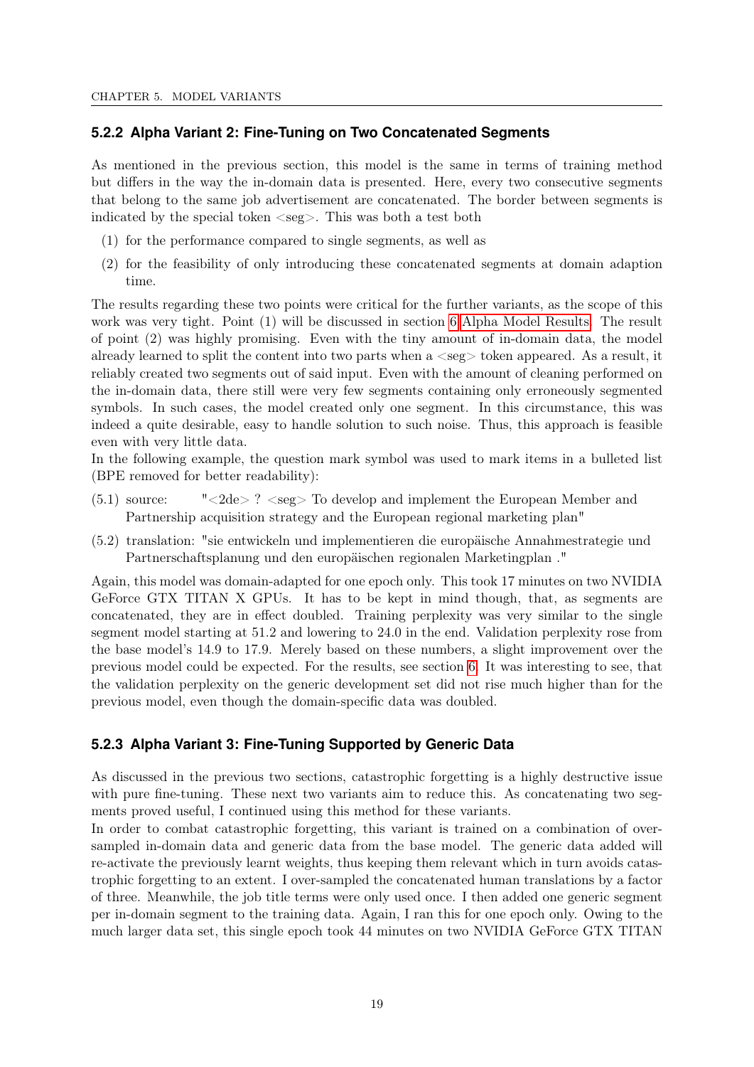### 5.2.2 Alpha Variant 2: Fine-Tuning on Two Concatenated Segments

As mentioned in the previous section, this model is the same in terms of training method but differs in the way the in-domain data is presented. Here, every two consecutive segments that belong to the same job advertisement are concatenated. The border between segments is indicated by the special token <seg>. This was both a test both

(1) for the performance compared to single segments, as well as

(2) for the feasibility of only introducing these concatenated segments at domain adaption time.

The results regarding these two points were critical for the further variants, as the scope of this work was very tight. Point (1) will be discussed in section 6 Alpha Model Results. The result of point (2) was highly promising. Even with the tiny amount of in-domain data, the model already learned to split the content into two parts when a <seg> token appeared. As a result, it reliably created two segments out of said input. Even with the amount of cleaning performed on the in-domain data, there still were very few segments containing only erroneously segmented symbols. In such cases, the model created only one segment. In this circumstance, this was indeed a quite desirable, easy to handle solution to such noise. Thus, this approach is feasible even with very little data.

In the following example, the question mark symbol was used to mark items in a bulleted list (BPE removed for better readability):

(5.1) source: "<2de> ? <seg> To develop and implement the European Member and Partnership acquisition strategy and the European regional marketing plan"

(5.2) translation: "sie entwickeln und implementieren die europäische Annahmestrategie und Partnerschaftsplanung und den europäischen regionalen Marketingplan ."

Again, this model was domain-adapted for one epoch only. This took 17 minutes on two NVIDIA GeForce GTX TITAN X GPUs. It has to be kept in mind though, that, as segments are concatenated, they are in effect doubled. Training perplexity was very similar to the single segment model starting at 51.2 and lowering to 24.0 in the end. Validation perplexity rose from the base model's 14.9 to 17.9. Merely based on these numbers, a slight improvement over the previous model could be expected. For the results, see section 6. It was interesting to see, that the validation perplexity on the generic development set did not rise much higher than for the previous model, even though the domain-specific data was doubled.

### 5.2.3 Alpha Variant 3: Fine-Tuning Supported by Generic Data

As discussed in the previous two sections, catastrophic forgetting is a highly destructive issue with pure fine-tuning. These next two variants aim to reduce this. As concatenating two segments proved useful, I continued using this method for these variants.

In order to combat catastrophic forgetting, this variant is trained on a combination of over-sampled in-domain data and generic data from the base model. The generic data added will re-activate the previously learnt weights, thus keeping them relevant which in turn avoids catastrophic forgetting to an extent. I over-sampled the concatenated human translations by a factor of three. Meanwhile, the job title terms were only used once. I then added one generic segment per in-domain segment to the training data. Again, I ran this for one epoch only. Owing to the much larger data set, this single epoch took 44 minutes on two NVIDIA GeForce GTX TITAN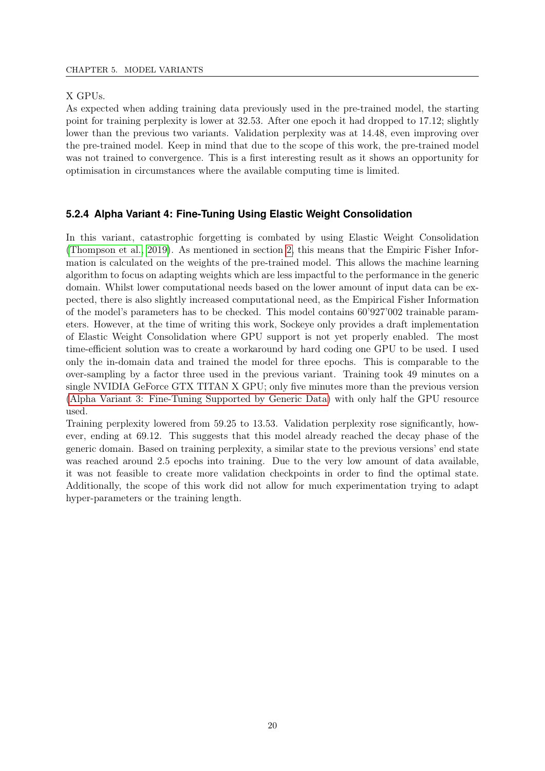X GPUs.

As expected when adding training data previously used in the pre-trained model, the starting point for training perplexity is lower at 32.53. After one epoch it had dropped to 17.12; slightly lower than the previous two variants. Validation perplexity was at 14.48, even improving over the pre-trained model. Keep in mind that due to the scope of this work, the pre-trained model was not trained to convergence. This is a first interesting result as it shows an opportunity for optimisation in circumstances where the available computing time is limited.

### 5.2.4 Alpha Variant 4: Fine-Tuning Using Elastic Weight Consolidation

In this variant, catastrophic forgetting is combated by using Elastic Weight Consolidation (Thompson et al., 2019). As mentioned in section 2, this means that the Empiric Fisher Information is calculated on the weights of the pre-trained model. This allows the machine learning algorithm to focus on adapting weights which are less impactful to the performance in the generic domain. Whilst lower computational needs based on the lower amount of input data can be expected, there is also slightly increased computational need, as the Empirical Fisher Information of the model's parameters has to be checked. This model contains 60'927'002 trainable parameters. However, at the time of writing this work, Sockeye only provides a draft implementation of Elastic Weight Consolidation where GPU support is not yet properly enabled. The most time-efficient solution was to create a workaround by hard coding one GPU to be used. I used only the in-domain data and trained the model for three epochs. This is comparable to the over-sampling by a factor three used in the previous variant. Training took 49 minutes on a single NVIDIA GeForce GTX TITAN X GPU; only five minutes more than the previous version (Alpha Variant 3: Fine-Tuning Supported by Generic Data) with only half the GPU resource used.

Training perplexity lowered from 59.25 to 13.53. Validation perplexity rose significantly, however, ending at 69.12. This suggests that this model already reached the decay phase of the generic domain. Based on training perplexity, a similar state to the previous versions' end state was reached around 2.5 epochs into training. Due to the very low amount of data available, it was not feasible to create more validation checkpoints in order to find the optimal state. Additionally, the scope of this work did not allow for much experimentation trying to adapt hyper-parameters or the training length.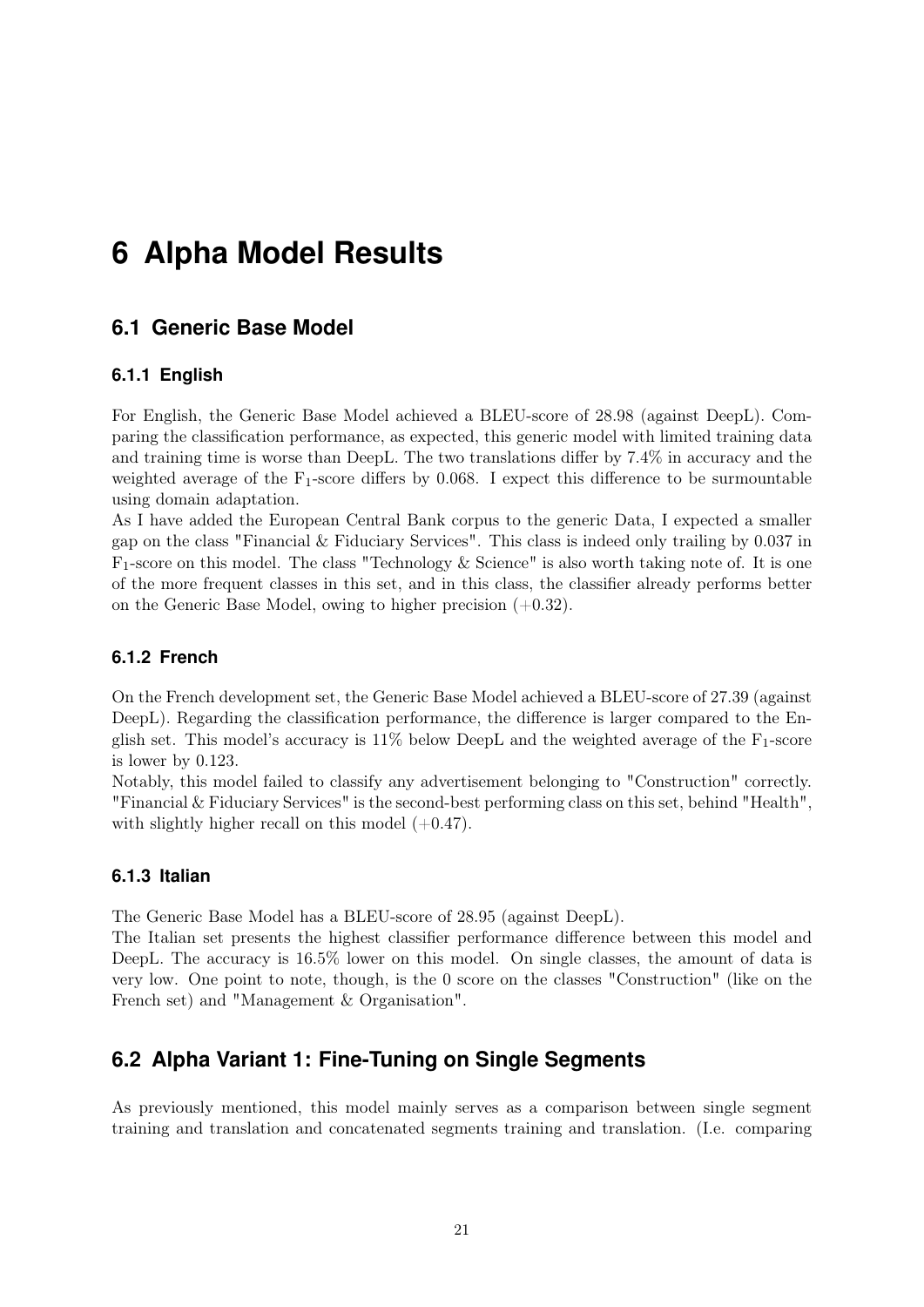# 6 Alpha Model Results

## 6.1 Generic Base Model

### 6.1.1 English

For English, the Generic Base Model achieved a BLEU-score of 28.98 (against DeepL). Comparing the classification performance, as expected, this generic model with limited training data and training time is worse than DeepL. The two translations differ by 7.4% in accuracy and the weighted average of the $F_1$-score differs by 0.068. I expect this difference to be surmountable using domain adaptation.

As I have added the European Central Bank corpus to the generic Data, I expected a smaller gap on the class "Financial & Fiduciary Services". This class is indeed only trailing by 0.037 in $F_1$-score on this model. The class "Technology & Science" is also worth taking note of. It is one of the more frequent classes in this set, and in this class, the classifier already performs better on the Generic Base Model, owing to higher precision (+0.32).

### 6.1.2 French

On the French development set, the Generic Base Model achieved a BLEU-score of 27.39 (against DeepL). Regarding the classification performance, the difference is larger compared to the English set. This model's accuracy is 11% below DeepL and the weighted average of the $F_1$-score is lower by 0.123.

Notably, this model failed to classify any advertisement belonging to "Construction" correctly. "Financial & Fiduciary Services" is the second-best performing class on this set, behind "Health", with slightly higher recall on this model (+0.47).

### 6.1.3 Italian

The Generic Base Model has a BLEU-score of 28.95 (against DeepL).

The Italian set presents the highest classifier performance difference between this model and DeepL. The accuracy is 16.5% lower on this model. On single classes, the amount of data is very low. One point to note, though, is the 0 score on the classes "Construction" (like on the French set) and "Management & Organisation".

## 6.2 Alpha Variant 1: Fine-Tuning on Single Segments

As previously mentioned, this model mainly serves as a comparison between single segment training and translation and concatenated segments training and translation. (I.e. comparing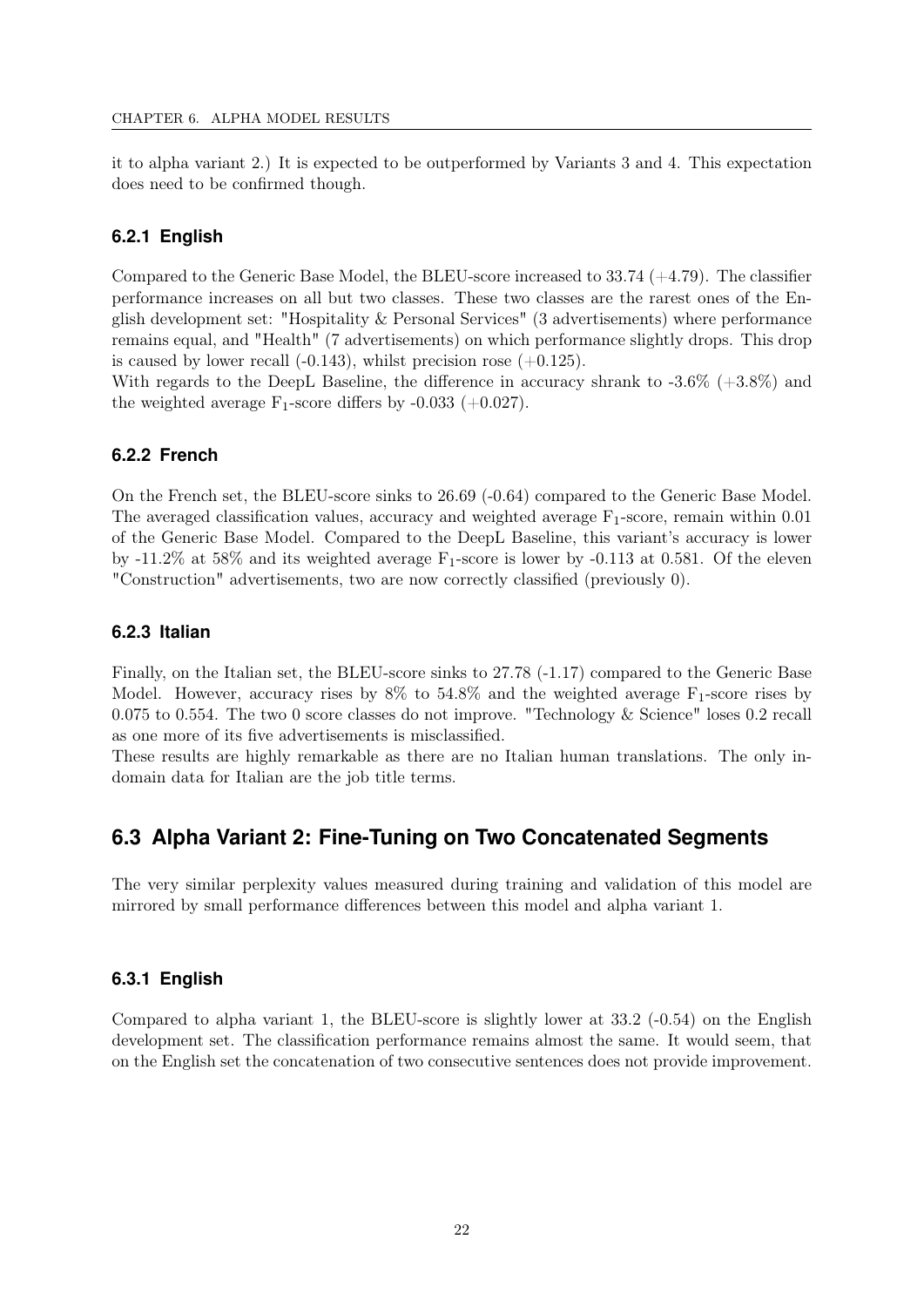it to alpha variant 2.) It is expected to be outperformed by Variants 3 and 4. This expectation does need to be confirmed though.

### 6.2.1 English

Compared to the Generic Base Model, the BLEU-score increased to 33.74 (+4.79). The classifier performance increases on all but two classes. These two classes are the rarest ones of the English development set: "Hospitality & Personal Services" (3 advertisements) where performance remains equal, and "Health" (7 advertisements) on which performance slightly drops. This drop is caused by lower recall (-0.143), whilst precision rose (+0.125).

With regards to the DeepL Baseline, the difference in accuracy shrank to -3.6% (+3.8%) and the weighted average $F_1$-score differs by -0.033 (+0.027).

### 6.2.2 French

On the French set, the BLEU-score sinks to 26.69 (-0.64) compared to the Generic Base Model. The averaged classification values, accuracy and weighted average $F_1$-score, remain within 0.01 of the Generic Base Model. Compared to the DeepL Baseline, this variant's accuracy is lower by -11.2% at 58% and its weighted average $F_1$-score is lower by -0.113 at 0.581. Of the eleven "Construction" advertisements, two are now correctly classified (previously 0).

### 6.2.3 Italian

Finally, on the Italian set, the BLEU-score sinks to 27.78 (-1.17) compared to the Generic Base Model. However, accuracy rises by 8% to 54.8% and the weighted average $F_1$-score rises by 0.075 to 0.554. The two 0 score classes do not improve. "Technology & Science" loses 0.2 recall as one more of its five advertisements is misclassified.

These results are highly remarkable as there are no Italian human translations. The only in-domain data for Italian are the job title terms.

## 6.3 Alpha Variant 2: Fine-Tuning on Two Concatenated Segments

The very similar perplexity values measured during training and validation of this model are mirrored by small performance differences between this model and alpha variant 1.

### 6.3.1 English

Compared to alpha variant 1, the BLEU-score is slightly lower at 33.2 (-0.54) on the English development set. The classification performance remains almost the same. It would seem, that on the English set the concatenation of two consecutive sentences does not provide improvement.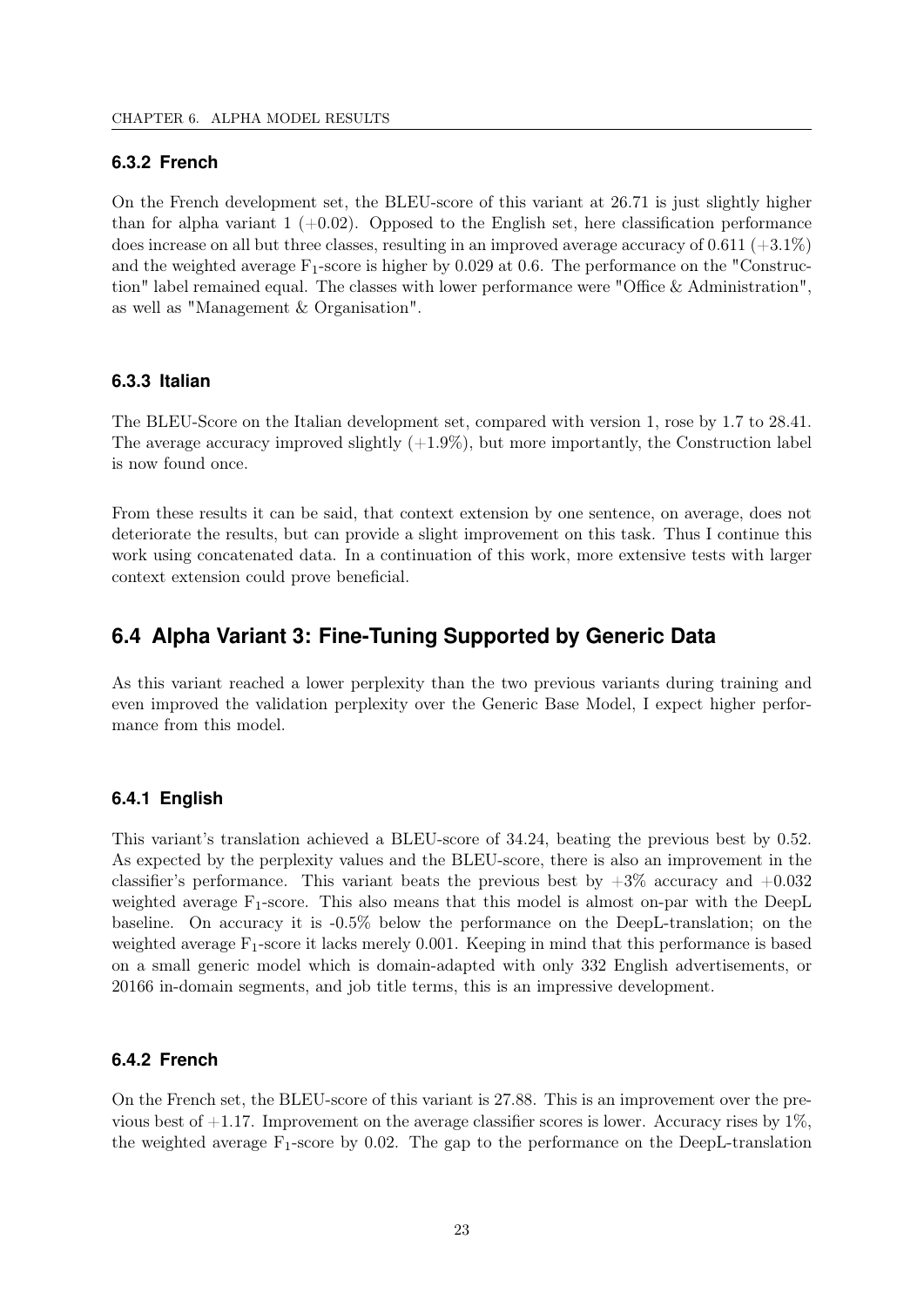### 6.3.2 French

On the French development set, the BLEU-score of this variant at 26.71 is just slightly higher than for alpha variant 1 (+0.02). Opposed to the English set, here classification performance does increase on all but three classes, resulting in an improved average accuracy of 0.611 (+3.1%) and the weighted average $F_1$-score is higher by 0.029 at 0.6. The performance on the "Construction" label remained equal. The classes with lower performance were "Office & Administration", as well as "Management & Organisation".

### 6.3.3 Italian

The BLEU-Score on the Italian development set, compared with version 1, rose by 1.7 to 28.41. The average accuracy improved slightly (+1.9%), but more importantly, the Construction label is now found once.

From these results it can be said, that context extension by one sentence, on average, does not deteriorate the results, but can provide a slight improvement on this task. Thus I continue this work using concatenated data. In a continuation of this work, more extensive tests with larger context extension could prove beneficial.

## 6.4 Alpha Variant 3: Fine-Tuning Supported by Generic Data

As this variant reached a lower perplexity than the two previous variants during training and even improved the validation perplexity over the Generic Base Model, I expect higher performance from this model.

### 6.4.1 English

This variant's translation achieved a BLEU-score of 34.24, beating the previous best by 0.52. As expected by the perplexity values and the BLEU-score, there is also an improvement in the classifier's performance. This variant beats the previous best by +3% accuracy and +0.032 weighted average $F_1$-score. This also means that this model is almost on-par with the DeepL baseline. On accuracy it is -0.5% below the performance on the DeepL-translation; on the weighted average $F_1$-score it lacks merely 0.001. Keeping in mind that this performance is based on a small generic model which is domain-adapted with only 332 English advertisements, or 20166 in-domain segments, and job title terms, this is an impressive development.

### 6.4.2 French

On the French set, the BLEU-score of this variant is 27.88. This is an improvement over the previous best of +1.17. Improvement on the average classifier scores is lower. Accuracy rises by 1%, the weighted average $F_1$-score by 0.02. The gap to the performance on the DeepL-translation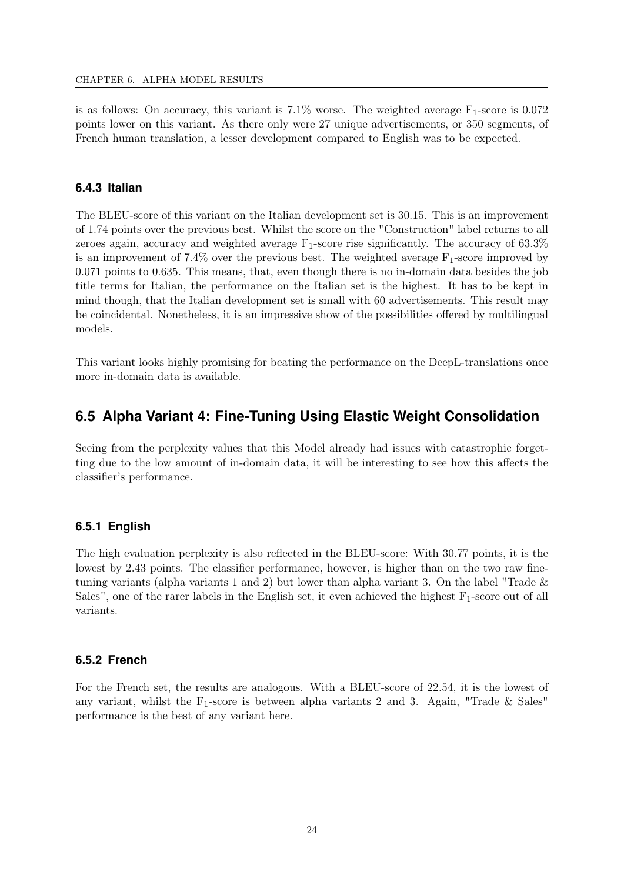is as follows: On accuracy, this variant is 7.1% worse. The weighted average $F_1$-score is 0.072 points lower on this variant. As there only were 27 unique advertisements, or 350 segments, of French human translation, a lesser development compared to English was to be expected.

### 6.4.3 Italian

The BLEU-score of this variant on the Italian development set is 30.15. This is an improvement of 1.74 points over the previous best. Whilst the score on the "Construction" label returns to all zeroes again, accuracy and weighted average $F_1$-score rise significantly. The accuracy of 63.3% is an improvement of 7.4% over the previous best. The weighted average $F_1$-score improved by 0.071 points to 0.635. This means, that, even though there is no in-domain data besides the job title terms for Italian, the performance on the Italian set is the highest. It has to be kept in mind though, that the Italian development set is small with 60 advertisements. This result may be coincidental. Nonetheless, it is an impressive show of the possibilities offered by multilingual models.

This variant looks highly promising for beating the performance on the DeepL-translations once more in-domain data is available.

## 6.5 Alpha Variant 4: Fine-Tuning Using Elastic Weight Consolidation

Seeing from the perplexity values that this Model already had issues with catastrophic forgetting due to the low amount of in-domain data, it will be interesting to see how this affects the classifier's performance.

### 6.5.1 English

The high evaluation perplexity is also reflected in the BLEU-score: With 30.77 points, it is the lowest by 2.43 points. The classifier performance, however, is higher than on the two raw fine-tuning variants (alpha variants 1 and 2) but lower than alpha variant 3. On the label "Trade & Sales", one of the rarer labels in the English set, it even achieved the highest $F_1$-score out of all variants.

### 6.5.2 French

For the French set, the results are analogous. With a BLEU-score of 22.54, it is the lowest of any variant, whilst the $F_1$-score is between alpha variants 2 and 3. Again, "Trade & Sales" performance is the best of any variant here.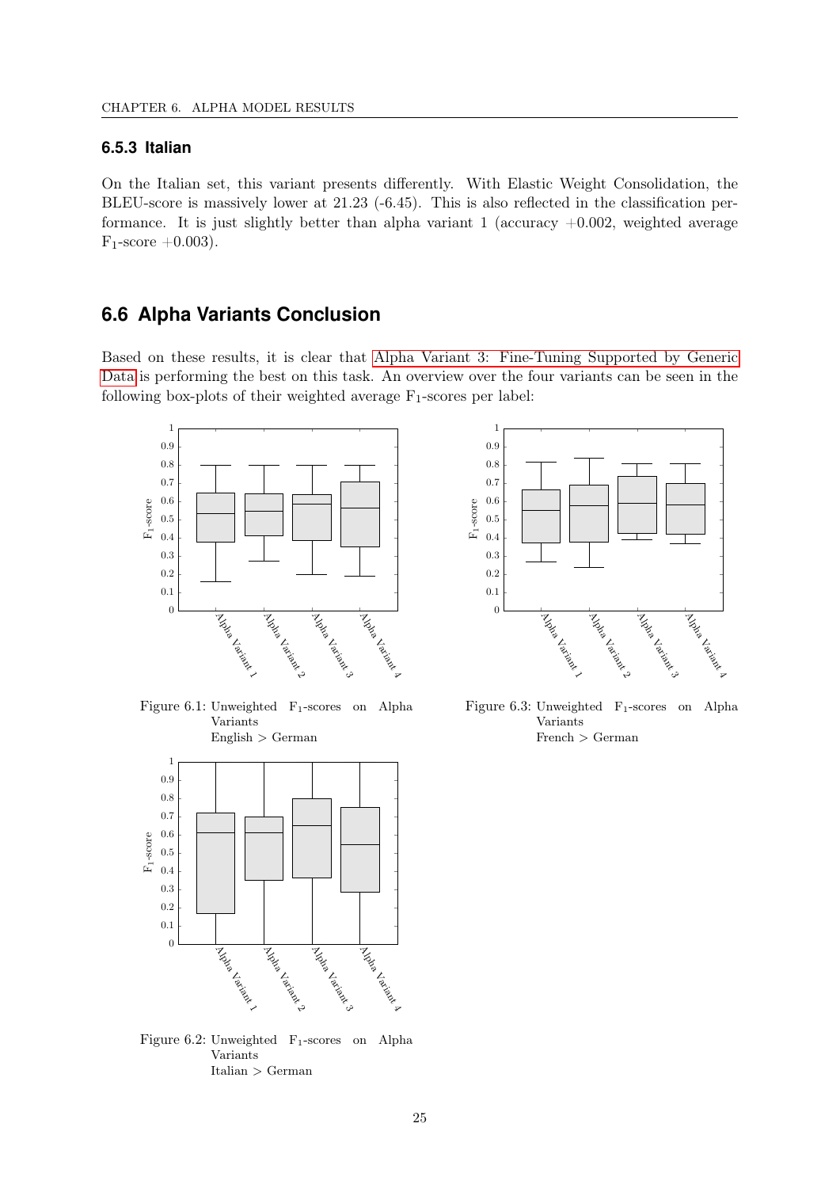### 6.5.3 Italian

On the Italian set, this variant presents differently. With Elastic Weight Consolidation, the BLEU-score is massively lower at 21.23 (-6.45). This is also reflected in the classification performance. It is just slightly better than alpha variant 1 (accuracy +0.002, weighted average $F_1$-score +0.003).

## 6.6 Alpha Variants Conclusion

Based on these results, it is clear that Alpha Variant 3: Fine-Tuning Supported by Generic Data is performing the best on this task. An overview over the four variants can be seen in the following box-plots of their weighted average $F_1$-scores per label:

Figure 6.1: Unweighted $F_1$-scores on Alpha Variants English > German

Figure 6.3: Unweighted $F_1$-scores on Alpha Variants French > German

Figure 6.2: Unweighted $F_1$-scores on Alpha Variants Italian > German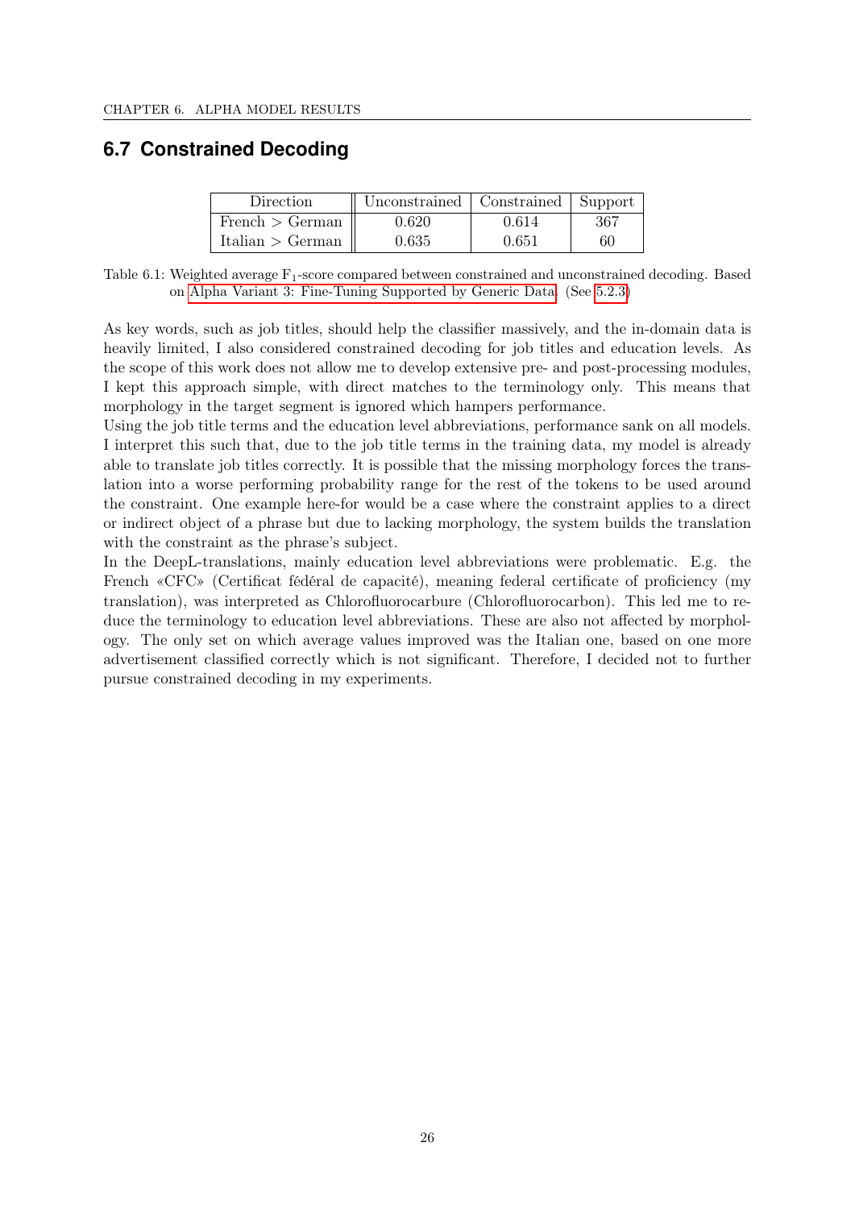## 6.7 Constrained Decoding

| Direction | Unconstrained | Constrained | Support |
|---|---|---|---|
| French > German | 0.620 | 0.614 | 367 |
| Italian > German | 0.635 | 0.651 | 60 |

Table 6.1: Weighted average $F_1$-score compared between constrained and unconstrained decoding. Based on Alpha Variant 3: Fine-Tuning Supported by Generic Data. (See 5.2.3)

As key words, such as job titles, should help the classifier massively, and the in-domain data is heavily limited, I also considered constrained decoding for job titles and education levels. As the scope of this work does not allow me to develop extensive pre- and post-processing modules, I kept this approach simple, with direct matches to the terminology only. This means that morphology in the target segment is ignored which hampers performance.

Using the job title terms and the education level abbreviations, performance sank on all models. I interpret this such that, due to the job title terms in the training data, my model is already able to translate job titles correctly. It is possible that the missing morphology forces the translation into a worse performing probability range for the rest of the tokens to be used around the constraint. One example here-for would be a case where the constraint applies to a direct or indirect object of a phrase but due to lacking morphology, the system builds the translation with the constraint as the phrase's subject.

In the DeepL-translations, mainly education level abbreviations were problematic. E.g. the French «CFC» (Certificat fédéral de capacité), meaning federal certificate of proficiency (my translation), was interpreted as Chlorofluorocarbure (Chlorofluorocarbon). This led me to reduce the terminology to education level abbreviations. These are also not affected by morphology. The only set on which average values improved was the Italian one, based on one more advertisement classified correctly which is not significant. Therefore, I decided not to further pursue constrained decoding in my experiments.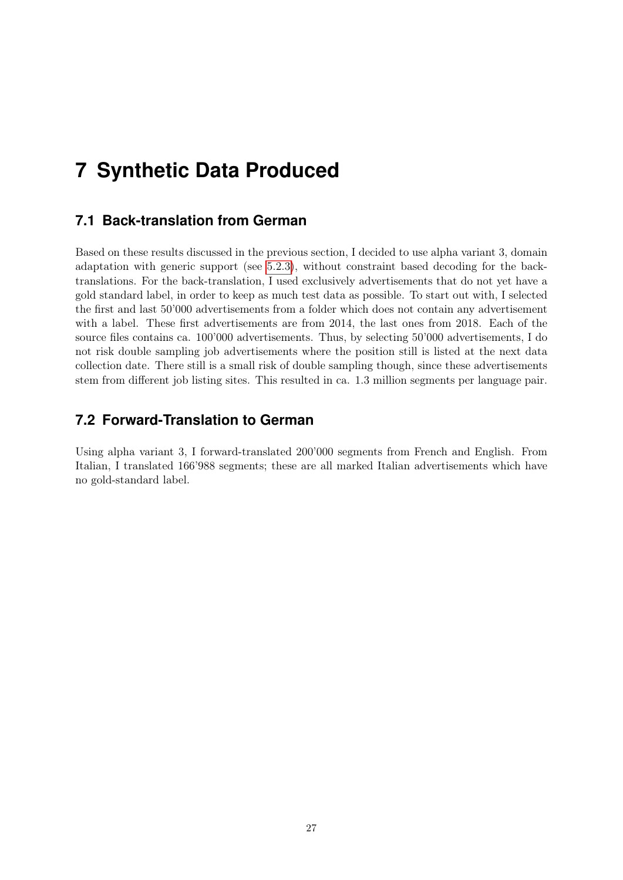# 7 Synthetic Data Produced

## 7.1 Back-translation from German

Based on these results discussed in the previous section, I decided to use alpha variant 3, domain adaptation with generic support (see 5.2.3), without constraint based decoding for the back-translations. For the back-translation, I used exclusively advertisements that do not yet have a gold standard label, in order to keep as much test data as possible. To start out with, I selected the first and last 50'000 advertisements from a folder which does not contain any advertisement with a label. These first advertisements are from 2014, the last ones from 2018. Each of the source files contains ca. 100'000 advertisements. Thus, by selecting 50'000 advertisements, I do not risk double sampling job advertisements where the position still is listed at the next data collection date. There still is a small risk of double sampling though, since these advertisements stem from different job listing sites. This resulted in ca. 1.3 million segments per language pair.

## 7.2 Forward-Translation to German

Using alpha variant 3, I forward-translated 200'000 segments from French and English. From Italian, I translated 166'988 segments; these are all marked Italian advertisements which have no gold-standard label.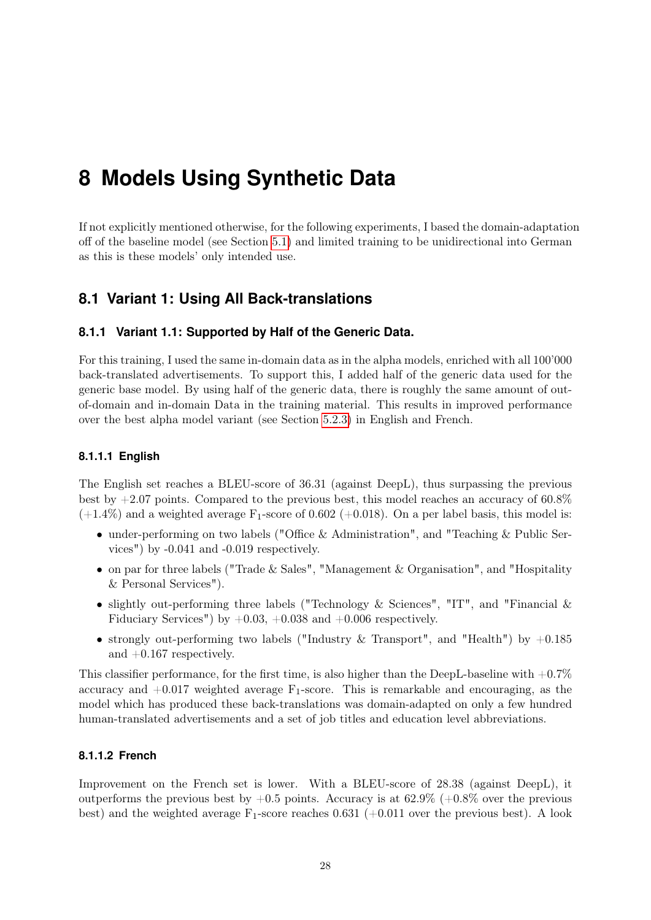# 8 Models Using Synthetic Data

If not explicitly mentioned otherwise, for the following experiments, I based the domain-adaptation off of the baseline model (see Section 5.1) and limited training to be unidirectional into German as this is these models' only intended use.

## 8.1 Variant 1: Using All Back-translations

### 8.1.1 Variant 1.1: Supported by Half of the Generic Data.

For this training, I used the same in-domain data as in the alpha models, enriched with all 100'000 back-translated advertisements. To support this, I added half of the generic data used for the generic base model. By using half of the generic data, there is roughly the same amount of out-of-domain and in-domain Data in the training material. This results in improved performance over the best alpha model variant (see Section 5.2.3) in English and French.

#### 8.1.1.1 English

The English set reaches a BLEU-score of 36.31 (against DeepL), thus surpassing the previous best by +2.07 points. Compared to the previous best, this model reaches an accuracy of 60.8% (+1.4%) and a weighted average $F_1$-score of 0.602 (+0.018). On a per label basis, this model is:

- under-performing on two labels ("Office & Administration", and "Teaching & Public Services") by -0.041 and -0.019 respectively.
- on par for three labels ("Trade & Sales", "Management & Organisation", and "Hospitality & Personal Services").
- slightly out-performing three labels ("Technology & Sciences", "IT", and "Financial & Fiduciary Services") by +0.03, +0.038 and +0.006 respectively.
- strongly out-performing two labels ("Industry & Transport", and "Health") by +0.185 and +0.167 respectively.

This classifier performance, for the first time, is also higher than the DeepL-baseline with +0.7% accuracy and +0.017 weighted average $F_1$-score. This is remarkable and encouraging, as the model which has produced these back-translations was domain-adapted on only a few hundred human-translated advertisements and a set of job titles and education level abbreviations.

#### 8.1.1.2 French

Improvement on the French set is lower. With a BLEU-score of 28.38 (against DeepL), it outperforms the previous best by +0.5 points. Accuracy is at 62.9% (+0.8% over the previous best) and the weighted average $F_1$-score reaches 0.631 (+0.011 over the previous best). A look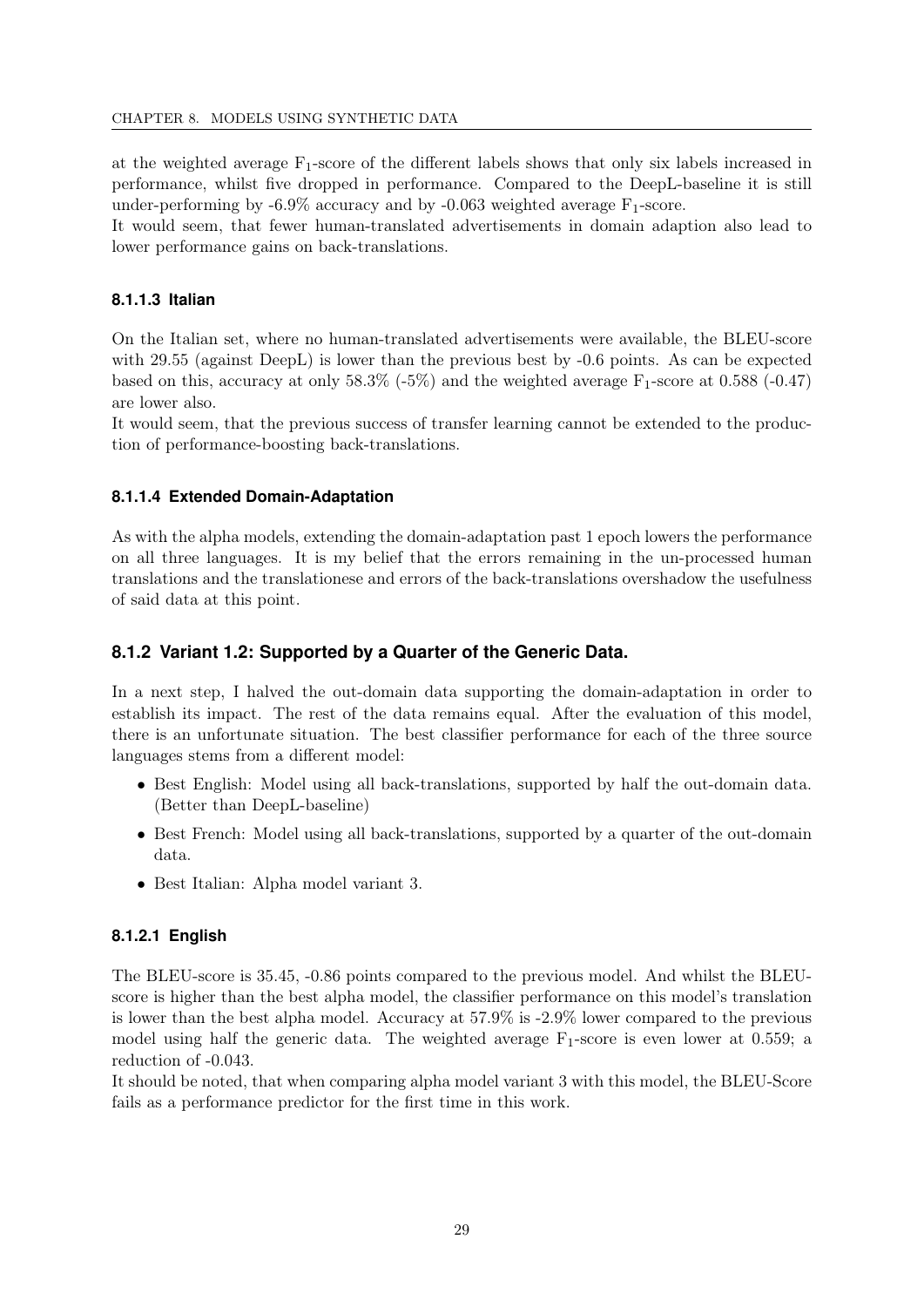at the weighted average $F_1$-score of the different labels shows that only six labels increased in performance, whilst five dropped in performance. Compared to the DeepL-baseline it is still under-performing by -6.9% accuracy and by -0.063 weighted average $F_1$-score.
It would seem, that fewer human-translated advertisements in domain adaption also lead to lower performance gains on back-translations.

#### 8.1.1.3 Italian

On the Italian set, where no human-translated advertisements were available, the BLEU-score with 29.55 (against DeepL) is lower than the previous best by -0.6 points. As can be expected based on this, accuracy at only 58.3% (-5%) and the weighted average $F_1$-score at 0.588 (-0.47) are lower also.
It would seem, that the previous success of transfer learning cannot be extended to the production of performance-boosting back-translations.

#### 8.1.1.4 Extended Domain-Adaptation

As with the alpha models, extending the domain-adaptation past 1 epoch lowers the performance on all three languages. It is my belief that the errors remaining in the un-processed human translations and the translationese and errors of the back-translations overshadow the usefulness of said data at this point.

### 8.1.2 Variant 1.2: Supported by a Quarter of the Generic Data.

In a next step, I halved the out-domain data supporting the domain-adaptation in order to establish its impact. The rest of the data remains equal. After the evaluation of this model, there is an unfortunate situation. The best classifier performance for each of the three source languages stems from a different model:

- Best English: Model using all back-translations, supported by half the out-domain data. (Better than DeepL-baseline)
- Best French: Model using all back-translations, supported by a quarter of the out-domain data.
- Best Italian: Alpha model variant 3.

#### 8.1.2.1 English

The BLEU-score is 35.45, -0.86 points compared to the previous model. And whilst the BLEU-score is higher than the best alpha model, the classifier performance on this model's translation is lower than the best alpha model. Accuracy at 57.9% is -2.9% lower compared to the previous model using half the generic data. The weighted average $F_1$-score is even lower at 0.559; a reduction of -0.043.
It should be noted, that when comparing alpha model variant 3 with this model, the BLEU-Score fails as a performance predictor for the first time in this work.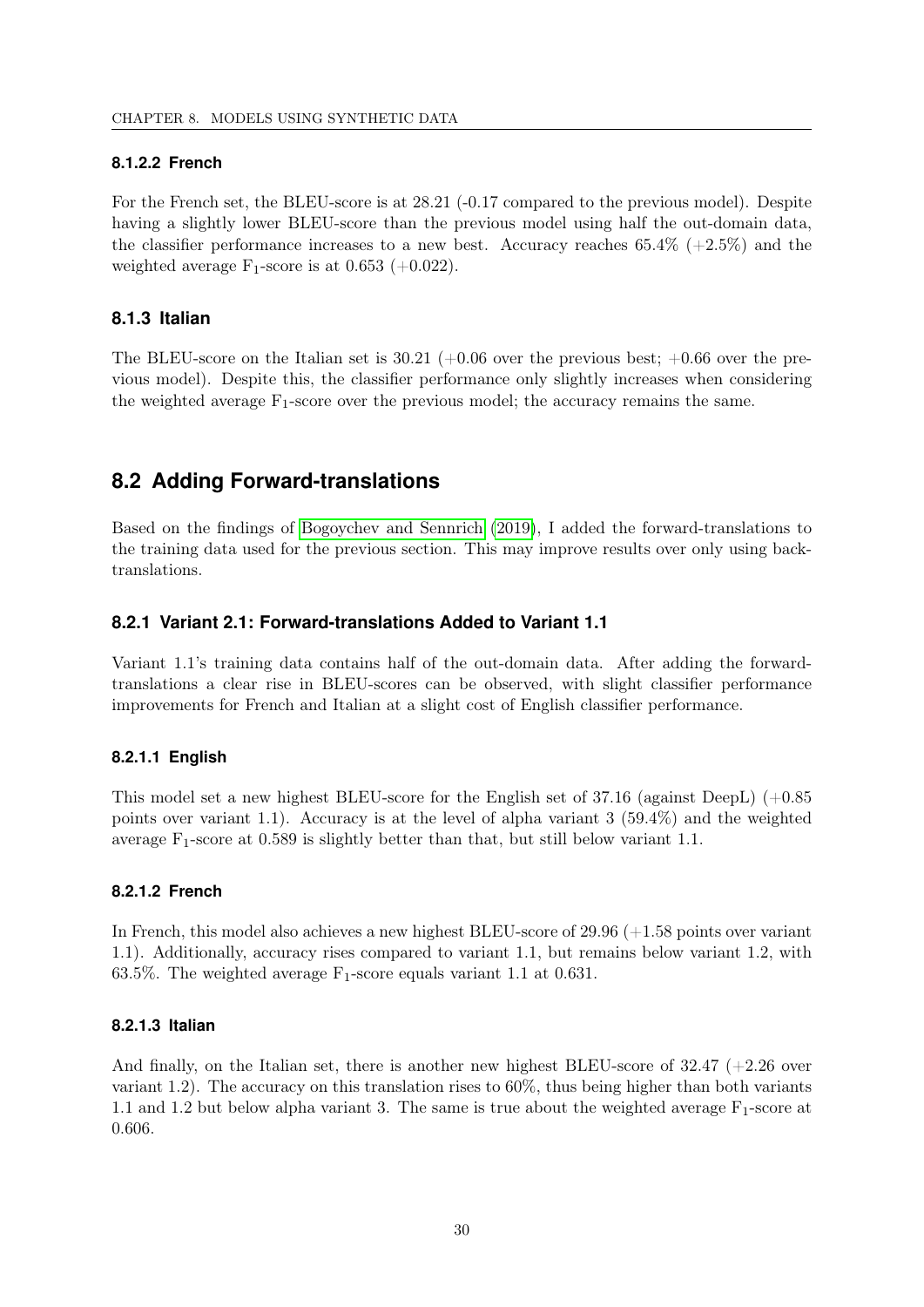#### 8.1.2.2 French

For the French set, the BLEU-score is at 28.21 (-0.17 compared to the previous model). Despite having a slightly lower BLEU-score than the previous model using half the out-domain data, the classifier performance increases to a new best. Accuracy reaches 65.4% (+2.5%) and the weighted average $F_1$-score is at 0.653 (+0.022).

### 8.1.3 Italian

The BLEU-score on the Italian set is 30.21 (+0.06 over the previous best; +0.66 over the previous model). Despite this, the classifier performance only slightly increases when considering the weighted average $F_1$-score over the previous model; the accuracy remains the same.

## 8.2 Adding Forward-translations

Based on the findings of Bogoychev and Sennrich (2019), I added the forward-translations to the training data used for the previous section. This may improve results over only using back-translations.

### 8.2.1 Variant 2.1: Forward-translations Added to Variant 1.1

Variant 1.1's training data contains half of the out-domain data. After adding the forward-translations a clear rise in BLEU-scores can be observed, with slight classifier performance improvements for French and Italian at a slight cost of English classifier performance.

#### 8.2.1.1 English

This model set a new highest BLEU-score for the English set of 37.16 (against DeepL) (+0.85 points over variant 1.1). Accuracy is at the level of alpha variant 3 (59.4%) and the weighted average $F_1$-score at 0.589 is slightly better than that, but still below variant 1.1.

#### 8.2.1.2 French

In French, this model also achieves a new highest BLEU-score of 29.96 (+1.58 points over variant 1.1). Additionally, accuracy rises compared to variant 1.1, but remains below variant 1.2, with 63.5%. The weighted average $F_1$-score equals variant 1.1 at 0.631.

#### 8.2.1.3 Italian

And finally, on the Italian set, there is another new highest BLEU-score of 32.47 (+2.26 over variant 1.2). The accuracy on this translation rises to 60%, thus being higher than both variants 1.1 and 1.2 but below alpha variant 3. The same is true about the weighted average $F_1$-score at 0.606.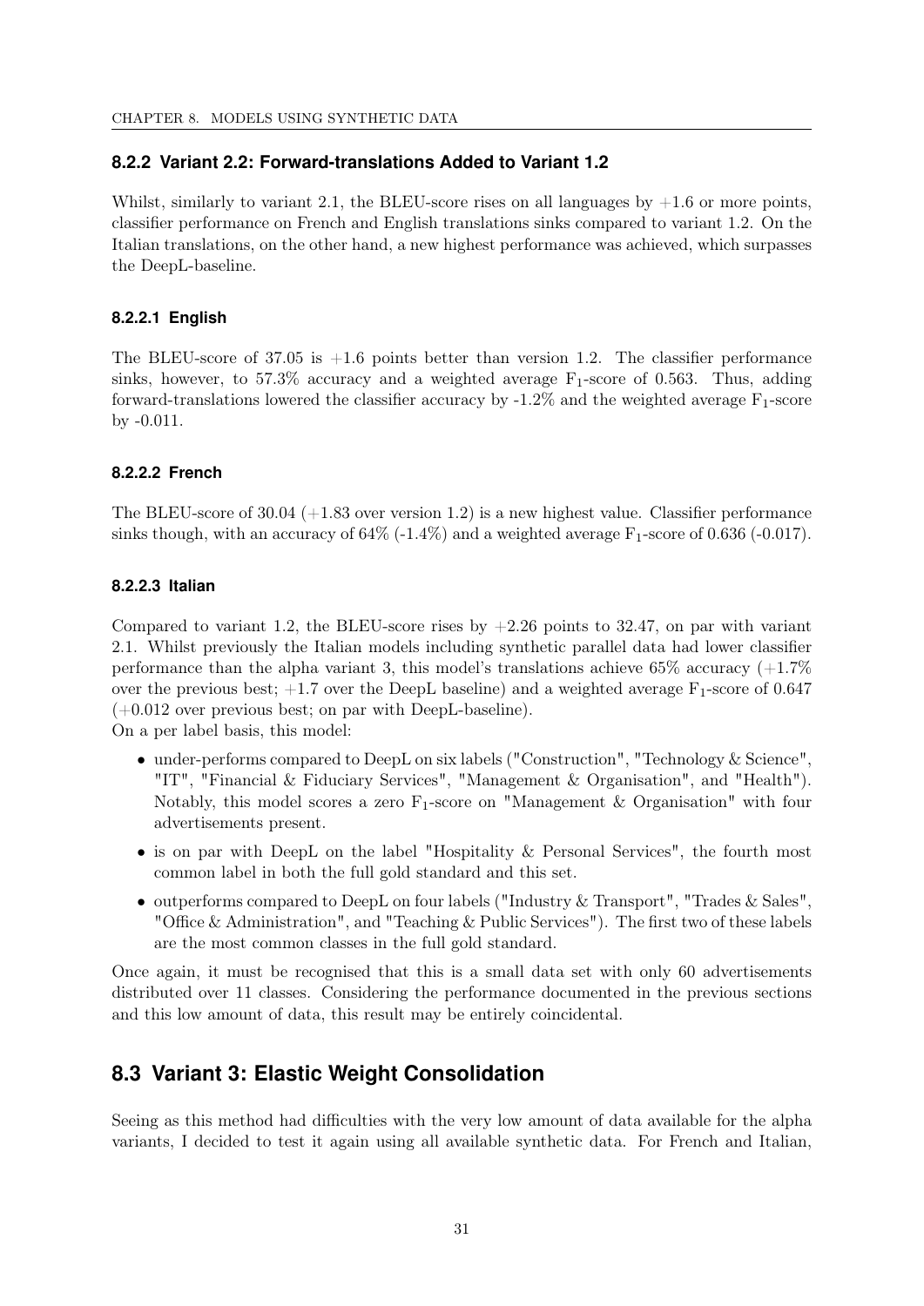### 8.2.2 Variant 2.2: Forward-translations Added to Variant 1.2

Whilst, similarly to variant 2.1, the BLEU-score rises on all languages by +1.6 or more points, classifier performance on French and English translations sinks compared to variant 1.2. On the Italian translations, on the other hand, a new highest performance was achieved, which surpasses the DeepL-baseline.

#### 8.2.2.1 English

The BLEU-score of 37.05 is +1.6 points better than version 1.2. The classifier performance sinks, however, to 57.3% accuracy and a weighted average $F_1$-score of 0.563. Thus, adding forward-translations lowered the classifier accuracy by -1.2% and the weighted average $F_1$-score by -0.011.

#### 8.2.2.2 French

The BLEU-score of 30.04 (+1.83 over version 1.2) is a new highest value. Classifier performance sinks though, with an accuracy of 64% (-1.4%) and a weighted average $F_1$-score of 0.636 (-0.017).

#### 8.2.2.3 Italian

Compared to variant 1.2, the BLEU-score rises by +2.26 points to 32.47, on par with variant 2.1. Whilst previously the Italian models including synthetic parallel data had lower classifier performance than the alpha variant 3, this model's translations achieve 65% accuracy (+1.7% over the previous best; +1.7 over the DeepL baseline) and a weighted average $F_1$-score of 0.647 (+0.012 over previous best; on par with DeepL-baseline).
On a per label basis, this model:

- under-performs compared to DeepL on six labels ("Construction", "Technology & Science", "IT", "Financial & Fiduciary Services", "Management & Organisation", and "Health"). Notably, this model scores a zero $F_1$-score on "Management & Organisation" with four advertisements present.
- is on par with DeepL on the label "Hospitality & Personal Services", the fourth most common label in both the full gold standard and this set.
- outperforms compared to DeepL on four labels ("Industry & Transport", "Trades & Sales", "Office & Administration", and "Teaching & Public Services"). The first two of these labels are the most common classes in the full gold standard.

Once again, it must be recognised that this is a small data set with only 60 advertisements distributed over 11 classes. Considering the performance documented in the previous sections and this low amount of data, this result may be entirely coincidental.

## 8.3 Variant 3: Elastic Weight Consolidation

Seeing as this method had difficulties with the very low amount of data available for the alpha variants, I decided to test it again using all available synthetic data. For French and Italian,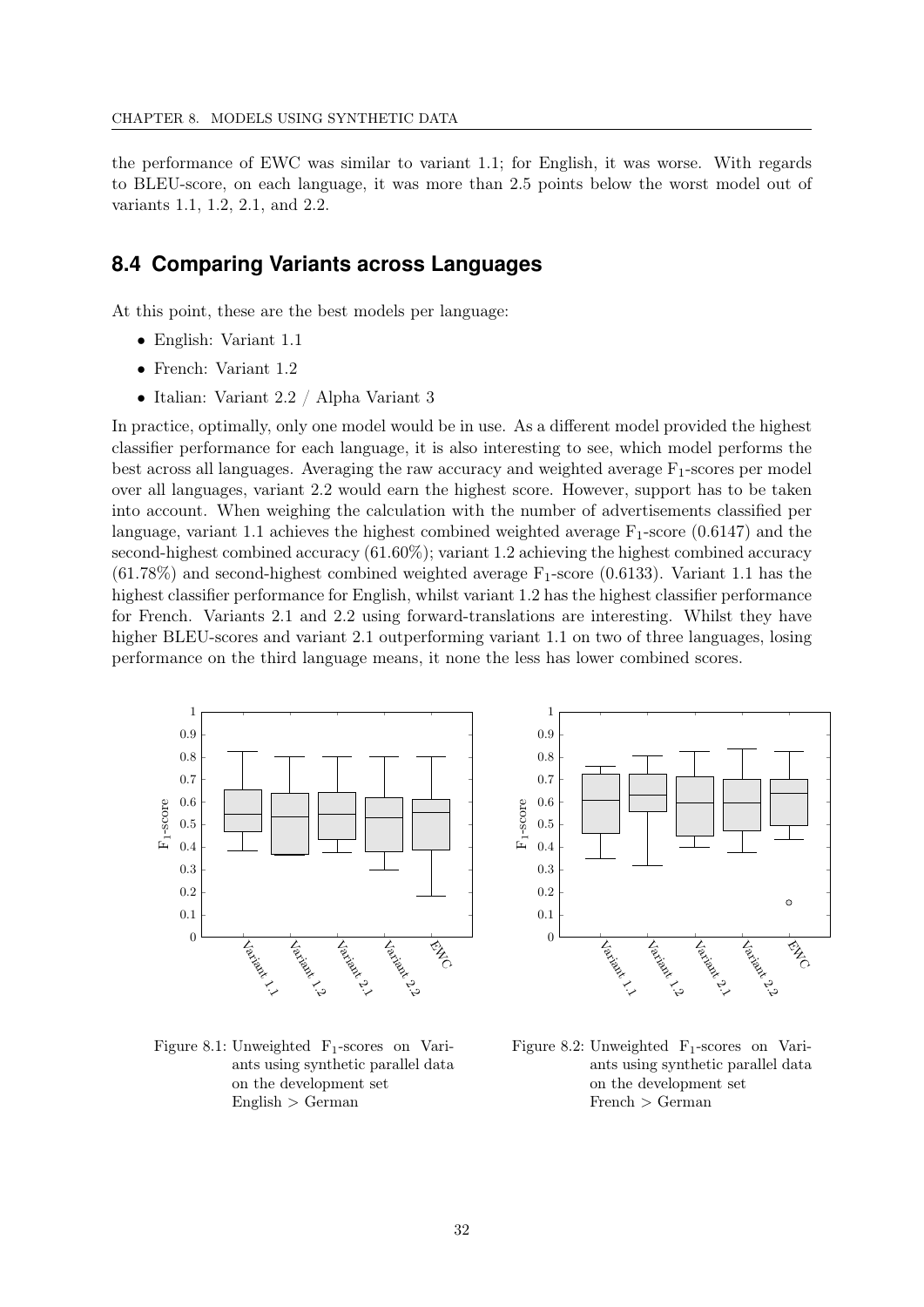the performance of EWC was similar to variant 1.1; for English, it was worse. With regards to BLEU-score, on each language, it was more than 2.5 points below the worst model out of variants 1.1, 1.2, 2.1, and 2.2.

## 8.4 Comparing Variants across Languages

At this point, these are the best models per language:

- English: Variant 1.1
- French: Variant 1.2
- Italian: Variant 2.2 / Alpha Variant 3

In practice, optimally, only one model would be in use. As a different model provided the highest classifier performance for each language, it is also interesting to see, which model performs the best across all languages. Averaging the raw accuracy and weighted average $F_1$-scores per model over all languages, variant 2.2 would earn the highest score. However, support has to be taken into account. When weighing the calculation with the number of advertisements classified per language, variant 1.1 achieves the highest combined weighted average $F_1$-score (0.6147) and the second-highest combined accuracy (61.60%); variant 1.2 achieving the highest combined accuracy (61.78%) and second-highest combined weighted average $F_1$-score (0.6133). Variant 1.1 has the highest classifier performance for English, whilst variant 1.2 has the highest classifier performance for French. Variants 2.1 and 2.2 using forward-translations are interesting. Whilst they have higher BLEU-scores and variant 2.1 outperforming variant 1.1 on two of three languages, losing performance on the third language means, it none the less has lower combined scores.

Figure 8.1: Unweighted $F_1$-scores on Variants using synthetic parallel data on the development set English > German

Figure 8.2: Unweighted $F_1$-scores on Variants using synthetic parallel data on the development set French > German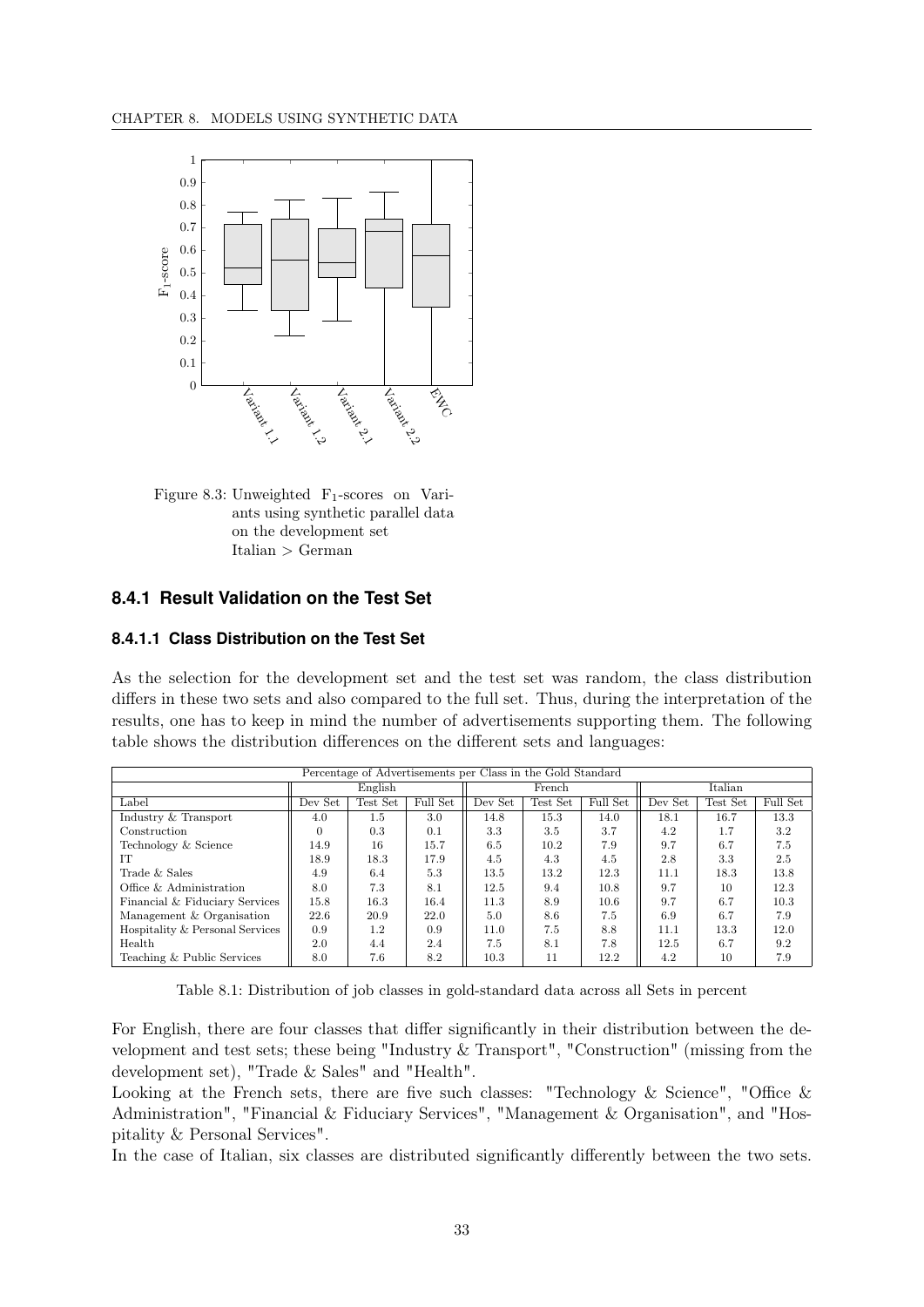Figure 8.3: Unweighted $F_1$-scores on Variants using synthetic parallel data on the development set Italian > German

### 8.4.1 Result Validation on the Test Set

#### 8.4.1.1 Class Distribution on the Test Set

As the selection for the development set and the test set was random, the class distribution differs in these two sets and also compared to the full set. Thus, during the interpretation of the results, one has to keep in mind the number of advertisements supporting them. The following table shows the distribution differences on the different sets and languages:

| Percentage of Advertisements per Class in the Gold Standard | | | | | | | | | |
|---|---|---|---|---|---|---|---|---|---|
| | English | | | French | | | Italian | | |
| Label | Dev Set | Test Set | Full Set | Dev Set | Test Set | Full Set | Dev Set | Test Set | Full Set |
| Industry & Transport | 4.0 | 1.5 | 3.0 | 14.8 | 15.3 | 14.0 | 18.1 | 16.7 | 13.3 |
| Construction | 0 | 0.3 | 0.1 | 3.3 | 3.5 | 3.7 | 4.2 | 1.7 | 3.2 |
| Technology & Science | 14.9 | 16 | 15.7 | 6.5 | 10.2 | 7.9 | 9.7 | 6.7 | 7.5 |
| IT | 18.9 | 18.3 | 17.9 | 4.5 | 4.3 | 4.5 | 2.8 | 3.3 | 2.5 |
| Trade & Sales | 4.9 | 6.4 | 5.3 | 13.5 | 13.2 | 12.3 | 11.1 | 18.3 | 13.8 |
| Office & Administration | 8.0 | 7.3 | 8.1 | 12.5 | 9.4 | 10.8 | 9.7 | 10 | 12.3 |
| Financial & Fiduciary Services | 15.8 | 16.3 | 16.4 | 11.3 | 8.9 | 10.6 | 9.7 | 6.7 | 10.3 |
| Management & Organisation | 22.6 | 20.9 | 22.0 | 5.0 | 8.6 | 7.5 | 6.9 | 6.7 | 7.9 |
| Hospitality & Personal Services | 0.9 | 1.2 | 0.9 | 11.0 | 7.5 | 8.8 | 11.1 | 13.3 | 12.0 |
| Health | 2.0 | 4.4 | 2.4 | 7.5 | 8.1 | 7.8 | 12.5 | 6.7 | 9.2 |
| Teaching & Public Services | 8.0 | 7.6 | 8.2 | 10.3 | 11 | 12.2 | 4.2 | 10 | 7.9 |

Table 8.1: Distribution of job classes in gold-standard data across all Sets in percent

For English, there are four classes that differ significantly in their distribution between the development and test sets; these being "Industry & Transport", "Construction" (missing from the development set), "Trade & Sales" and "Health".

Looking at the French sets, there are five such classes: "Technology & Science", "Office & Administration", "Financial & Fiduciary Services", "Management & Organisation", and "Hospitality & Personal Services".

In the case of Italian, six classes are distributed significantly differently between the two sets.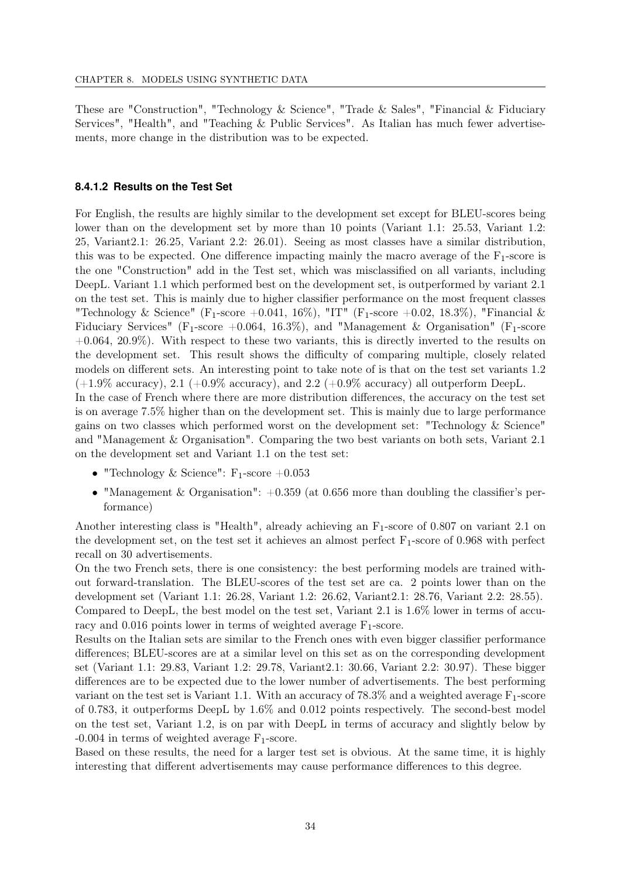These are "Construction", "Technology & Science", "Trade & Sales", "Financial & Fiduciary Services", "Health", and "Teaching & Public Services". As Italian has much fewer advertisements, more change in the distribution was to be expected.

#### 8.4.1.2 Results on the Test Set

For English, the results are highly similar to the development set except for BLEU-scores being lower than on the development set by more than 10 points (Variant 1.1: 25.53, Variant 1.2: 25, Variant2.1: 26.25, Variant 2.2: 26.01). Seeing as most classes have a similar distribution, this was to be expected. One difference impacting mainly the macro average of the $F_1$-score is the one "Construction" add in the Test set, which was misclassified on all variants, including DeepL. Variant 1.1 which performed best on the development set, is outperformed by variant 2.1 on the test set. This is mainly due to higher classifier performance on the most frequent classes "Technology & Science" ($F_1$-score +0.041, 16%), "IT" ($F_1$-score +0.02, 18.3%), "Financial & Fiduciary Services" ($F_1$-score +0.064, 16.3%), and "Management & Organisation" ($F_1$-score +0.064, 20.9%). With respect to these two variants, this is directly inverted to the results on the development set. This result shows the difficulty of comparing multiple, closely related models on different sets. An interesting point to take note of is that on the test set variants 1.2 (+1.9% accuracy), 2.1 (+0.9% accuracy), and 2.2 (+0.9% accuracy) all outperform DeepL.

In the case of French where there are more distribution differences, the accuracy on the test set is on average 7.5% higher than on the development set. This is mainly due to large performance gains on two classes which performed worst on the development set: "Technology & Science" and "Management & Organisation". Comparing the two best variants on both sets, Variant 2.1 on the development set and Variant 1.1 on the test set:

- "Technology & Science": $F_1$-score +0.053
- "Management & Organisation": +0.359 (at 0.656 more than doubling the classifier's performance)

Another interesting class is "Health", already achieving an $F_1$-score of 0.807 on variant 2.1 on the development set, on the test set it achieves an almost perfect $F_1$-score of 0.968 with perfect recall on 30 advertisements.

On the two French sets, there is one consistency: the best performing models are trained without forward-translation. The BLEU-scores of the test set are ca. 2 points lower than on the development set (Variant 1.1: 26.28, Variant 1.2: 26.62, Variant2.1: 28.76, Variant 2.2: 28.55). Compared to DeepL, the best model on the test set, Variant 2.1 is 1.6% lower in terms of accuracy and 0.016 points lower in terms of weighted average $F_1$-score.

Results on the Italian sets are similar to the French ones with even bigger classifier performance differences; BLEU-scores are at a similar level on this set as on the corresponding development set (Variant 1.1: 29.83, Variant 1.2: 29.78, Variant2.1: 30.66, Variant 2.2: 30.97). These bigger differences are to be expected due to the lower number of advertisements. The best performing variant on the test set is Variant 1.1. With an accuracy of 78.3% and a weighted average $F_1$-score of 0.783, it outperforms DeepL by 1.6% and 0.012 points respectively. The second-best model on the test set, Variant 1.2, is on par with DeepL in terms of accuracy and slightly below by -0.004 in terms of weighted average $F_1$-score.

Based on these results, the need for a larger test set is obvious. At the same time, it is highly interesting that different advertisements may cause performance differences to this degree.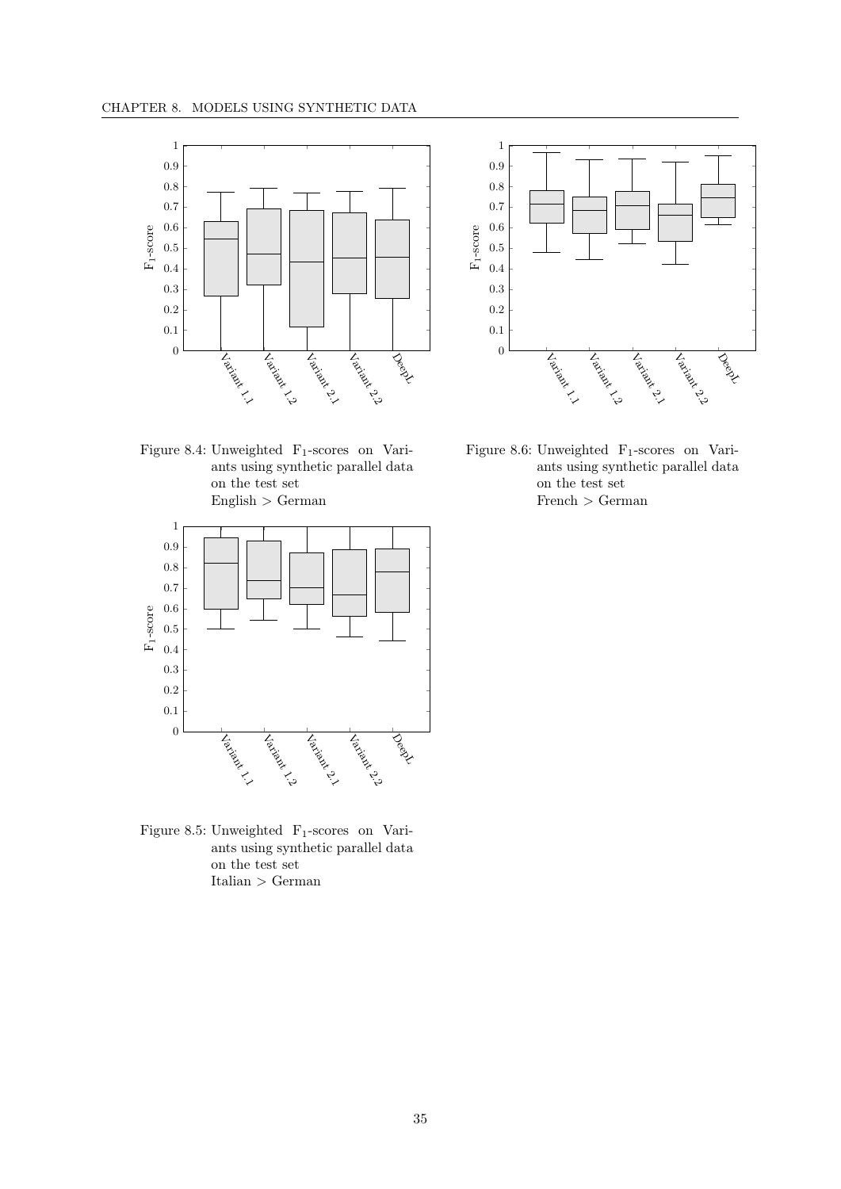Figure 8.4: Unweighted $F_1$-scores on Variants using synthetic parallel data on the test set
English > German

Figure 8.6: Unweighted $F_1$-scores on Variants using synthetic parallel data on the test set
French > German

Figure 8.5: Unweighted $F_1$-scores on Variants using synthetic parallel data on the test set
Italian > German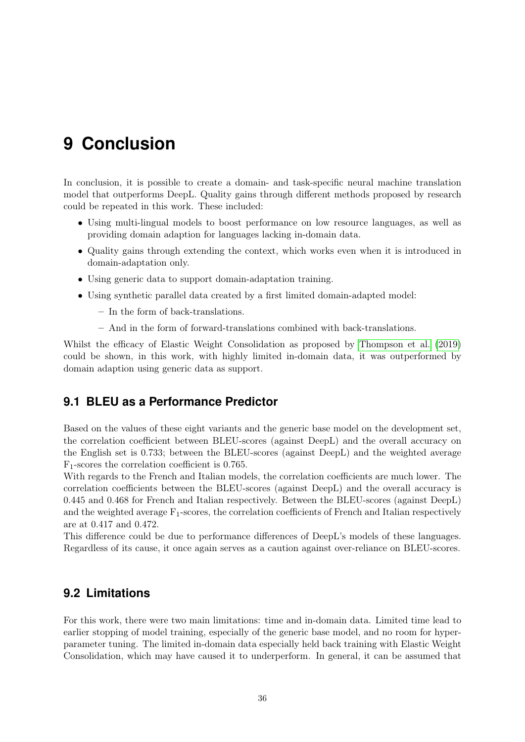# 9 Conclusion

In conclusion, it is possible to create a domain- and task-specific neural machine translation model that outperforms DeepL. Quality gains through different methods proposed by research could be repeated in this work. These included:

- Using multi-lingual models to boost performance on low resource languages, as well as providing domain adaption for languages lacking in-domain data.
- Quality gains through extending the context, which works even when it is introduced in domain-adaptation only.
- Using generic data to support domain-adaptation training.
- Using synthetic parallel data created by a first limited domain-adapted model:
  - In the form of back-translations.
  - And in the form of forward-translations combined with back-translations.

Whilst the efficacy of Elastic Weight Consolidation as proposed by Thompson et al. (2019) could be shown, in this work, with highly limited in-domain data, it was outperformed by domain adaption using generic data as support.

## 9.1 BLEU as a Performance Predictor

Based on the values of these eight variants and the generic base model on the development set, the correlation coefficient between BLEU-scores (against DeepL) and the overall accuracy on the English set is 0.733; between the BLEU-scores (against DeepL) and the weighted average $F_1$-scores the correlation coefficient is 0.765.

With regards to the French and Italian models, the correlation coefficients are much lower. The correlation coefficients between the BLEU-scores (against DeepL) and the overall accuracy is 0.445 and 0.468 for French and Italian respectively. Between the BLEU-scores (against DeepL) and the weighted average $F_1$-scores, the correlation coefficients of French and Italian respectively are at 0.417 and 0.472.

This difference could be due to performance differences of DeepL's models of these languages. Regardless of its cause, it once again serves as a caution against over-reliance on BLEU-scores.

## 9.2 Limitations

For this work, there were two main limitations: time and in-domain data. Limited time lead to earlier stopping of model training, especially of the generic base model, and no room for hyper-parameter tuning. The limited in-domain data especially held back training with Elastic Weight Consolidation, which may have caused it to underperform. In general, it can be assumed that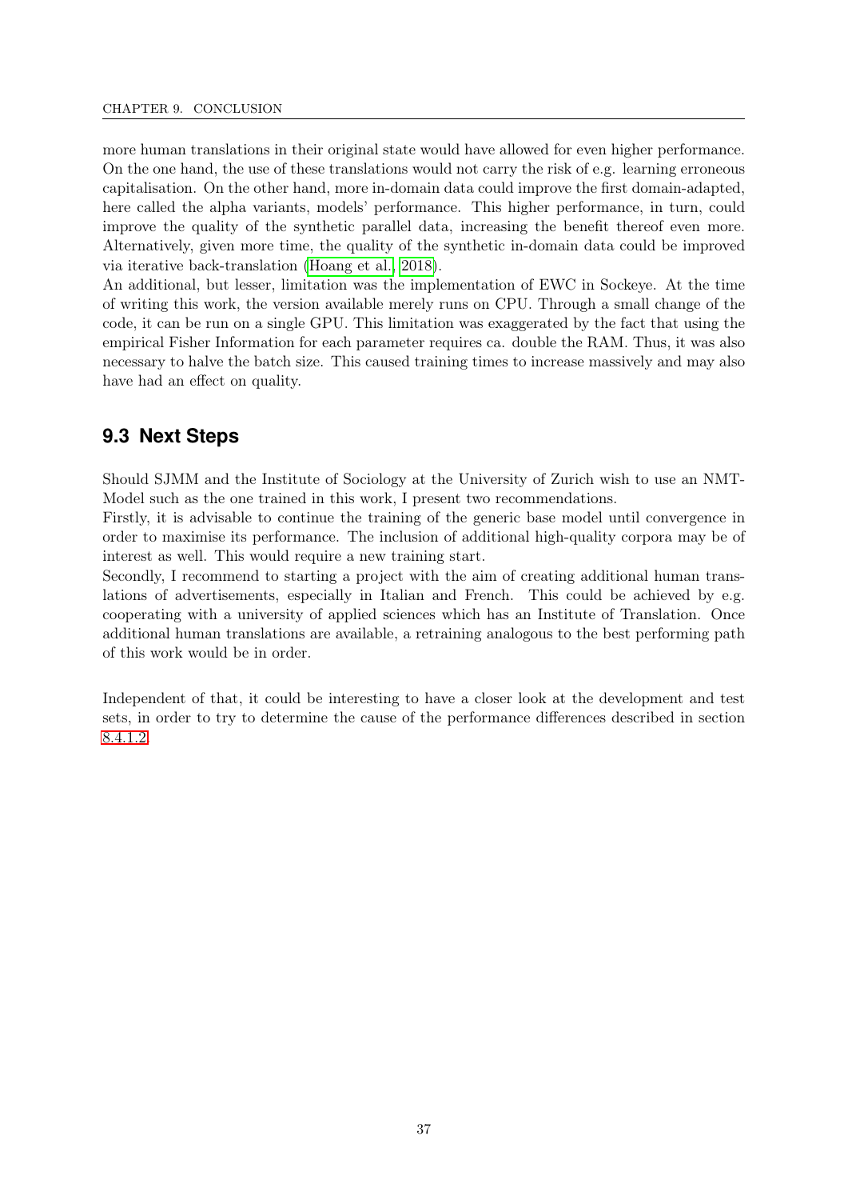more human translations in their original state would have allowed for even higher performance. On the one hand, the use of these translations would not carry the risk of e.g. learning erroneous capitalisation. On the other hand, more in-domain data could improve the first domain-adapted, here called the alpha variants, models' performance. This higher performance, in turn, could improve the quality of the synthetic parallel data, increasing the benefit thereof even more. Alternatively, given more time, the quality of the synthetic in-domain data could be improved via iterative back-translation (Hoang et al., 2018).

An additional, but lesser, limitation was the implementation of EWC in Sockeye. At the time of writing this work, the version available merely runs on CPU. Through a small change of the code, it can be run on a single GPU. This limitation was exaggerated by the fact that using the empirical Fisher Information for each parameter requires ca. double the RAM. Thus, it was also necessary to halve the batch size. This caused training times to increase massively and may also have had an effect on quality.

## 9.3 Next Steps

Should SJMM and the Institute of Sociology at the University of Zurich wish to use an NMT-Model such as the one trained in this work, I present two recommendations.

Firstly, it is advisable to continue the training of the generic base model until convergence in order to maximise its performance. The inclusion of additional high-quality corpora may be of interest as well. This would require a new training start.

Secondly, I recommend to starting a project with the aim of creating additional human translations of advertisements, especially in Italian and French. This could be achieved by e.g. cooperating with a university of applied sciences which has an Institute of Translation. Once additional human translations are available, a retraining analogous to the best performing path of this work would be in order.

Independent of that, it could be interesting to have a closer look at the development and test sets, in order to try to determine the cause of the performance differences described in section 8.4.1.2.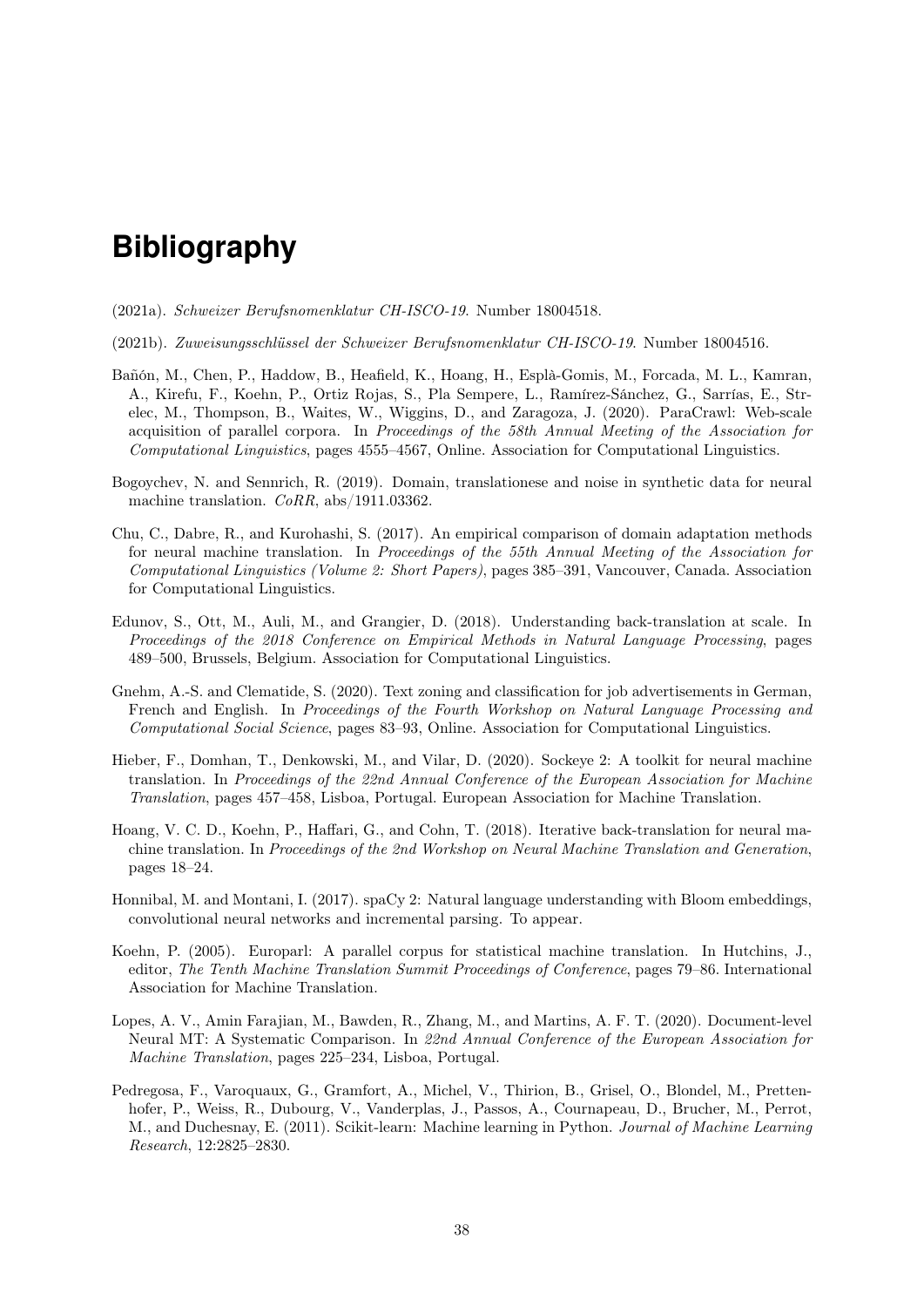# Bibliography

(2021a). *Schweizer Berufsnomenklatur CH-ISCO-19*. Number 18004518.

(2021b). *Zuweisungsschlüssel der Schweizer Berufsnomenklatur CH-ISCO-19*. Number 18004516.

Bañón, M., Chen, P., Haddow, B., Heafield, K., Hoang, H., Esplà-Gomis, M., Forcada, M. L., Kamran, A., Kirefu, F., Koehn, P., Ortiz Rojas, S., Pla Sempere, L., Ramírez-Sánchez, G., Sarrías, E., Strelec, M., Thompson, B., Waites, W., Wiggins, D., and Zaragoza, J. (2020). ParaCrawl: Web-scale acquisition of parallel corpora. In *Proceedings of the 58th Annual Meeting of the Association for Computational Linguistics*, pages 4555–4567, Online. Association for Computational Linguistics.

Bogoychev, N. and Sennrich, R. (2019). Domain, translationese and noise in synthetic data for neural machine translation. *CoRR*, abs/1911.03362.

Chu, C., Dabre, R., and Kurohashi, S. (2017). An empirical comparison of domain adaptation methods for neural machine translation. In *Proceedings of the 55th Annual Meeting of the Association for Computational Linguistics (Volume 2: Short Papers)*, pages 385–391, Vancouver, Canada. Association for Computational Linguistics.

Edunov, S., Ott, M., Auli, M., and Grangier, D. (2018). Understanding back-translation at scale. In *Proceedings of the 2018 Conference on Empirical Methods in Natural Language Processing*, pages 489–500, Brussels, Belgium. Association for Computational Linguistics.

Gnehm, A.-S. and Clematide, S. (2020). Text zoning and classification for job advertisements in German, French and English. In *Proceedings of the Fourth Workshop on Natural Language Processing and Computational Social Science*, pages 83–93, Online. Association for Computational Linguistics.

Hieber, F., Domhan, T., Denkowski, M., and Vilar, D. (2020). Sockeye 2: A toolkit for neural machine translation. In *Proceedings of the 22nd Annual Conference of the European Association for Machine Translation*, pages 457–458, Lisboa, Portugal. European Association for Machine Translation.

Hoang, V. C. D., Koehn, P., Haffari, G., and Cohn, T. (2018). Iterative back-translation for neural machine translation. In *Proceedings of the 2nd Workshop on Neural Machine Translation and Generation*, pages 18–24.

Honnibal, M. and Montani, I. (2017). spaCy 2: Natural language understanding with Bloom embeddings, convolutional neural networks and incremental parsing. To appear.

Koehn, P. (2005). Europarl: A parallel corpus for statistical machine translation. In Hutchins, J., editor, *The Tenth Machine Translation Summit Proceedings of Conference*, pages 79–86. International Association for Machine Translation.

Lopes, A. V., Amin Farajian, M., Bawden, R., Zhang, M., and Martins, A. F. T. (2020). Document-level Neural MT: A Systematic Comparison. In *22nd Annual Conference of the European Association for Machine Translation*, pages 225–234, Lisboa, Portugal.

Pedregosa, F., Varoquaux, G., Gramfort, A., Michel, V., Thirion, B., Grisel, O., Blondel, M., Prettenhofer, P., Weiss, R., Dubourg, V., Vanderplas, J., Passos, A., Cournapeau, D., Brucher, M., Perrot, M., and Duchesnay, E. (2011). Scikit-learn: Machine learning in Python. *Journal of Machine Learning Research*, 12:2825–2830.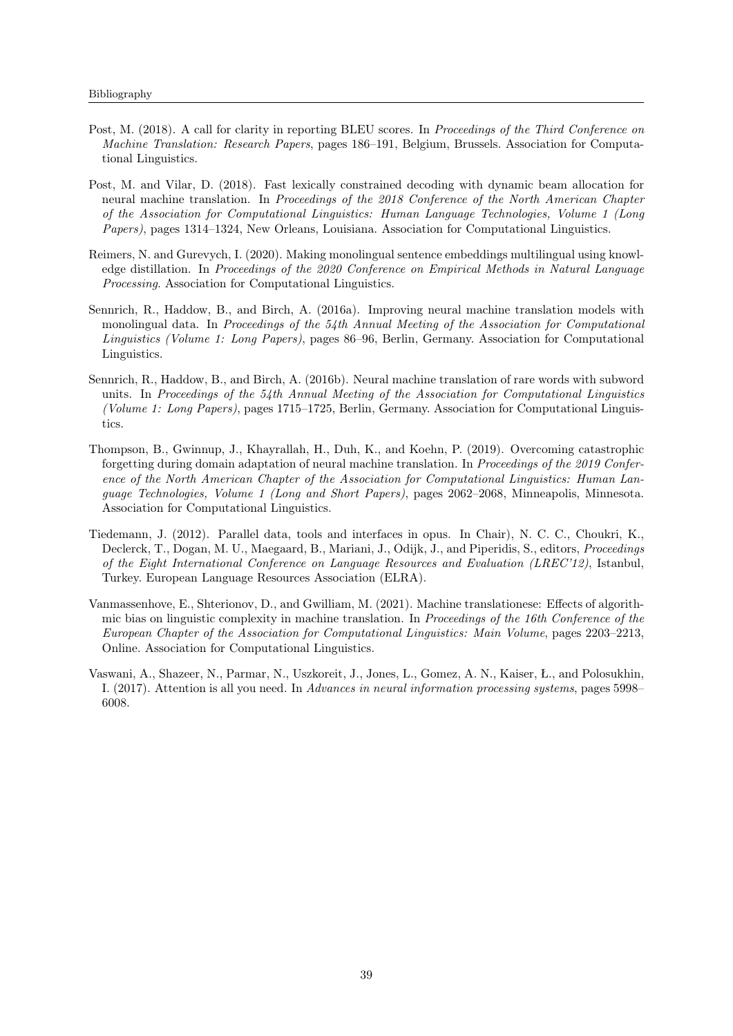Post, M. (2018). A call for clarity in reporting BLEU scores. In *Proceedings of the Third Conference on Machine Translation: Research Papers*, pages 186–191, Belgium, Brussels. Association for Computational Linguistics.

Post, M. and Vilar, D. (2018). Fast lexically constrained decoding with dynamic beam allocation for neural machine translation. In *Proceedings of the 2018 Conference of the North American Chapter of the Association for Computational Linguistics: Human Language Technologies, Volume 1 (Long Papers)*, pages 1314–1324, New Orleans, Louisiana. Association for Computational Linguistics.

Reimers, N. and Gurevych, I. (2020). Making monolingual sentence embeddings multilingual using knowledge distillation. In *Proceedings of the 2020 Conference on Empirical Methods in Natural Language Processing*. Association for Computational Linguistics.

Sennrich, R., Haddow, B., and Birch, A. (2016a). Improving neural machine translation models with monolingual data. In *Proceedings of the 54th Annual Meeting of the Association for Computational Linguistics (Volume 1: Long Papers)*, pages 86–96, Berlin, Germany. Association for Computational Linguistics.

Sennrich, R., Haddow, B., and Birch, A. (2016b). Neural machine translation of rare words with subword units. In *Proceedings of the 54th Annual Meeting of the Association for Computational Linguistics (Volume 1: Long Papers)*, pages 1715–1725, Berlin, Germany. Association for Computational Linguistics.

Thompson, B., Gwinnup, J., Khayrallah, H., Duh, K., and Koehn, P. (2019). Overcoming catastrophic forgetting during domain adaptation of neural machine translation. In *Proceedings of the 2019 Conference of the North American Chapter of the Association for Computational Linguistics: Human Language Technologies, Volume 1 (Long and Short Papers)*, pages 2062–2068, Minneapolis, Minnesota. Association for Computational Linguistics.

Tiedemann, J. (2012). Parallel data, tools and interfaces in opus. In Chair), N. C. C., Choukri, K., Declerck, T., Dogan, M. U., Maegaard, B., Mariani, J., Odijk, J., and Piperidis, S., editors, *Proceedings of the Eight International Conference on Language Resources and Evaluation (LREC'12)*, Istanbul, Turkey. European Language Resources Association (ELRA).

Vanmassenhove, E., Shterionov, D., and Gwilliam, M. (2021). Machine translationese: Effects of algorithmic bias on linguistic complexity in machine translation. In *Proceedings of the 16th Conference of the European Chapter of the Association for Computational Linguistics: Main Volume*, pages 2203–2213, Online. Association for Computational Linguistics.

Vaswani, A., Shazeer, N., Parmar, N., Uszkoreit, J., Jones, L., Gomez, A. N., Kaiser, Ł., and Polosukhin, I. (2017). Attention is all you need. In *Advances in neural information processing systems*, pages 5998–6008.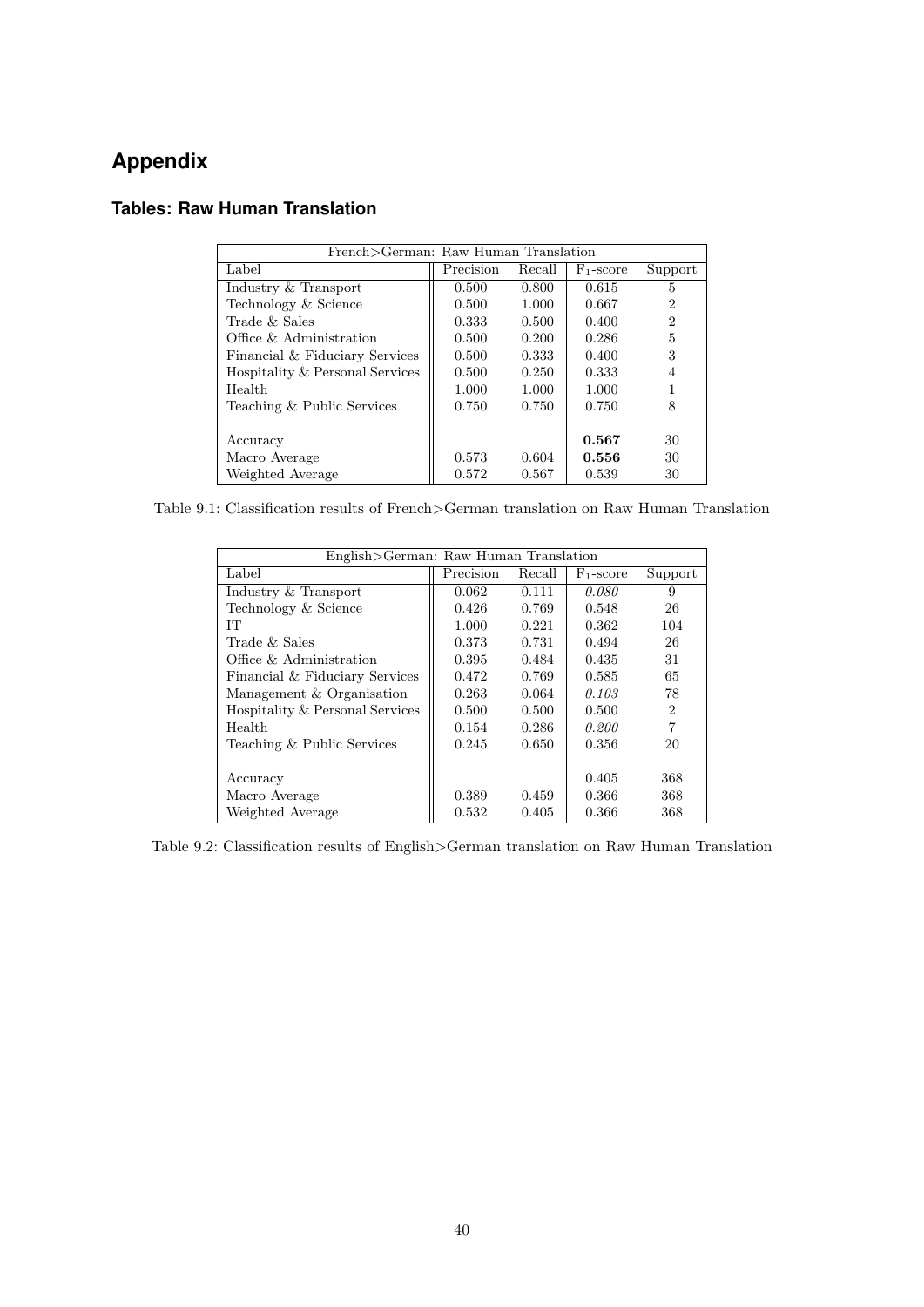# Appendix

## Tables: Raw Human Translation

| French>German: Raw Human Translation | | | | |
|---|---|---|---|---|
| Label | Precision | Recall | $F_1$-score | Support |
| Industry & Transport | 0.500 | 0.800 | 0.615 | 5 |
| Technology & Science | 0.500 | 1.000 | 0.667 | 2 |
| Trade & Sales | 0.333 | 0.500 | 0.400 | 2 |
| Office & Administration | 0.500 | 0.200 | 0.286 | 5 |
| Financial & Fiduciary Services | 0.500 | 0.333 | 0.400 | 3 |
| Hospitality & Personal Services | 0.500 | 0.250 | 0.333 | 4 |
| Health | 1.000 | 1.000 | 1.000 | 1 |
| Teaching & Public Services | 0.750 | 0.750 | 0.750 | 8 |
| Accuracy | | | **0.567** | 30 |
| Macro Average | 0.573 | 0.604 | **0.556** | 30 |
| Weighted Average | 0.572 | 0.567 | 0.539 | 30 |

Table 9.1: Classification results of French>German translation on Raw Human Translation

| English>German: Raw Human Translation | | | | |
|---|---|---|---|---|
| Label | Precision | Recall | $F_1$-score | Support |
| Industry & Transport | 0.062 | 0.111 | *0.080* | 9 |
| Technology & Science | 0.426 | 0.769 | 0.548 | 26 |
| IT | 1.000 | 0.221 | 0.362 | 104 |
| Trade & Sales | 0.373 | 0.731 | 0.494 | 26 |
| Office & Administration | 0.395 | 0.484 | 0.435 | 31 |
| Financial & Fiduciary Services | 0.472 | 0.769 | 0.585 | 65 |
| Management & Organisation | 0.263 | 0.064 | *0.103* | 78 |
| Hospitality & Personal Services | 0.500 | 0.500 | 0.500 | 2 |
| Health | 0.154 | 0.286 | *0.200* | 7 |
| Teaching & Public Services | 0.245 | 0.650 | 0.356 | 20 |
| Accuracy | | | 0.405 | 368 |
| Macro Average | 0.389 | 0.459 | 0.366 | 368 |
| Weighted Average | 0.532 | 0.405 | 0.366 | 368 |

Table 9.2: Classification results of English>German translation on Raw Human Translation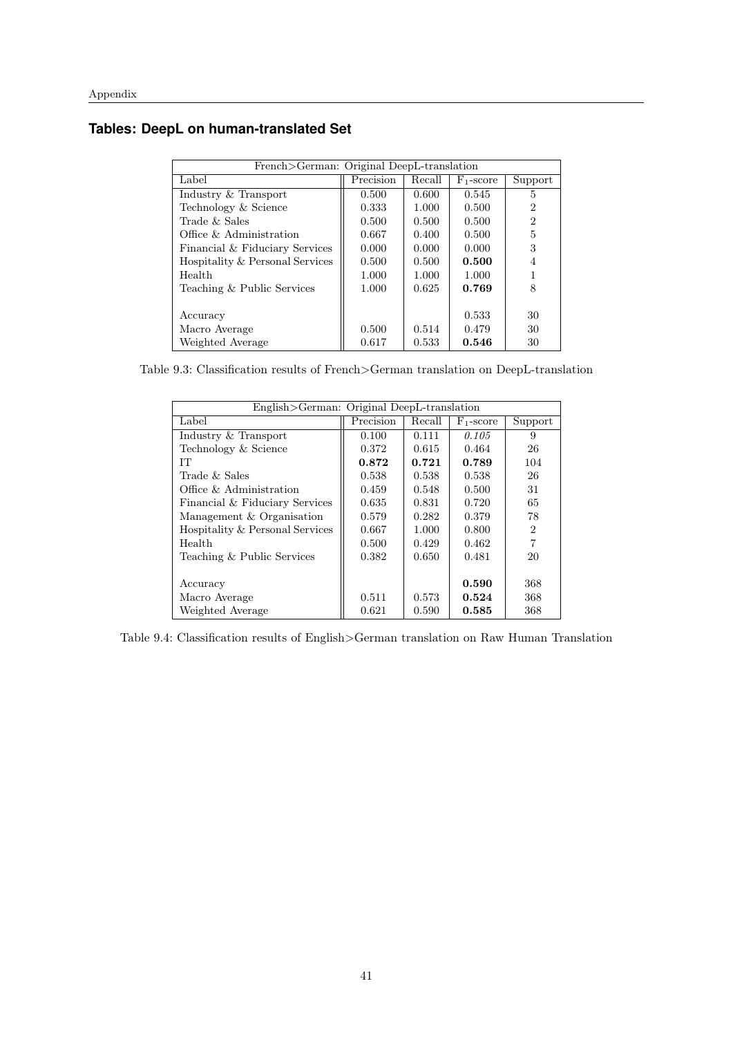## Tables: DeepL on human-translated Set

| French>German: Original DeepL-translation | | | | |
|---|---|---|---|---|
| Label | Precision | Recall | $F_1$-score | Support |
| Industry & Transport | 0.500 | 0.600 | 0.545 | 5 |
| Technology & Science | 0.333 | 1.000 | 0.500 | 2 |
| Trade & Sales | 0.500 | 0.500 | 0.500 | 2 |
| Office & Administration | 0.667 | 0.400 | 0.500 | 5 |
| Financial & Fiduciary Services | 0.000 | 0.000 | 0.000 | 3 |
| Hospitality & Personal Services | 0.500 | 0.500 | **0.500** | 4 |
| Health | 1.000 | 1.000 | 1.000 | 1 |
| Teaching & Public Services | 1.000 | 0.625 | **0.769** | 8 |
| | | | | |
| Accuracy | | | 0.533 | 30 |
| Macro Average | 0.500 | 0.514 | 0.479 | 30 |
| Weighted Average | 0.617 | 0.533 | **0.546** | 30 |

Table 9.3: Classification results of French>German translation on DeepL-translation

| English>German: Original DeepL-translation | | | | |
|---|---|---|---|---|
| Label | Precision | Recall | $F_1$-score | Support |
| Industry & Transport | 0.100 | 0.111 | *0.105* | 9 |
| Technology & Science | 0.372 | 0.615 | 0.464 | 26 |
| IT | **0.872** | **0.721** | **0.789** | 104 |
| Trade & Sales | 0.538 | 0.538 | 0.538 | 26 |
| Office & Administration | 0.459 | 0.548 | 0.500 | 31 |
| Financial & Fiduciary Services | 0.635 | 0.831 | 0.720 | 65 |
| Management & Organisation | 0.579 | 0.282 | 0.379 | 78 |
| Hospitality & Personal Services | 0.667 | 1.000 | 0.800 | 2 |
| Health | 0.500 | 0.429 | 0.462 | 7 |
| Teaching & Public Services | 0.382 | 0.650 | 0.481 | 20 |
| | | | | |
| Accuracy | | | **0.590** | 368 |
| Macro Average | 0.511 | 0.573 | **0.524** | 368 |
| Weighted Average | 0.621 | 0.590 | **0.585** | 368 |

Table 9.4: Classification results of English>German translation on Raw Human Translation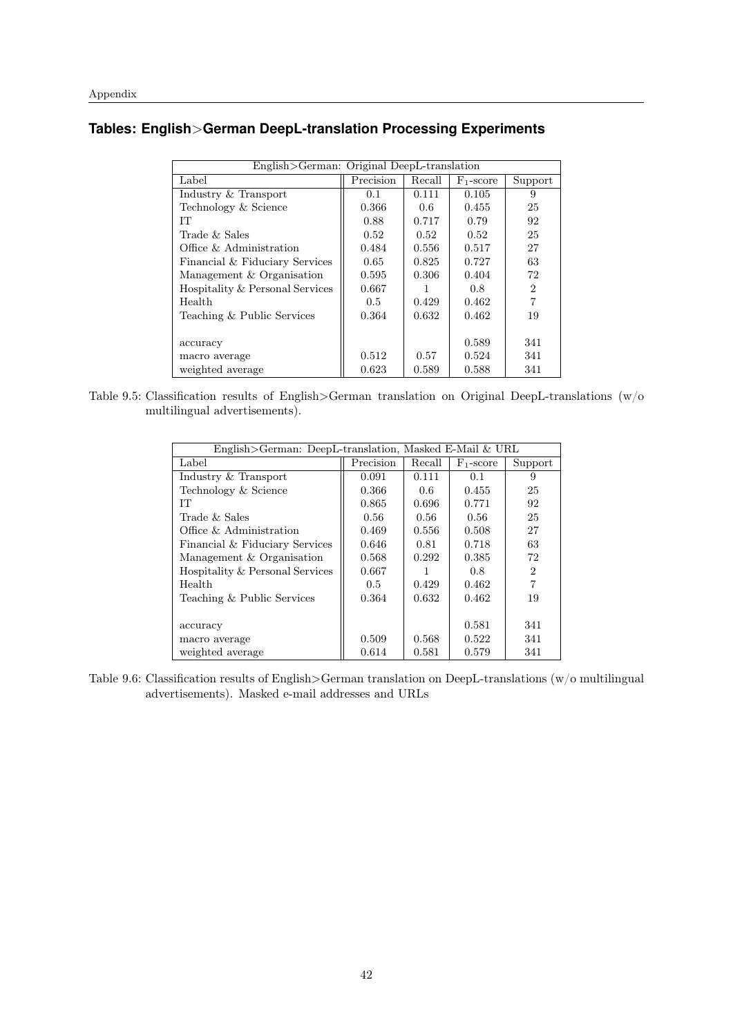## Tables: English>German DeepL-translation Processing Experiments

| English>German: Original DeepL-translation | | | | |
|---|---|---|---|---|
| Label | Precision | Recall | $F_1$-score | Support |
| Industry & Transport | 0.1 | 0.111 | 0.105 | 9 |
| Technology & Science | 0.366 | 0.6 | 0.455 | 25 |
| IT | 0.88 | 0.717 | 0.79 | 92 |
| Trade & Sales | 0.52 | 0.52 | 0.52 | 25 |
| Office & Administration | 0.484 | 0.556 | 0.517 | 27 |
| Financial & Fiduciary Services | 0.65 | 0.825 | 0.727 | 63 |
| Management & Organisation | 0.595 | 0.306 | 0.404 | 72 |
| Hospitality & Personal Services | 0.667 | 1 | 0.8 | 2 |
| Health | 0.5 | 0.429 | 0.462 | 7 |
| Teaching & Public Services | 0.364 | 0.632 | 0.462 | 19 |
| accuracy | | | 0.589 | 341 |
| macro average | 0.512 | 0.57 | 0.524 | 341 |
| weighted average | 0.623 | 0.589 | 0.588 | 341 |

Table 9.5: Classification results of English>German translation on Original DeepL-translations (w/o multilingual advertisements).

| English>German: DeepL-translation, Masked E-Mail & URL | | | | |
|---|---|---|---|---|
| Label | Precision | Recall | $F_1$-score | Support |
| Industry & Transport | 0.091 | 0.111 | 0.1 | 9 |
| Technology & Science | 0.366 | 0.6 | 0.455 | 25 |
| IT | 0.865 | 0.696 | 0.771 | 92 |
| Trade & Sales | 0.56 | 0.56 | 0.56 | 25 |
| Office & Administration | 0.469 | 0.556 | 0.508 | 27 |
| Financial & Fiduciary Services | 0.646 | 0.81 | 0.718 | 63 |
| Management & Organisation | 0.568 | 0.292 | 0.385 | 72 |
| Hospitality & Personal Services | 0.667 | 1 | 0.8 | 2 |
| Health | 0.5 | 0.429 | 0.462 | 7 |
| Teaching & Public Services | 0.364 | 0.632 | 0.462 | 19 |
| accuracy | | | 0.581 | 341 |
| macro average | 0.509 | 0.568 | 0.522 | 341 |
| weighted average | 0.614 | 0.581 | 0.579 | 341 |

Table 9.6: Classification results of English>German translation on DeepL-translations (w/o multilingual advertisements). Masked e-mail addresses and URLs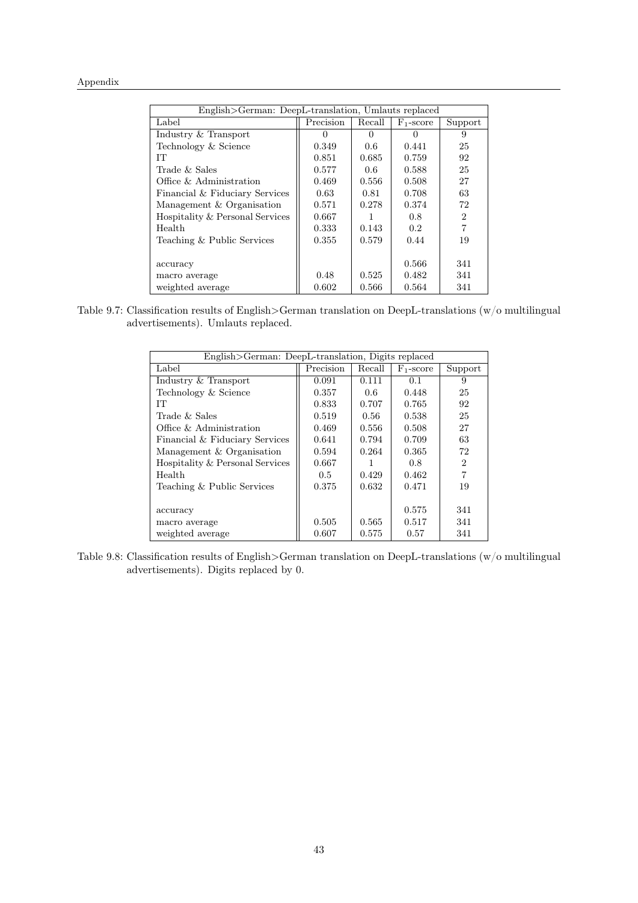| English>German: DeepL-translation, Umlauts replaced | | | | |
|---|---|---|---|---|
| Label | Precision | Recall | $F_1$-score | Support |
| Industry & Transport | 0 | 0 | 0 | 9 |
| Technology & Science | 0.349 | 0.6 | 0.441 | 25 |
| IT | 0.851 | 0.685 | 0.759 | 92 |
| Trade & Sales | 0.577 | 0.6 | 0.588 | 25 |
| Office & Administration | 0.469 | 0.556 | 0.508 | 27 |
| Financial & Fiduciary Services | 0.63 | 0.81 | 0.708 | 63 |
| Management & Organisation | 0.571 | 0.278 | 0.374 | 72 |
| Hospitality & Personal Services | 0.667 | 1 | 0.8 | 2 |
| Health | 0.333 | 0.143 | 0.2 | 7 |
| Teaching & Public Services | 0.355 | 0.579 | 0.44 | 19 |
| | | | | |
| accuracy | | | 0.566 | 341 |
| macro average | 0.48 | 0.525 | 0.482 | 341 |
| weighted average | 0.602 | 0.566 | 0.564 | 341 |

Table 9.7: Classification results of English>German translation on DeepL-translations (w/o multilingual advertisements). Umlauts replaced.

| English>German: DeepL-translation, Digits replaced | | | | |
|---|---|---|---|---|
| Label | Precision | Recall | $F_1$-score | Support |
| Industry & Transport | 0.091 | 0.111 | 0.1 | 9 |
| Technology & Science | 0.357 | 0.6 | 0.448 | 25 |
| IT | 0.833 | 0.707 | 0.765 | 92 |
| Trade & Sales | 0.519 | 0.56 | 0.538 | 25 |
| Office & Administration | 0.469 | 0.556 | 0.508 | 27 |
| Financial & Fiduciary Services | 0.641 | 0.794 | 0.709 | 63 |
| Management & Organisation | 0.594 | 0.264 | 0.365 | 72 |
| Hospitality & Personal Services | 0.667 | 1 | 0.8 | 2 |
| Health | 0.5 | 0.429 | 0.462 | 7 |
| Teaching & Public Services | 0.375 | 0.632 | 0.471 | 19 |
| | | | | |
| accuracy | | | 0.575 | 341 |
| macro average | 0.505 | 0.565 | 0.517 | 341 |
| weighted average | 0.607 | 0.575 | 0.57 | 341 |

Table 9.8: Classification results of English>German translation on DeepL-translations (w/o multilingual advertisements). Digits replaced by 0.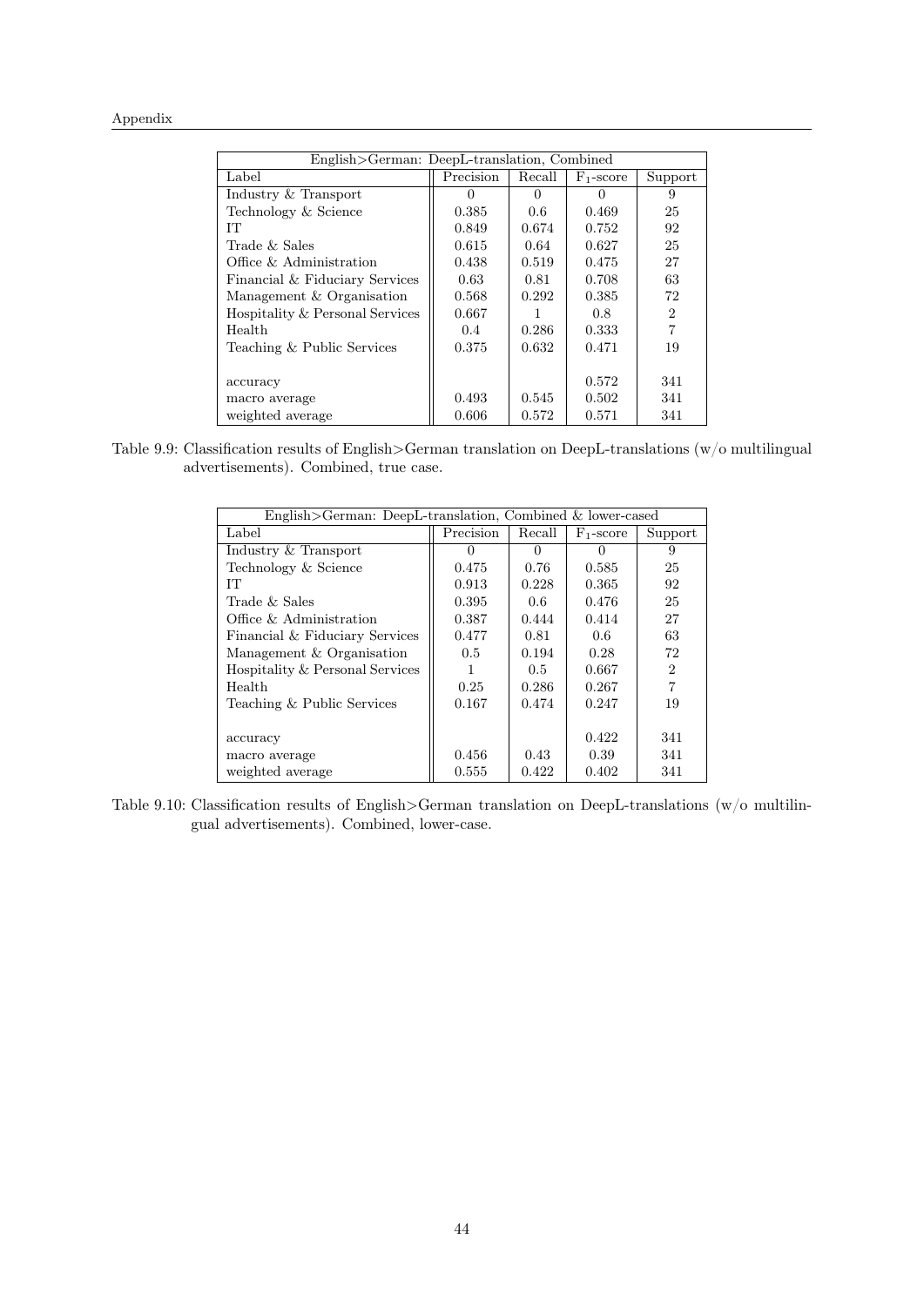| English>German: DeepL-translation, Combined | | | | |
|---|---|---|---|---|
| Label | Precision | Recall | $F_1$-score | Support |
| Industry & Transport | 0 | 0 | 0 | 9 |
| Technology & Science | 0.385 | 0.6 | 0.469 | 25 |
| IT | 0.849 | 0.674 | 0.752 | 92 |
| Trade & Sales | 0.615 | 0.64 | 0.627 | 25 |
| Office & Administration | 0.438 | 0.519 | 0.475 | 27 |
| Financial & Fiduciary Services | 0.63 | 0.81 | 0.708 | 63 |
| Management & Organisation | 0.568 | 0.292 | 0.385 | 72 |
| Hospitality & Personal Services | 0.667 | 1 | 0.8 | 2 |
| Health | 0.4 | 0.286 | 0.333 | 7 |
| Teaching & Public Services | 0.375 | 0.632 | 0.471 | 19 |
| | | | | |
| accuracy | | | 0.572 | 341 |
| macro average | 0.493 | 0.545 | 0.502 | 341 |
| weighted average | 0.606 | 0.572 | 0.571 | 341 |

Table 9.9: Classification results of English>German translation on DeepL-translations (w/o multilingual advertisements). Combined, true case.

| English>German: DeepL-translation, Combined & lower-cased | | | | |
|---|---|---|---|---|
| Label | Precision | Recall | $F_1$-score | Support |
| Industry & Transport | 0 | 0 | 0 | 9 |
| Technology & Science | 0.475 | 0.76 | 0.585 | 25 |
| IT | 0.913 | 0.228 | 0.365 | 92 |
| Trade & Sales | 0.395 | 0.6 | 0.476 | 25 |
| Office & Administration | 0.387 | 0.444 | 0.414 | 27 |
| Financial & Fiduciary Services | 0.477 | 0.81 | 0.6 | 63 |
| Management & Organisation | 0.5 | 0.194 | 0.28 | 72 |
| Hospitality & Personal Services | 1 | 0.5 | 0.667 | 2 |
| Health | 0.25 | 0.286 | 0.267 | 7 |
| Teaching & Public Services | 0.167 | 0.474 | 0.247 | 19 |
| | | | | |
| accuracy | | | 0.422 | 341 |
| macro average | 0.456 | 0.43 | 0.39 | 341 |
| weighted average | 0.555 | 0.422 | 0.402 | 341 |

Table 9.10: Classification results of English>German translation on DeepL-translations (w/o multilingual advertisements). Combined, lower-case.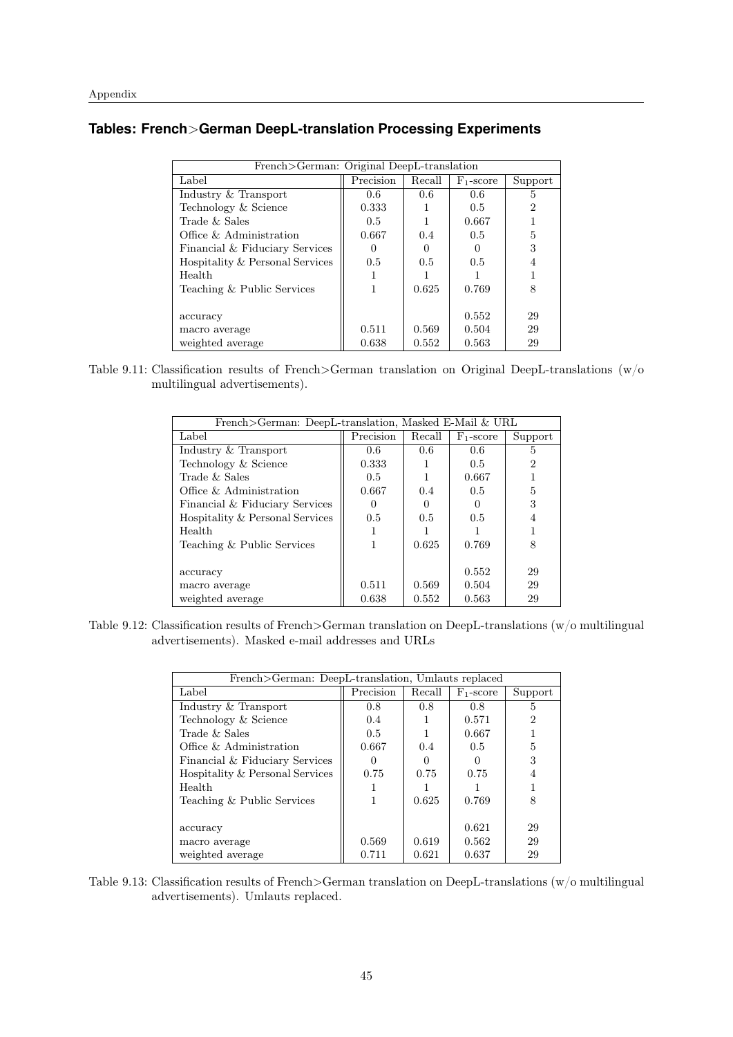## Tables: French>German DeepL-translation Processing Experiments

| French>German: Original DeepL-translation | | | | |
|---|---|---|---|---|
| Label | Precision | Recall | $F_1$-score | Support |
| Industry & Transport | 0.6 | 0.6 | 0.6 | 5 |
| Technology & Science | 0.333 | 1 | 0.5 | 2 |
| Trade & Sales | 0.5 | 1 | 0.667 | 1 |
| Office & Administration | 0.667 | 0.4 | 0.5 | 5 |
| Financial & Fiduciary Services | 0 | 0 | 0 | 3 |
| Hospitality & Personal Services | 0.5 | 0.5 | 0.5 | 4 |
| Health | 1 | 1 | 1 | 1 |
| Teaching & Public Services | 1 | 0.625 | 0.769 | 8 |
| accuracy | | | 0.552 | 29 |
| macro average | 0.511 | 0.569 | 0.504 | 29 |
| weighted average | 0.638 | 0.552 | 0.563 | 29 |

Table 9.11: Classification results of French>German translation on Original DeepL-translations (w/o multilingual advertisements).

| French>German: DeepL-translation, Masked E-Mail & URL | | | | |
|---|---|---|---|---|
| Label | Precision | Recall | $F_1$-score | Support |
| Industry & Transport | 0.6 | 0.6 | 0.6 | 5 |
| Technology & Science | 0.333 | 1 | 0.5 | 2 |
| Trade & Sales | 0.5 | 1 | 0.667 | 1 |
| Office & Administration | 0.667 | 0.4 | 0.5 | 5 |
| Financial & Fiduciary Services | 0 | 0 | 0 | 3 |
| Hospitality & Personal Services | 0.5 | 0.5 | 0.5 | 4 |
| Health | 1 | 1 | 1 | 1 |
| Teaching & Public Services | 1 | 0.625 | 0.769 | 8 |
| accuracy | | | 0.552 | 29 |
| macro average | 0.511 | 0.569 | 0.504 | 29 |
| weighted average | 0.638 | 0.552 | 0.563 | 29 |

Table 9.12: Classification results of French>German translation on DeepL-translations (w/o multilingual advertisements). Masked e-mail addresses and URLs

| French>German: DeepL-translation, Umlauts replaced | | | | |
|---|---|---|---|---|
| Label | Precision | Recall | $F_1$-score | Support |
| Industry & Transport | 0.8 | 0.8 | 0.8 | 5 |
| Technology & Science | 0.4 | 1 | 0.571 | 2 |
| Trade & Sales | 0.5 | 1 | 0.667 | 1 |
| Office & Administration | 0.667 | 0.4 | 0.5 | 5 |
| Financial & Fiduciary Services | 0 | 0 | 0 | 3 |
| Hospitality & Personal Services | 0.75 | 0.75 | 0.75 | 4 |
| Health | 1 | 1 | 1 | 1 |
| Teaching & Public Services | 1 | 0.625 | 0.769 | 8 |
| accuracy | | | 0.621 | 29 |
| macro average | 0.569 | 0.619 | 0.562 | 29 |
| weighted average | 0.711 | 0.621 | 0.637 | 29 |

Table 9.13: Classification results of French>German translation on DeepL-translations (w/o multilingual advertisements). Umlauts replaced.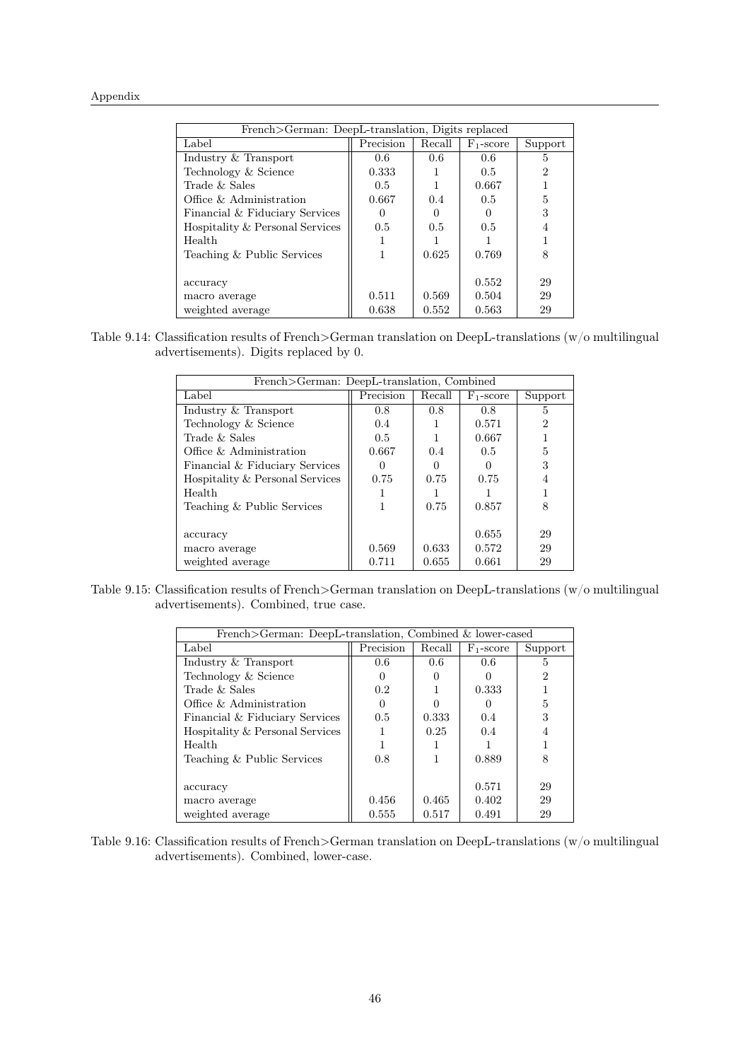| French>German: DeepL-translation, Digits replaced | | | | |
|---|---|---|---|---|
| Label | Precision | Recall | $F_1$-score | Support |
| Industry & Transport | 0.6 | 0.6 | 0.6 | 5 |
| Technology & Science | 0.333 | 1 | 0.5 | 2 |
| Trade & Sales | 0.5 | 1 | 0.667 | 1 |
| Office & Administration | 0.667 | 0.4 | 0.5 | 5 |
| Financial & Fiduciary Services | 0 | 0 | 0 | 3 |
| Hospitality & Personal Services | 0.5 | 0.5 | 0.5 | 4 |
| Health | 1 | 1 | 1 | 1 |
| Teaching & Public Services | 1 | 0.625 | 0.769 | 8 |
| | | | | |
| accuracy | | | 0.552 | 29 |
| macro average | 0.511 | 0.569 | 0.504 | 29 |
| weighted average | 0.638 | 0.552 | 0.563 | 29 |

Table 9.14: Classification results of French>German translation on DeepL-translations (w/o multilingual advertisements). Digits replaced by 0.

| French>German: DeepL-translation, Combined | | | | |
|---|---|---|---|---|
| Label | Precision | Recall | $F_1$-score | Support |
| Industry & Transport | 0.8 | 0.8 | 0.8 | 5 |
| Technology & Science | 0.4 | 1 | 0.571 | 2 |
| Trade & Sales | 0.5 | 1 | 0.667 | 1 |
| Office & Administration | 0.667 | 0.4 | 0.5 | 5 |
| Financial & Fiduciary Services | 0 | 0 | 0 | 3 |
| Hospitality & Personal Services | 0.75 | 0.75 | 0.75 | 4 |
| Health | 1 | 1 | 1 | 1 |
| Teaching & Public Services | 1 | 0.75 | 0.857 | 8 |
| | | | | |
| accuracy | | | 0.655 | 29 |
| macro average | 0.569 | 0.633 | 0.572 | 29 |
| weighted average | 0.711 | 0.655 | 0.661 | 29 |

Table 9.15: Classification results of French>German translation on DeepL-translations (w/o multilingual advertisements). Combined, true case.

| French>German: DeepL-translation, Combined & lower-cased | | | | |
|---|---|---|---|---|
| Label | Precision | Recall | $F_1$-score | Support |
| Industry & Transport | 0.6 | 0.6 | 0.6 | 5 |
| Technology & Science | 0 | 0 | 0 | 2 |
| Trade & Sales | 0.2 | 1 | 0.333 | 1 |
| Office & Administration | 0 | 0 | 0 | 5 |
| Financial & Fiduciary Services | 0.5 | 0.333 | 0.4 | 3 |
| Hospitality & Personal Services | 1 | 0.25 | 0.4 | 4 |
| Health | 1 | 1 | 1 | 1 |
| Teaching & Public Services | 0.8 | 1 | 0.889 | 8 |
| | | | | |
| accuracy | | | 0.571 | 29 |
| macro average | 0.456 | 0.465 | 0.402 | 29 |
| weighted average | 0.555 | 0.517 | 0.491 | 29 |

Table 9.16: Classification results of French>German translation on DeepL-translations (w/o multilingual advertisements). Combined, lower-case.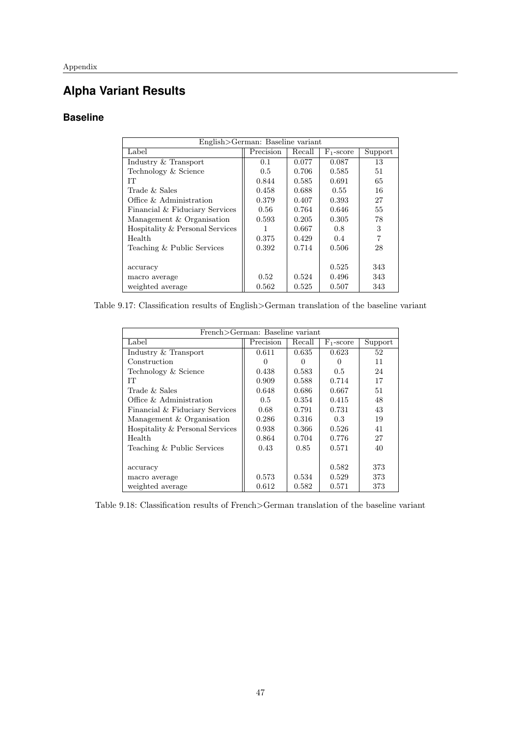# Alpha Variant Results

## Baseline

| English>German: Baseline variant | | | | |
|---|---|---|---|---|
| Label | Precision | Recall | $F_1$-score | Support |
| Industry & Transport | 0.1 | 0.077 | 0.087 | 13 |
| Technology & Science | 0.5 | 0.706 | 0.585 | 51 |
| IT | 0.844 | 0.585 | 0.691 | 65 |
| Trade & Sales | 0.458 | 0.688 | 0.55 | 16 |
| Office & Administration | 0.379 | 0.407 | 0.393 | 27 |
| Financial & Fiduciary Services | 0.56 | 0.764 | 0.646 | 55 |
| Management & Organisation | 0.593 | 0.205 | 0.305 | 78 |
| Hospitality & Personal Services | 1 | 0.667 | 0.8 | 3 |
| Health | 0.375 | 0.429 | 0.4 | 7 |
| Teaching & Public Services | 0.392 | 0.714 | 0.506 | 28 |
| accuracy | | | 0.525 | 343 |
| macro average | 0.52 | 0.524 | 0.496 | 343 |
| weighted average | 0.562 | 0.525 | 0.507 | 343 |

Table 9.17: Classification results of English>German translation of the baseline variant

| French>German: Baseline variant | | | | |
|---|---|---|---|---|
| Label | Precision | Recall | $F_1$-score | Support |
| Industry & Transport | 0.611 | 0.635 | 0.623 | 52 |
| Construction | 0 | 0 | 0 | 11 |
| Technology & Science | 0.438 | 0.583 | 0.5 | 24 |
| IT | 0.909 | 0.588 | 0.714 | 17 |
| Trade & Sales | 0.648 | 0.686 | 0.667 | 51 |
| Office & Administration | 0.5 | 0.354 | 0.415 | 48 |
| Financial & Fiduciary Services | 0.68 | 0.791 | 0.731 | 43 |
| Management & Organisation | 0.286 | 0.316 | 0.3 | 19 |
| Hospitality & Personal Services | 0.938 | 0.366 | 0.526 | 41 |
| Health | 0.864 | 0.704 | 0.776 | 27 |
| Teaching & Public Services | 0.43 | 0.85 | 0.571 | 40 |
| accuracy | | | 0.582 | 373 |
| macro average | 0.573 | 0.534 | 0.529 | 373 |
| weighted average | 0.612 | 0.582 | 0.571 | 373 |

Table 9.18: Classification results of French>German translation of the baseline variant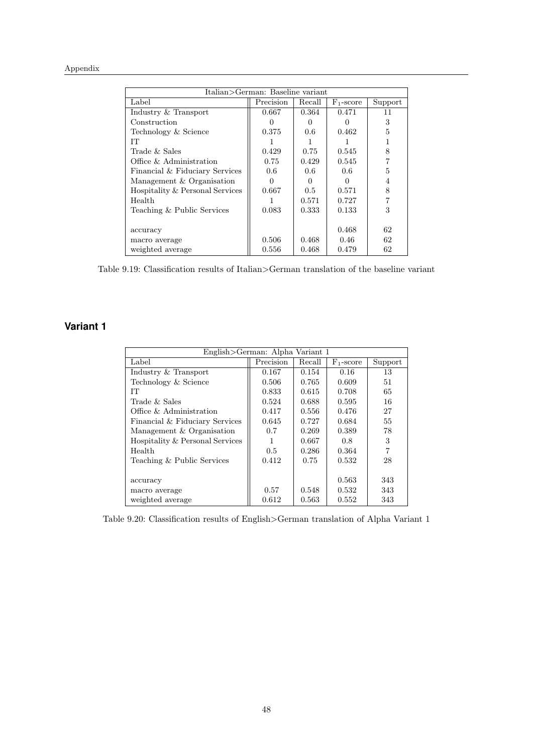| Italian>German: Baseline variant | | | | |
|---|---|---|---|---|
| Label | Precision | Recall | $F_1$-score | Support |
| Industry & Transport | 0.667 | 0.364 | 0.471 | 11 |
| Construction | 0 | 0 | 0 | 3 |
| Technology & Science | 0.375 | 0.6 | 0.462 | 5 |
| IT | 1 | 1 | 1 | 1 |
| Trade & Sales | 0.429 | 0.75 | 0.545 | 8 |
| Office & Administration | 0.75 | 0.429 | 0.545 | 7 |
| Financial & Fiduciary Services | 0.6 | 0.6 | 0.6 | 5 |
| Management & Organisation | 0 | 0 | 0 | 4 |
| Hospitality & Personal Services | 0.667 | 0.5 | 0.571 | 8 |
| Health | 1 | 0.571 | 0.727 | 7 |
| Teaching & Public Services | 0.083 | 0.333 | 0.133 | 3 |
| | | | | |
| accuracy | | | 0.468 | 62 |
| macro average | 0.506 | 0.468 | 0.46 | 62 |
| weighted average | 0.556 | 0.468 | 0.479 | 62 |

Table 9.19: Classification results of Italian>German translation of the baseline variant

## Variant 1

| English>German: Alpha Variant 1 | | | | |
|---|---|---|---|---|
| Label | Precision | Recall | $F_1$-score | Support |
| Industry & Transport | 0.167 | 0.154 | 0.16 | 13 |
| Technology & Science | 0.506 | 0.765 | 0.609 | 51 |
| IT | 0.833 | 0.615 | 0.708 | 65 |
| Trade & Sales | 0.524 | 0.688 | 0.595 | 16 |
| Office & Administration | 0.417 | 0.556 | 0.476 | 27 |
| Financial & Fiduciary Services | 0.645 | 0.727 | 0.684 | 55 |
| Management & Organisation | 0.7 | 0.269 | 0.389 | 78 |
| Hospitality & Personal Services | 1 | 0.667 | 0.8 | 3 |
| Health | 0.5 | 0.286 | 0.364 | 7 |
| Teaching & Public Services | 0.412 | 0.75 | 0.532 | 28 |
| | | | | |
| accuracy | | | 0.563 | 343 |
| macro average | 0.57 | 0.548 | 0.532 | 343 |
| weighted average | 0.612 | 0.563 | 0.552 | 343 |

Table 9.20: Classification results of English>German translation of Alpha Variant 1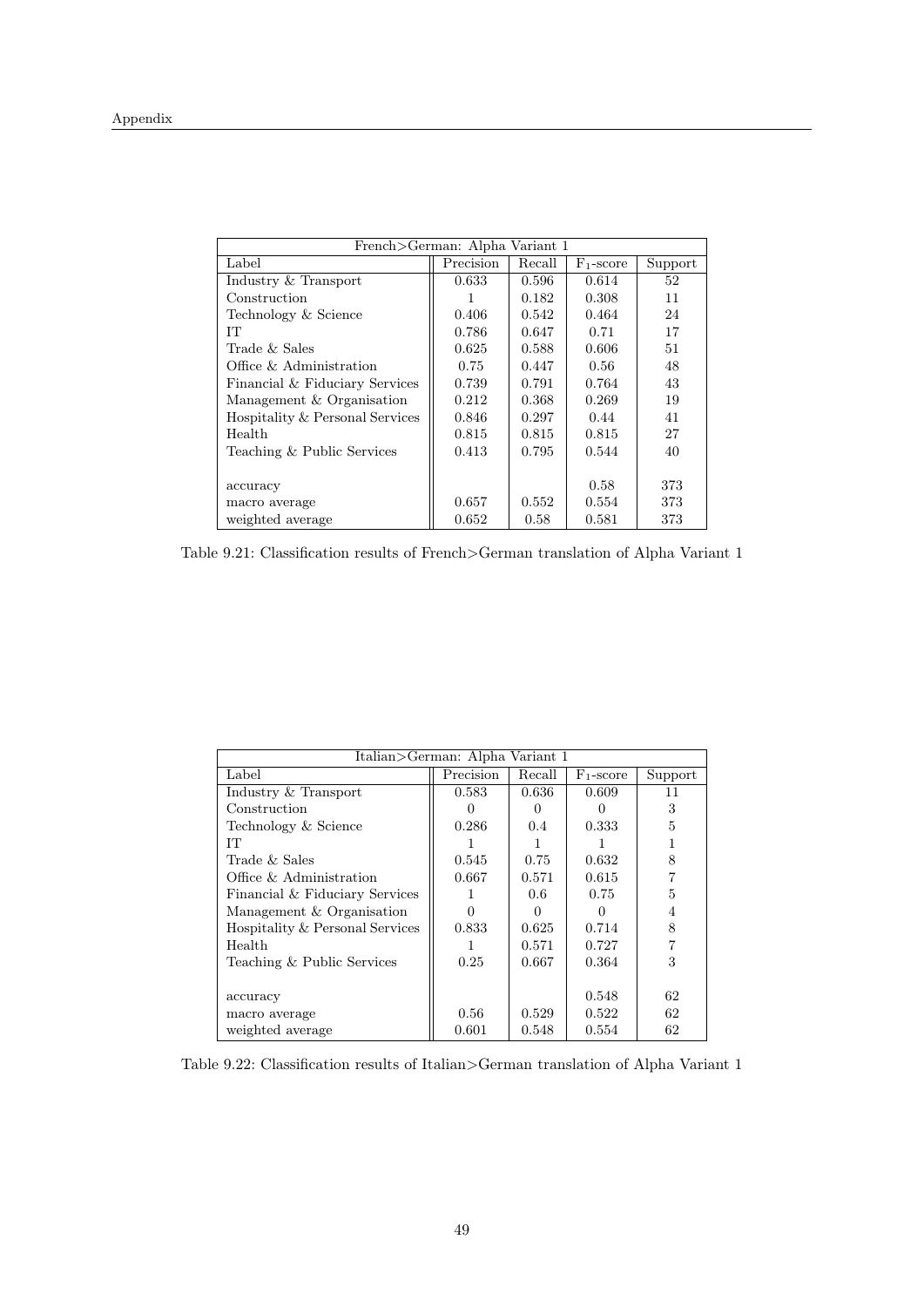| French>German: Alpha Variant 1 | | | | |
|---|---|---|---|---|
| Label | Precision | Recall | $F_1$-score | Support |
| Industry & Transport | 0.633 | 0.596 | 0.614 | 52 |
| Construction | 1 | 0.182 | 0.308 | 11 |
| Technology & Science | 0.406 | 0.542 | 0.464 | 24 |
| IT | 0.786 | 0.647 | 0.71 | 17 |
| Trade & Sales | 0.625 | 0.588 | 0.606 | 51 |
| Office & Administration | 0.75 | 0.447 | 0.56 | 48 |
| Financial & Fiduciary Services | 0.739 | 0.791 | 0.764 | 43 |
| Management & Organisation | 0.212 | 0.368 | 0.269 | 19 |
| Hospitality & Personal Services | 0.846 | 0.297 | 0.44 | 41 |
| Health | 0.815 | 0.815 | 0.815 | 27 |
| Teaching & Public Services | 0.413 | 0.795 | 0.544 | 40 |
| accuracy | | | 0.58 | 373 |
| macro average | 0.657 | 0.552 | 0.554 | 373 |
| weighted average | 0.652 | 0.58 | 0.581 | 373 |

Table 9.21: Classification results of French>German translation of Alpha Variant 1

| Italian>German: Alpha Variant 1 | | | | |
|---|---|---|---|---|
| Label | Precision | Recall | $F_1$-score | Support |
| Industry & Transport | 0.583 | 0.636 | 0.609 | 11 |
| Construction | 0 | 0 | 0 | 3 |
| Technology & Science | 0.286 | 0.4 | 0.333 | 5 |
| IT | 1 | 1 | 1 | 1 |
| Trade & Sales | 0.545 | 0.75 | 0.632 | 8 |
| Office & Administration | 0.667 | 0.571 | 0.615 | 7 |
| Financial & Fiduciary Services | 1 | 0.6 | 0.75 | 5 |
| Management & Organisation | 0 | 0 | 0 | 4 |
| Hospitality & Personal Services | 0.833 | 0.625 | 0.714 | 8 |
| Health | 1 | 0.571 | 0.727 | 7 |
| Teaching & Public Services | 0.25 | 0.667 | 0.364 | 3 |
| accuracy | | | 0.548 | 62 |
| macro average | 0.56 | 0.529 | 0.522 | 62 |
| weighted average | 0.601 | 0.548 | 0.554 | 62 |

Table 9.22: Classification results of Italian>German translation of Alpha Variant 1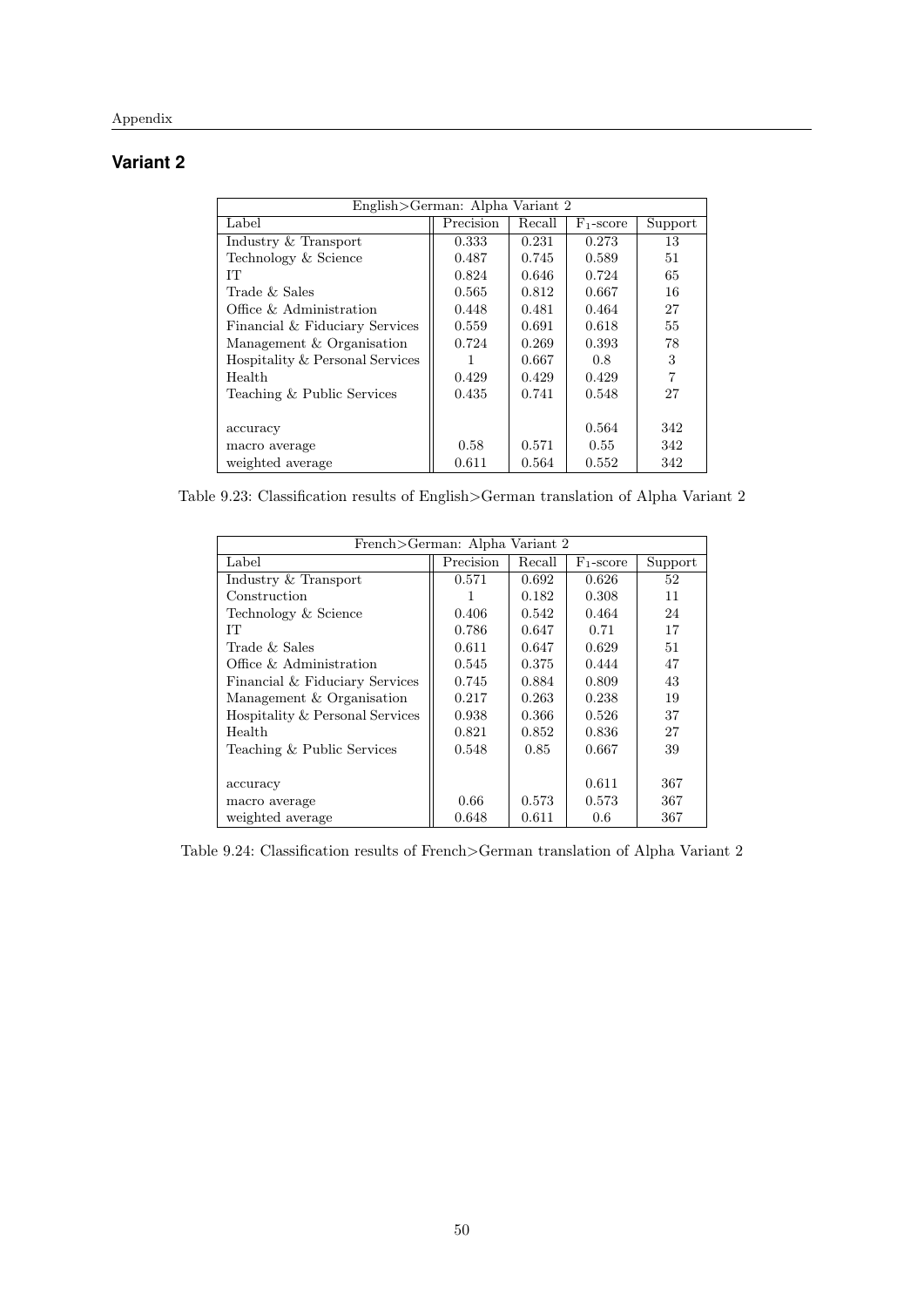## Variant 2

| English>German: Alpha Variant 2 | | | | |
|---|---|---|---|---|
| Label | Precision | Recall | $F_1$-score | Support |
| Industry & Transport | 0.333 | 0.231 | 0.273 | 13 |
| Technology & Science | 0.487 | 0.745 | 0.589 | 51 |
| IT | 0.824 | 0.646 | 0.724 | 65 |
| Trade & Sales | 0.565 | 0.812 | 0.667 | 16 |
| Office & Administration | 0.448 | 0.481 | 0.464 | 27 |
| Financial & Fiduciary Services | 0.559 | 0.691 | 0.618 | 55 |
| Management & Organisation | 0.724 | 0.269 | 0.393 | 78 |
| Hospitality & Personal Services | 1 | 0.667 | 0.8 | 3 |
| Health | 0.429 | 0.429 | 0.429 | 7 |
| Teaching & Public Services | 0.435 | 0.741 | 0.548 | 27 |
| | | | | |
| accuracy | | | 0.564 | 342 |
| macro average | 0.58 | 0.571 | 0.55 | 342 |
| weighted average | 0.611 | 0.564 | 0.552 | 342 |

Table 9.23: Classification results of English>German translation of Alpha Variant 2

| French>German: Alpha Variant 2 | | | | |
|---|---|---|---|---|
| Label | Precision | Recall | $F_1$-score | Support |
| Industry & Transport | 0.571 | 0.692 | 0.626 | 52 |
| Construction | 1 | 0.182 | 0.308 | 11 |
| Technology & Science | 0.406 | 0.542 | 0.464 | 24 |
| IT | 0.786 | 0.647 | 0.71 | 17 |
| Trade & Sales | 0.611 | 0.647 | 0.629 | 51 |
| Office & Administration | 0.545 | 0.375 | 0.444 | 47 |
| Financial & Fiduciary Services | 0.745 | 0.884 | 0.809 | 43 |
| Management & Organisation | 0.217 | 0.263 | 0.238 | 19 |
| Hospitality & Personal Services | 0.938 | 0.366 | 0.526 | 37 |
| Health | 0.821 | 0.852 | 0.836 | 27 |
| Teaching & Public Services | 0.548 | 0.85 | 0.667 | 39 |
| | | | | |
| accuracy | | | 0.611 | 367 |
| macro average | 0.66 | 0.573 | 0.573 | 367 |
| weighted average | 0.648 | 0.611 | 0.6 | 367 |

Table 9.24: Classification results of French>German translation of Alpha Variant 2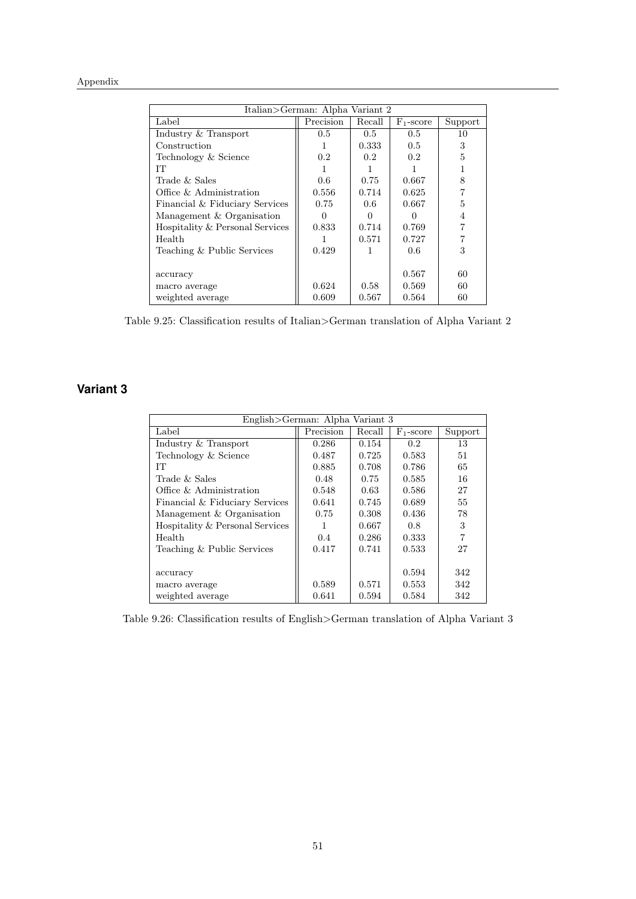| Italian>German: Alpha Variant 2 | | | | |
|---|---|---|---|---|
| Label | Precision | Recall | $F_1$-score | Support |
| Industry & Transport | 0.5 | 0.5 | 0.5 | 10 |
| Construction | 1 | 0.333 | 0.5 | 3 |
| Technology & Science | 0.2 | 0.2 | 0.2 | 5 |
| IT | 1 | 1 | 1 | 1 |
| Trade & Sales | 0.6 | 0.75 | 0.667 | 8 |
| Office & Administration | 0.556 | 0.714 | 0.625 | 7 |
| Financial & Fiduciary Services | 0.75 | 0.6 | 0.667 | 5 |
| Management & Organisation | 0 | 0 | 0 | 4 |
| Hospitality & Personal Services | 0.833 | 0.714 | 0.769 | 7 |
| Health | 1 | 0.571 | 0.727 | 7 |
| Teaching & Public Services | 0.429 | 1 | 0.6 | 3 |
| accuracy | | | 0.567 | 60 |
| macro average | 0.624 | 0.58 | 0.569 | 60 |
| weighted average | 0.609 | 0.567 | 0.564 | 60 |

Table 9.25: Classification results of Italian>German translation of Alpha Variant 2

## Variant 3

| English>German: Alpha Variant 3 | | | | |
|---|---|---|---|---|
| Label | Precision | Recall | $F_1$-score | Support |
| Industry & Transport | 0.286 | 0.154 | 0.2 | 13 |
| Technology & Science | 0.487 | 0.725 | 0.583 | 51 |
| IT | 0.885 | 0.708 | 0.786 | 65 |
| Trade & Sales | 0.48 | 0.75 | 0.585 | 16 |
| Office & Administration | 0.548 | 0.63 | 0.586 | 27 |
| Financial & Fiduciary Services | 0.641 | 0.745 | 0.689 | 55 |
| Management & Organisation | 0.75 | 0.308 | 0.436 | 78 |
| Hospitality & Personal Services | 1 | 0.667 | 0.8 | 3 |
| Health | 0.4 | 0.286 | 0.333 | 7 |
| Teaching & Public Services | 0.417 | 0.741 | 0.533 | 27 |
| accuracy | | | 0.594 | 342 |
| macro average | 0.589 | 0.571 | 0.553 | 342 |
| weighted average | 0.641 | 0.594 | 0.584 | 342 |

Table 9.26: Classification results of English>German translation of Alpha Variant 3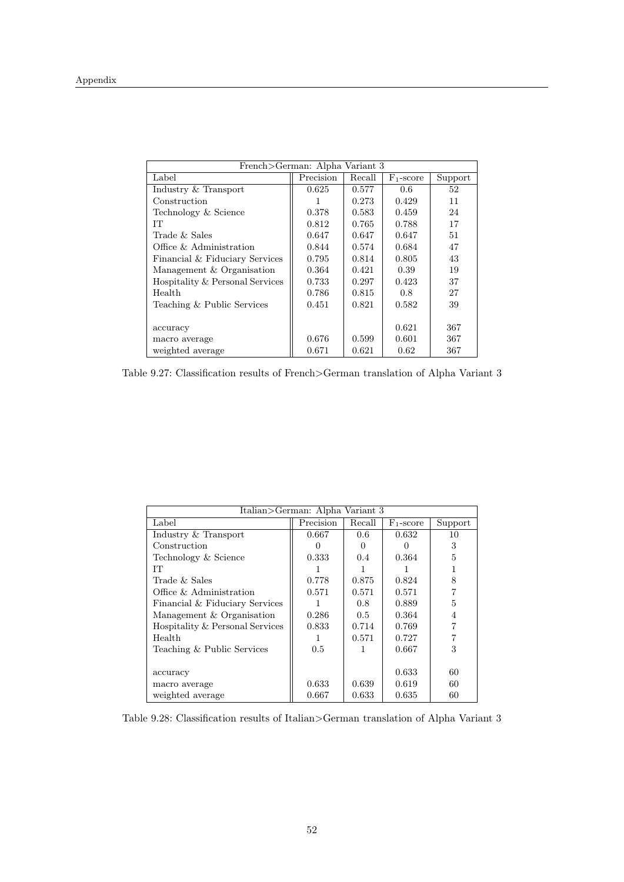| French>German: Alpha Variant 3 | | | | |
|---|---|---|---|---|
| Label | Precision | Recall | $F_1$-score | Support |
| Industry & Transport | 0.625 | 0.577 | 0.6 | 52 |
| Construction | 1 | 0.273 | 0.429 | 11 |
| Technology & Science | 0.378 | 0.583 | 0.459 | 24 |
| IT | 0.812 | 0.765 | 0.788 | 17 |
| Trade & Sales | 0.647 | 0.647 | 0.647 | 51 |
| Office & Administration | 0.844 | 0.574 | 0.684 | 47 |
| Financial & Fiduciary Services | 0.795 | 0.814 | 0.805 | 43 |
| Management & Organisation | 0.364 | 0.421 | 0.39 | 19 |
| Hospitality & Personal Services | 0.733 | 0.297 | 0.423 | 37 |
| Health | 0.786 | 0.815 | 0.8 | 27 |
| Teaching & Public Services | 0.451 | 0.821 | 0.582 | 39 |
| | | | | |
| accuracy | | | 0.621 | 367 |
| macro average | 0.676 | 0.599 | 0.601 | 367 |
| weighted average | 0.671 | 0.621 | 0.62 | 367 |

Table 9.27: Classification results of French>German translation of Alpha Variant 3

| Italian>German: Alpha Variant 3 | | | | |
|---|---|---|---|---|
| Label | Precision | Recall | $F_1$-score | Support |
| Industry & Transport | 0.667 | 0.6 | 0.632 | 10 |
| Construction | 0 | 0 | 0 | 3 |
| Technology & Science | 0.333 | 0.4 | 0.364 | 5 |
| IT | 1 | 1 | 1 | 1 |
| Trade & Sales | 0.778 | 0.875 | 0.824 | 8 |
| Office & Administration | 0.571 | 0.571 | 0.571 | 7 |
| Financial & Fiduciary Services | 1 | 0.8 | 0.889 | 5 |
| Management & Organisation | 0.286 | 0.5 | 0.364 | 4 |
| Hospitality & Personal Services | 0.833 | 0.714 | 0.769 | 7 |
| Health | 1 | 0.571 | 0.727 | 7 |
| Teaching & Public Services | 0.5 | 1 | 0.667 | 3 |
| | | | | |
| accuracy | | | 0.633 | 60 |
| macro average | 0.633 | 0.639 | 0.619 | 60 |
| weighted average | 0.667 | 0.633 | 0.635 | 60 |

Table 9.28: Classification results of Italian>German translation of Alpha Variant 3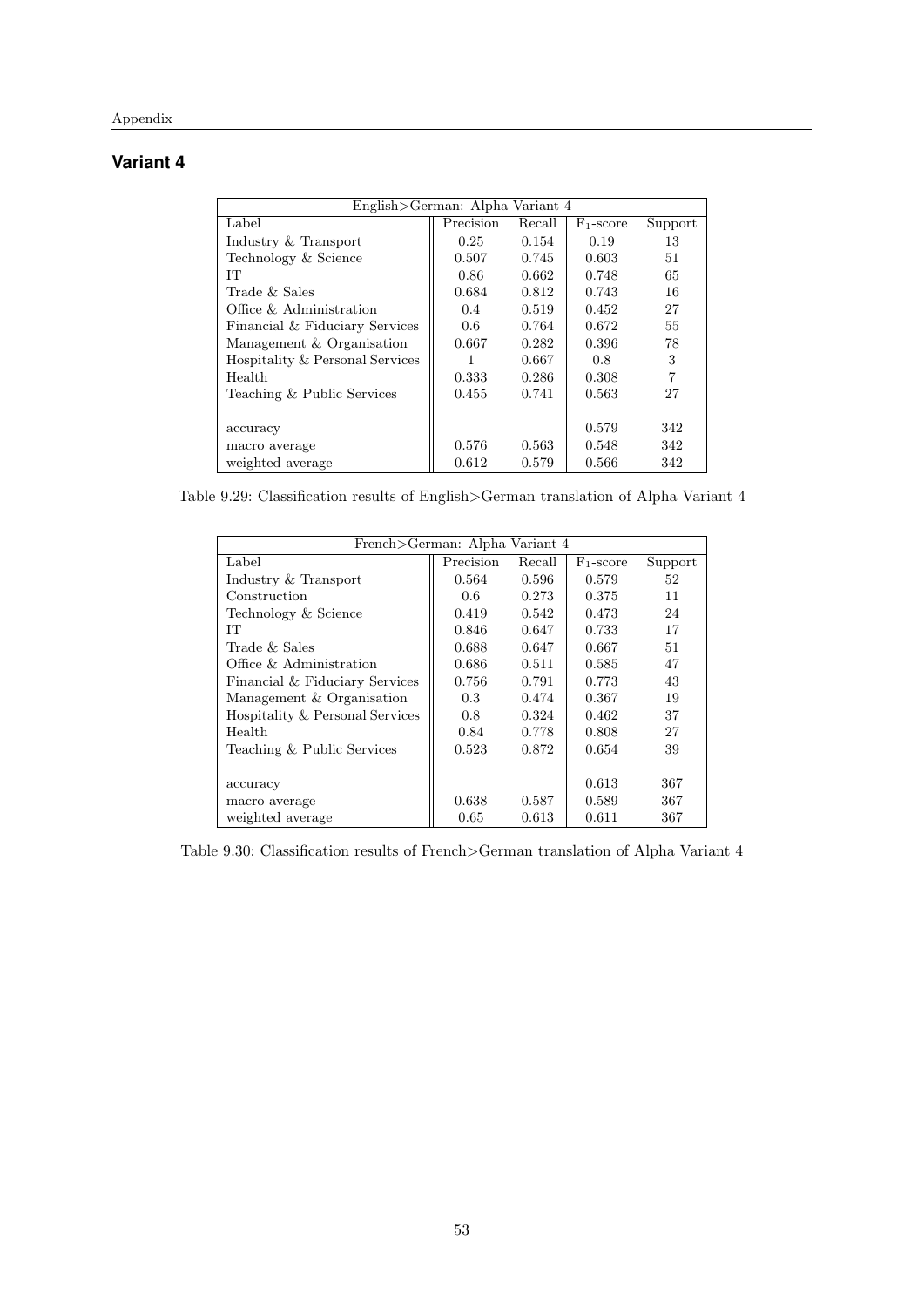## Variant 4

| English>German: Alpha Variant 4 | | | | |
|---|---|---|---|---|
| Label | Precision | Recall | $F_1$-score | Support |
| Industry & Transport | 0.25 | 0.154 | 0.19 | 13 |
| Technology & Science | 0.507 | 0.745 | 0.603 | 51 |
| IT | 0.86 | 0.662 | 0.748 | 65 |
| Trade & Sales | 0.684 | 0.812 | 0.743 | 16 |
| Office & Administration | 0.4 | 0.519 | 0.452 | 27 |
| Financial & Fiduciary Services | 0.6 | 0.764 | 0.672 | 55 |
| Management & Organisation | 0.667 | 0.282 | 0.396 | 78 |
| Hospitality & Personal Services | 1 | 0.667 | 0.8 | 3 |
| Health | 0.333 | 0.286 | 0.308 | 7 |
| Teaching & Public Services | 0.455 | 0.741 | 0.563 | 27 |
| | | | | |
| accuracy | | | 0.579 | 342 |
| macro average | 0.576 | 0.563 | 0.548 | 342 |
| weighted average | 0.612 | 0.579 | 0.566 | 342 |

Table 9.29: Classification results of English>German translation of Alpha Variant 4

| French>German: Alpha Variant 4 | | | | |
|---|---|---|---|---|
| Label | Precision | Recall | $F_1$-score | Support |
| Industry & Transport | 0.564 | 0.596 | 0.579 | 52 |
| Construction | 0.6 | 0.273 | 0.375 | 11 |
| Technology & Science | 0.419 | 0.542 | 0.473 | 24 |
| IT | 0.846 | 0.647 | 0.733 | 17 |
| Trade & Sales | 0.688 | 0.647 | 0.667 | 51 |
| Office & Administration | 0.686 | 0.511 | 0.585 | 47 |
| Financial & Fiduciary Services | 0.756 | 0.791 | 0.773 | 43 |
| Management & Organisation | 0.3 | 0.474 | 0.367 | 19 |
| Hospitality & Personal Services | 0.8 | 0.324 | 0.462 | 37 |
| Health | 0.84 | 0.778 | 0.808 | 27 |
| Teaching & Public Services | 0.523 | 0.872 | 0.654 | 39 |
| | | | | |
| accuracy | | | 0.613 | 367 |
| macro average | 0.638 | 0.587 | 0.589 | 367 |
| weighted average | 0.65 | 0.613 | 0.611 | 367 |

Table 9.30: Classification results of French>German translation of Alpha Variant 4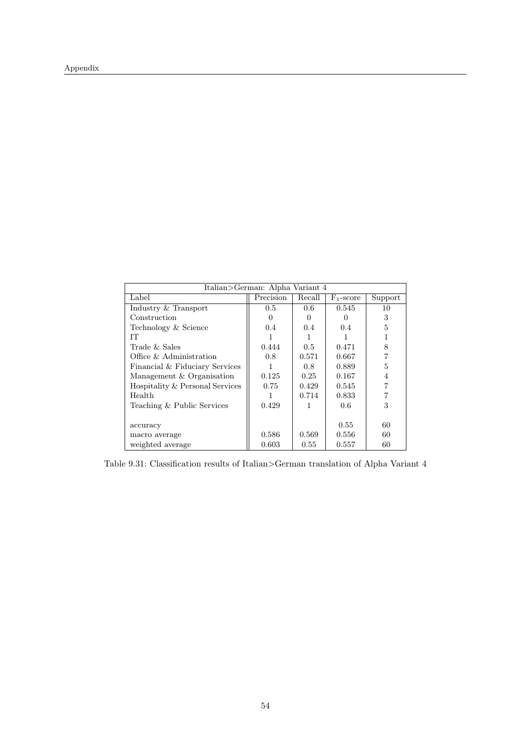| Italian>German: Alpha Variant 4 | | | | |
|---|---|---|---|---|
| Label | Precision | Recall | $F_1$-score | Support |
| Industry & Transport | 0.5 | 0.6 | 0.545 | 10 |
| Construction | 0 | 0 | 0 | 3 |
| Technology & Science | 0.4 | 0.4 | 0.4 | 5 |
| IT | 1 | 1 | 1 | 1 |
| Trade & Sales | 0.444 | 0.5 | 0.471 | 8 |
| Office & Administration | 0.8 | 0.571 | 0.667 | 7 |
| Financial & Fiduciary Services | 1 | 0.8 | 0.889 | 5 |
| Management & Organisation | 0.125 | 0.25 | 0.167 | 4 |
| Hospitality & Personal Services | 0.75 | 0.429 | 0.545 | 7 |
| Health | 1 | 0.714 | 0.833 | 7 |
| Teaching & Public Services | 0.429 | 1 | 0.6 | 3 |
| | | | | |
| accuracy | | | 0.55 | 60 |
| macro average | 0.586 | 0.569 | 0.556 | 60 |
| weighted average | 0.603 | 0.55 | 0.557 | 60 |

Table 9.31: Classification results of Italian>German translation of Alpha Variant 4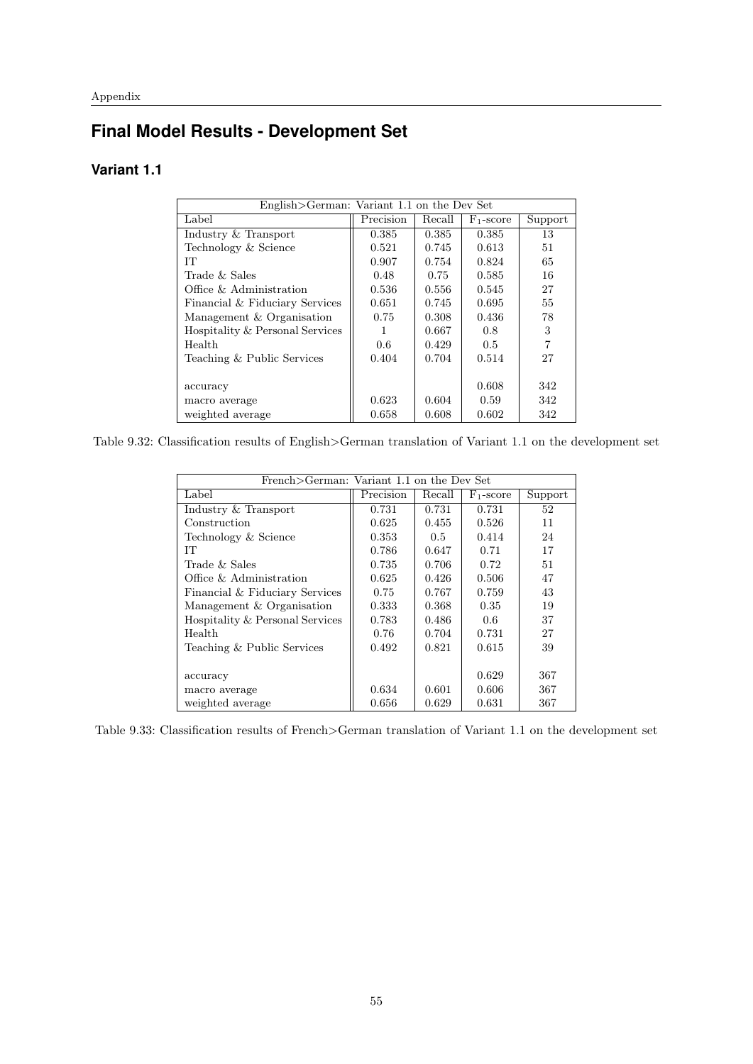# Final Model Results - Development Set

## Variant 1.1

| English>German: Variant 1.1 on the Dev Set | | | | |
|---|---|---|---|---|
| Label | Precision | Recall | $F_1$-score | Support |
| Industry & Transport | 0.385 | 0.385 | 0.385 | 13 |
| Technology & Science | 0.521 | 0.745 | 0.613 | 51 |
| IT | 0.907 | 0.754 | 0.824 | 65 |
| Trade & Sales | 0.48 | 0.75 | 0.585 | 16 |
| Office & Administration | 0.536 | 0.556 | 0.545 | 27 |
| Financial & Fiduciary Services | 0.651 | 0.745 | 0.695 | 55 |
| Management & Organisation | 0.75 | 0.308 | 0.436 | 78 |
| Hospitality & Personal Services | 1 | 0.667 | 0.8 | 3 |
| Health | 0.6 | 0.429 | 0.5 | 7 |
| Teaching & Public Services | 0.404 | 0.704 | 0.514 | 27 |
| accuracy | | | 0.608 | 342 |
| macro average | 0.623 | 0.604 | 0.59 | 342 |
| weighted average | 0.658 | 0.608 | 0.602 | 342 |

Table 9.32: Classification results of English>German translation of Variant 1.1 on the development set

| French>German: Variant 1.1 on the Dev Set | | | | |
|---|---|---|---|---|
| Label | Precision | Recall | $F_1$-score | Support |
| Industry & Transport | 0.731 | 0.731 | 0.731 | 52 |
| Construction | 0.625 | 0.455 | 0.526 | 11 |
| Technology & Science | 0.353 | 0.5 | 0.414 | 24 |
| IT | 0.786 | 0.647 | 0.71 | 17 |
| Trade & Sales | 0.735 | 0.706 | 0.72 | 51 |
| Office & Administration | 0.625 | 0.426 | 0.506 | 47 |
| Financial & Fiduciary Services | 0.75 | 0.767 | 0.759 | 43 |
| Management & Organisation | 0.333 | 0.368 | 0.35 | 19 |
| Hospitality & Personal Services | 0.783 | 0.486 | 0.6 | 37 |
| Health | 0.76 | 0.704 | 0.731 | 27 |
| Teaching & Public Services | 0.492 | 0.821 | 0.615 | 39 |
| accuracy | | | 0.629 | 367 |
| macro average | 0.634 | 0.601 | 0.606 | 367 |
| weighted average | 0.656 | 0.629 | 0.631 | 367 |

Table 9.33: Classification results of French>German translation of Variant 1.1 on the development set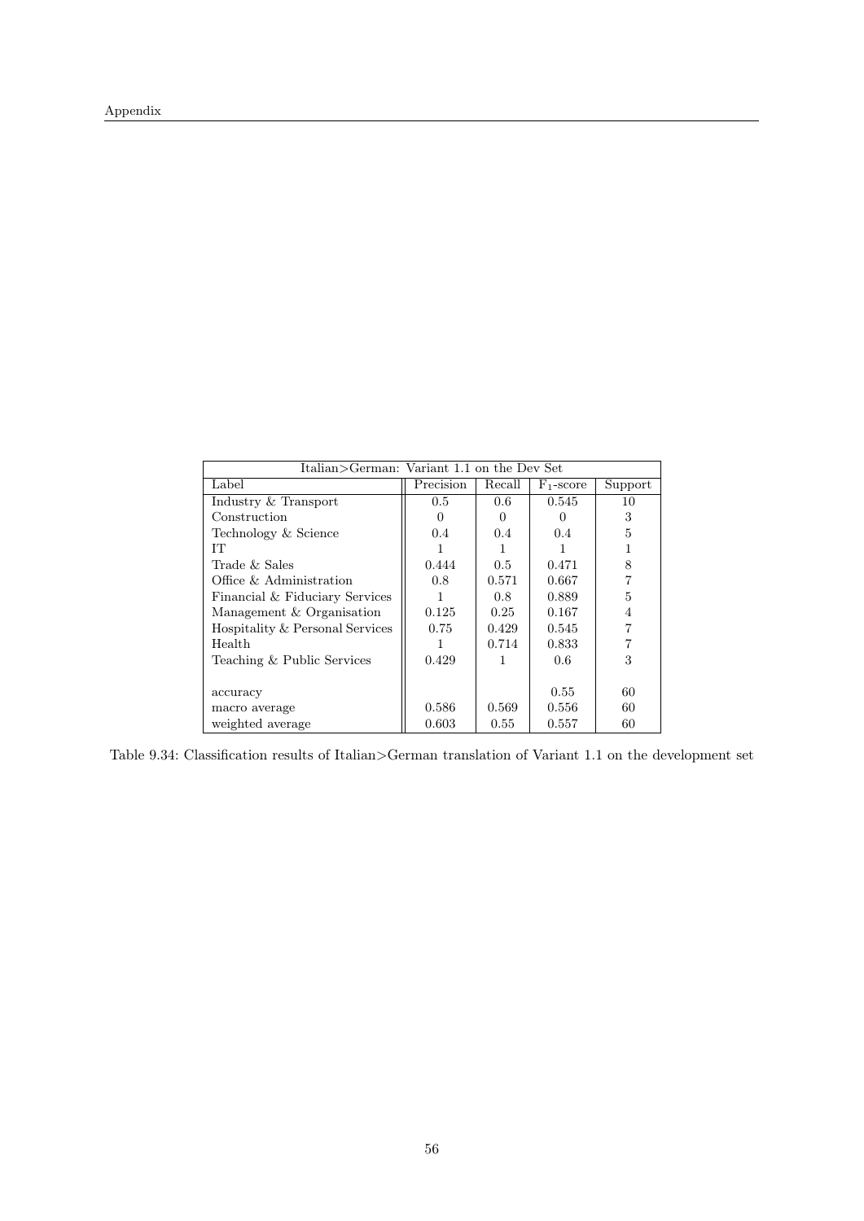| Italian>German: Variant 1.1 on the Dev Set | | | | |
|---|---|---|---|---|
| Label | Precision | Recall | $F_1$-score | Support |
| Industry & Transport | 0.5 | 0.6 | 0.545 | 10 |
| Construction | 0 | 0 | 0 | 3 |
| Technology & Science | 0.4 | 0.4 | 0.4 | 5 |
| IT | 1 | 1 | 1 | 1 |
| Trade & Sales | 0.444 | 0.5 | 0.471 | 8 |
| Office & Administration | 0.8 | 0.571 | 0.667 | 7 |
| Financial & Fiduciary Services | 1 | 0.8 | 0.889 | 5 |
| Management & Organisation | 0.125 | 0.25 | 0.167 | 4 |
| Hospitality & Personal Services | 0.75 | 0.429 | 0.545 | 7 |
| Health | 1 | 0.714 | 0.833 | 7 |
| Teaching & Public Services | 0.429 | 1 | 0.6 | 3 |
| | | | | |
| accuracy | | | 0.55 | 60 |
| macro average | 0.586 | 0.569 | 0.556 | 60 |
| weighted average | 0.603 | 0.55 | 0.557 | 60 |

Table 9.34: Classification results of Italian>German translation of Variant 1.1 on the development set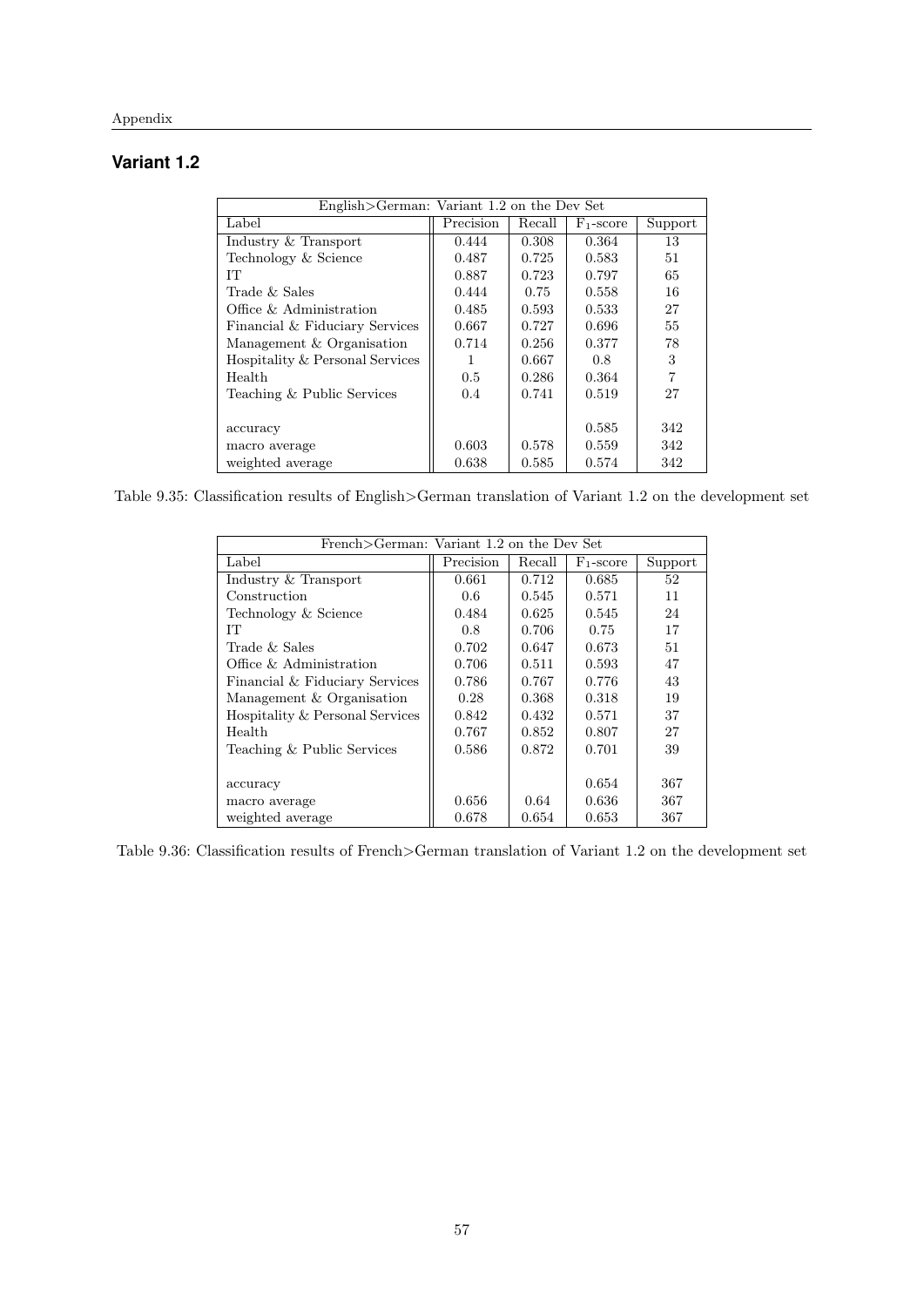## Variant 1.2

| English>German: Variant 1.2 on the Dev Set | | | | |
|---|---|---|---|---|
| Label | Precision | Recall | $F_1$-score | Support |
| Industry & Transport | 0.444 | 0.308 | 0.364 | 13 |
| Technology & Science | 0.487 | 0.725 | 0.583 | 51 |
| IT | 0.887 | 0.723 | 0.797 | 65 |
| Trade & Sales | 0.444 | 0.75 | 0.558 | 16 |
| Office & Administration | 0.485 | 0.593 | 0.533 | 27 |
| Financial & Fiduciary Services | 0.667 | 0.727 | 0.696 | 55 |
| Management & Organisation | 0.714 | 0.256 | 0.377 | 78 |
| Hospitality & Personal Services | 1 | 0.667 | 0.8 | 3 |
| Health | 0.5 | 0.286 | 0.364 | 7 |
| Teaching & Public Services | 0.4 | 0.741 | 0.519 | 27 |
| accuracy | | | 0.585 | 342 |
| macro average | 0.603 | 0.578 | 0.559 | 342 |
| weighted average | 0.638 | 0.585 | 0.574 | 342 |

Table 9.35: Classification results of English>German translation of Variant 1.2 on the development set

| French>German: Variant 1.2 on the Dev Set | | | | |
|---|---|---|---|---|
| Label | Precision | Recall | $F_1$-score | Support |
| Industry & Transport | 0.661 | 0.712 | 0.685 | 52 |
| Construction | 0.6 | 0.545 | 0.571 | 11 |
| Technology & Science | 0.484 | 0.625 | 0.545 | 24 |
| IT | 0.8 | 0.706 | 0.75 | 17 |
| Trade & Sales | 0.702 | 0.647 | 0.673 | 51 |
| Office & Administration | 0.706 | 0.511 | 0.593 | 47 |
| Financial & Fiduciary Services | 0.786 | 0.767 | 0.776 | 43 |
| Management & Organisation | 0.28 | 0.368 | 0.318 | 19 |
| Hospitality & Personal Services | 0.842 | 0.432 | 0.571 | 37 |
| Health | 0.767 | 0.852 | 0.807 | 27 |
| Teaching & Public Services | 0.586 | 0.872 | 0.701 | 39 |
| accuracy | | | 0.654 | 367 |
| macro average | 0.656 | 0.64 | 0.636 | 367 |
| weighted average | 0.678 | 0.654 | 0.653 | 367 |

Table 9.36: Classification results of French>German translation of Variant 1.2 on the development set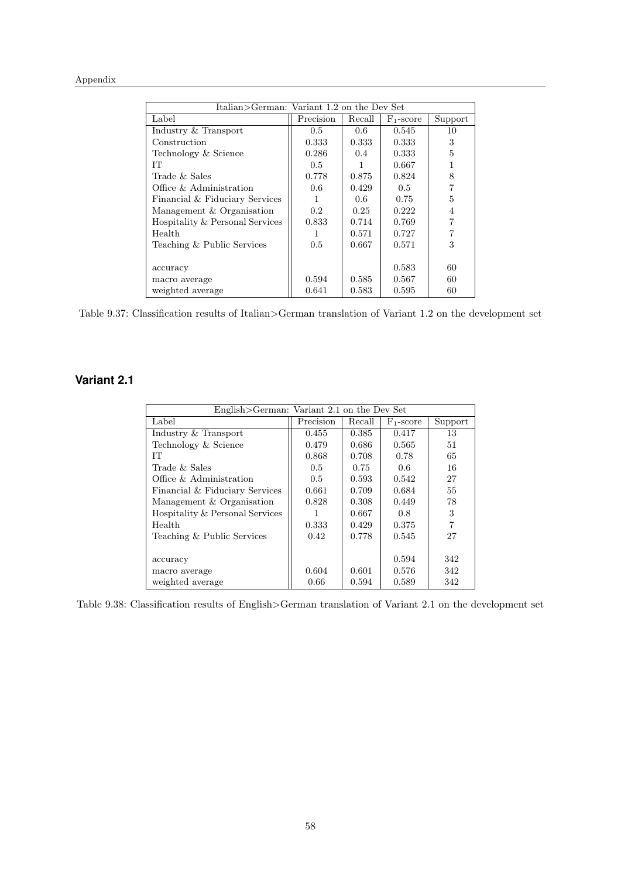| Italian>German: Variant 1.2 on the Dev Set | | | | |
|---|---|---|---|---|
| Label | Precision | Recall | $F_1$-score | Support |
| Industry & Transport | 0.5 | 0.6 | 0.545 | 10 |
| Construction | 0.333 | 0.333 | 0.333 | 3 |
| Technology & Science | 0.286 | 0.4 | 0.333 | 5 |
| IT | 0.5 | 1 | 0.667 | 1 |
| Trade & Sales | 0.778 | 0.875 | 0.824 | 8 |
| Office & Administration | 0.6 | 0.429 | 0.5 | 7 |
| Financial & Fiduciary Services | 1 | 0.6 | 0.75 | 5 |
| Management & Organisation | 0.2 | 0.25 | 0.222 | 4 |
| Hospitality & Personal Services | 0.833 | 0.714 | 0.769 | 7 |
| Health | 1 | 0.571 | 0.727 | 7 |
| Teaching & Public Services | 0.5 | 0.667 | 0.571 | 3 |
| | | | | |
| accuracy | | | 0.583 | 60 |
| macro average | 0.594 | 0.585 | 0.567 | 60 |
| weighted average | 0.641 | 0.583 | 0.595 | 60 |

Table 9.37: Classification results of Italian>German translation of Variant 1.2 on the development set

## Variant 2.1

| English>German: Variant 2.1 on the Dev Set | | | | |
|---|---|---|---|---|
| Label | Precision | Recall | $F_1$-score | Support |
| Industry & Transport | 0.455 | 0.385 | 0.417 | 13 |
| Technology & Science | 0.479 | 0.686 | 0.565 | 51 |
| IT | 0.868 | 0.708 | 0.78 | 65 |
| Trade & Sales | 0.5 | 0.75 | 0.6 | 16 |
| Office & Administration | 0.5 | 0.593 | 0.542 | 27 |
| Financial & Fiduciary Services | 0.661 | 0.709 | 0.684 | 55 |
| Management & Organisation | 0.828 | 0.308 | 0.449 | 78 |
| Hospitality & Personal Services | 1 | 0.667 | 0.8 | 3 |
| Health | 0.333 | 0.429 | 0.375 | 7 |
| Teaching & Public Services | 0.42 | 0.778 | 0.545 | 27 |
| | | | | |
| accuracy | | | 0.594 | 342 |
| macro average | 0.604 | 0.601 | 0.576 | 342 |
| weighted average | 0.66 | 0.594 | 0.589 | 342 |

Table 9.38: Classification results of English>German translation of Variant 2.1 on the development set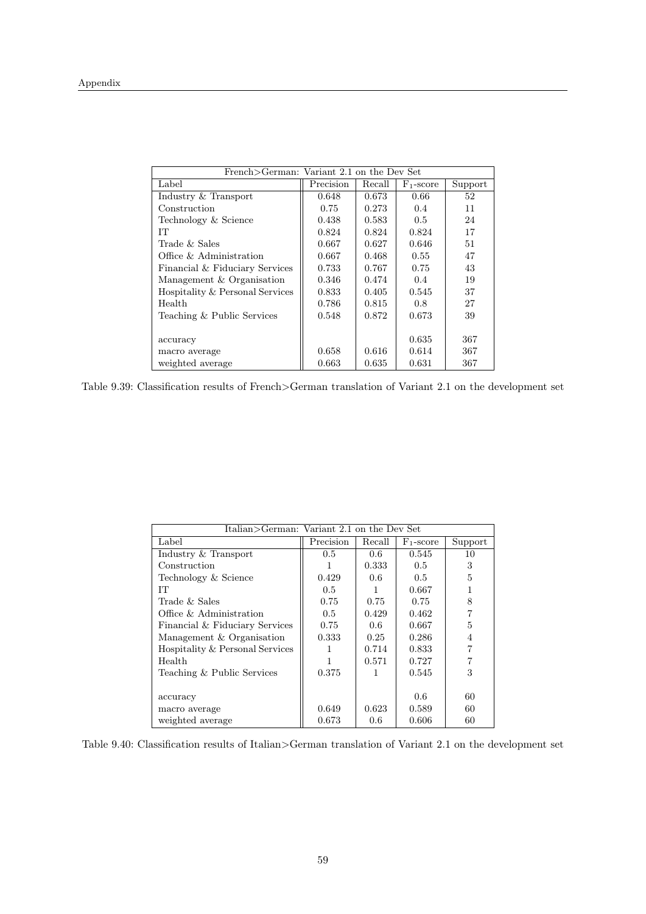| French>German: Variant 2.1 on the Dev Set | | | | |
|---|---|---|---|---|
| Label | Precision | Recall | $F_1$-score | Support |
| Industry & Transport | 0.648 | 0.673 | 0.66 | 52 |
| Construction | 0.75 | 0.273 | 0.4 | 11 |
| Technology & Science | 0.438 | 0.583 | 0.5 | 24 |
| IT | 0.824 | 0.824 | 0.824 | 17 |
| Trade & Sales | 0.667 | 0.627 | 0.646 | 51 |
| Office & Administration | 0.667 | 0.468 | 0.55 | 47 |
| Financial & Fiduciary Services | 0.733 | 0.767 | 0.75 | 43 |
| Management & Organisation | 0.346 | 0.474 | 0.4 | 19 |
| Hospitality & Personal Services | 0.833 | 0.405 | 0.545 | 37 |
| Health | 0.786 | 0.815 | 0.8 | 27 |
| Teaching & Public Services | 0.548 | 0.872 | 0.673 | 39 |
| | | | | |
| accuracy | | | 0.635 | 367 |
| macro average | 0.658 | 0.616 | 0.614 | 367 |
| weighted average | 0.663 | 0.635 | 0.631 | 367 |

Table 9.39: Classification results of French>German translation of Variant 2.1 on the development set

| Italian>German: Variant 2.1 on the Dev Set | | | | |
|---|---|---|---|---|
| Label | Precision | Recall | $F_1$-score | Support |
| Industry & Transport | 0.5 | 0.6 | 0.545 | 10 |
| Construction | 1 | 0.333 | 0.5 | 3 |
| Technology & Science | 0.429 | 0.6 | 0.5 | 5 |
| IT | 0.5 | 1 | 0.667 | 1 |
| Trade & Sales | 0.75 | 0.75 | 0.75 | 8 |
| Office & Administration | 0.5 | 0.429 | 0.462 | 7 |
| Financial & Fiduciary Services | 0.75 | 0.6 | 0.667 | 5 |
| Management & Organisation | 0.333 | 0.25 | 0.286 | 4 |
| Hospitality & Personal Services | 1 | 0.714 | 0.833 | 7 |
| Health | 1 | 0.571 | 0.727 | 7 |
| Teaching & Public Services | 0.375 | 1 | 0.545 | 3 |
| | | | | |
| accuracy | | | 0.6 | 60 |
| macro average | 0.649 | 0.623 | 0.589 | 60 |
| weighted average | 0.673 | 0.6 | 0.606 | 60 |

Table 9.40: Classification results of Italian>German translation of Variant 2.1 on the development set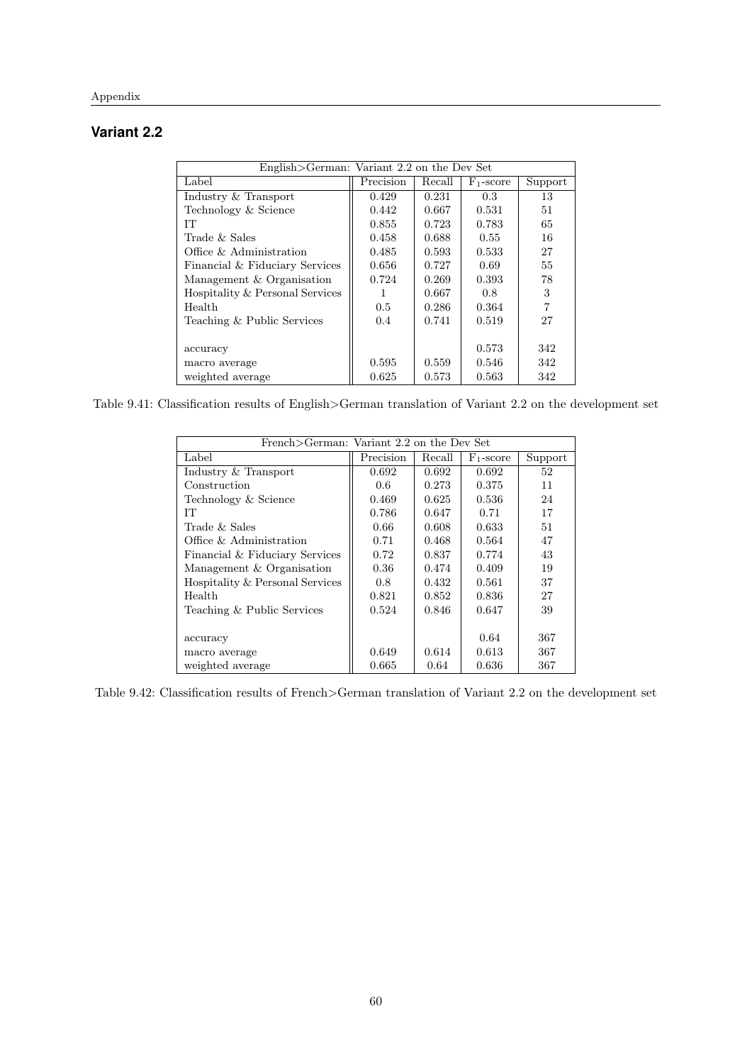## Variant 2.2

| English>German: Variant 2.2 on the Dev Set | | | | |
|---|---|---|---|---|
| Label | Precision | Recall | $F_1$-score | Support |
| Industry & Transport | 0.429 | 0.231 | 0.3 | 13 |
| Technology & Science | 0.442 | 0.667 | 0.531 | 51 |
| IT | 0.855 | 0.723 | 0.783 | 65 |
| Trade & Sales | 0.458 | 0.688 | 0.55 | 16 |
| Office & Administration | 0.485 | 0.593 | 0.533 | 27 |
| Financial & Fiduciary Services | 0.656 | 0.727 | 0.69 | 55 |
| Management & Organisation | 0.724 | 0.269 | 0.393 | 78 |
| Hospitality & Personal Services | 1 | 0.667 | 0.8 | 3 |
| Health | 0.5 | 0.286 | 0.364 | 7 |
| Teaching & Public Services | 0.4 | 0.741 | 0.519 | 27 |
| accuracy | | | 0.573 | 342 |
| macro average | 0.595 | 0.559 | 0.546 | 342 |
| weighted average | 0.625 | 0.573 | 0.563 | 342 |

Table 9.41: Classification results of English>German translation of Variant 2.2 on the development set

| French>German: Variant 2.2 on the Dev Set | | | | |
|---|---|---|---|---|
| Label | Precision | Recall | $F_1$-score | Support |
| Industry & Transport | 0.692 | 0.692 | 0.692 | 52 |
| Construction | 0.6 | 0.273 | 0.375 | 11 |
| Technology & Science | 0.469 | 0.625 | 0.536 | 24 |
| IT | 0.786 | 0.647 | 0.71 | 17 |
| Trade & Sales | 0.66 | 0.608 | 0.633 | 51 |
| Office & Administration | 0.71 | 0.468 | 0.564 | 47 |
| Financial & Fiduciary Services | 0.72 | 0.837 | 0.774 | 43 |
| Management & Organisation | 0.36 | 0.474 | 0.409 | 19 |
| Hospitality & Personal Services | 0.8 | 0.432 | 0.561 | 37 |
| Health | 0.821 | 0.852 | 0.836 | 27 |
| Teaching & Public Services | 0.524 | 0.846 | 0.647 | 39 |
| accuracy | | | 0.64 | 367 |
| macro average | 0.649 | 0.614 | 0.613 | 367 |
| weighted average | 0.665 | 0.64 | 0.636 | 367 |

Table 9.42: Classification results of French>German translation of Variant 2.2 on the development set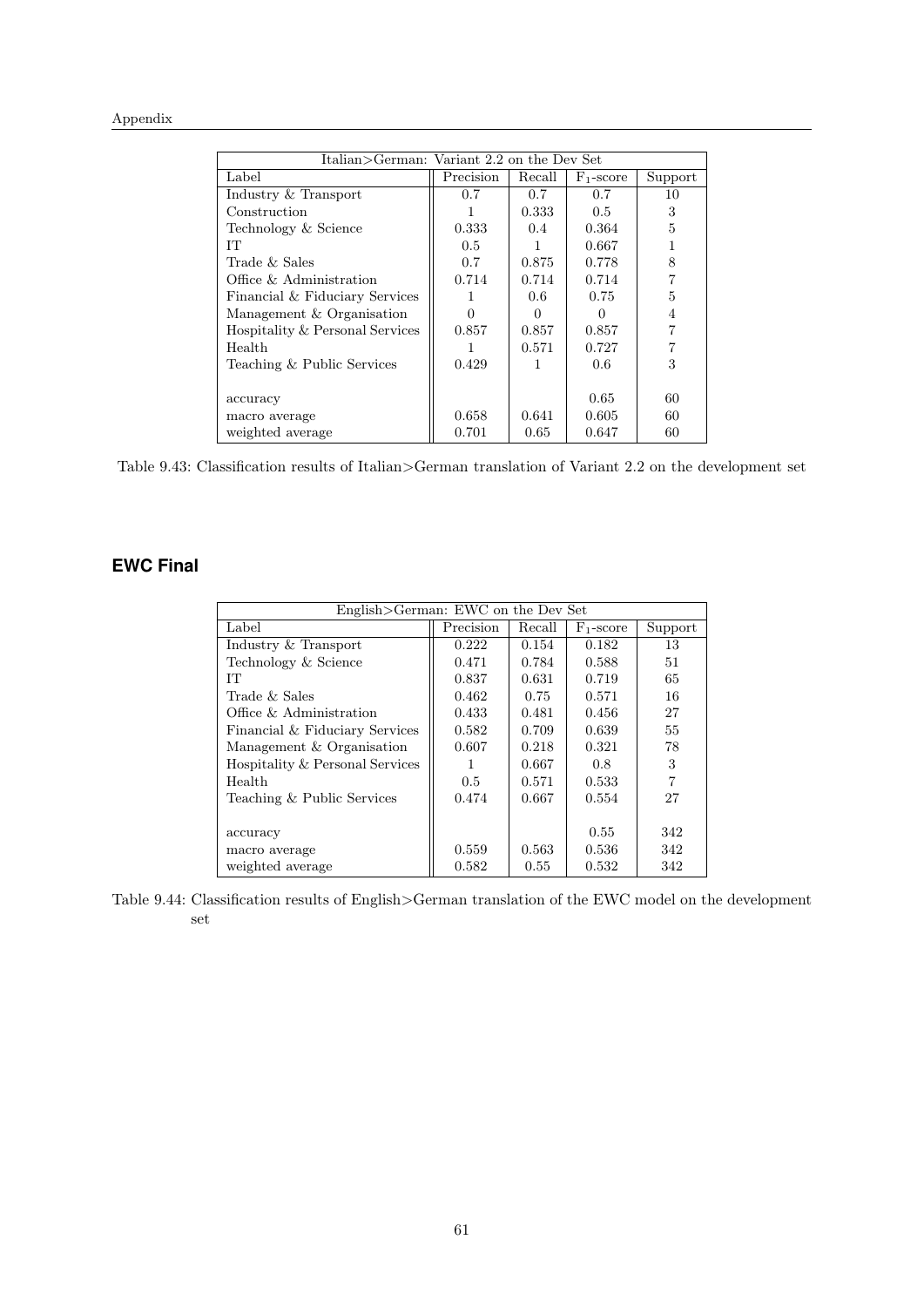| Italian>German: Variant 2.2 on the Dev Set | | | | |
|---|---|---|---|---|
| Label | Precision | Recall | $F_1$-score | Support |
| Industry & Transport | 0.7 | 0.7 | 0.7 | 10 |
| Construction | 1 | 0.333 | 0.5 | 3 |
| Technology & Science | 0.333 | 0.4 | 0.364 | 5 |
| IT | 0.5 | 1 | 0.667 | 1 |
| Trade & Sales | 0.7 | 0.875 | 0.778 | 8 |
| Office & Administration | 0.714 | 0.714 | 0.714 | 7 |
| Financial & Fiduciary Services | 1 | 0.6 | 0.75 | 5 |
| Management & Organisation | 0 | 0 | 0 | 4 |
| Hospitality & Personal Services | 0.857 | 0.857 | 0.857 | 7 |
| Health | 1 | 0.571 | 0.727 | 7 |
| Teaching & Public Services | 0.429 | 1 | 0.6 | 3 |
| | | | | |
| accuracy | | | 0.65 | 60 |
| macro average | 0.658 | 0.641 | 0.605 | 60 |
| weighted average | 0.701 | 0.65 | 0.647 | 60 |

Table 9.43: Classification results of Italian>German translation of Variant 2.2 on the development set

## EWC Final

| English>German: EWC on the Dev Set | | | | |
|---|---|---|---|---|
| Label | Precision | Recall | $F_1$-score | Support |
| Industry & Transport | 0.222 | 0.154 | 0.182 | 13 |
| Technology & Science | 0.471 | 0.784 | 0.588 | 51 |
| IT | 0.837 | 0.631 | 0.719 | 65 |
| Trade & Sales | 0.462 | 0.75 | 0.571 | 16 |
| Office & Administration | 0.433 | 0.481 | 0.456 | 27 |
| Financial & Fiduciary Services | 0.582 | 0.709 | 0.639 | 55 |
| Management & Organisation | 0.607 | 0.218 | 0.321 | 78 |
| Hospitality & Personal Services | 1 | 0.667 | 0.8 | 3 |
| Health | 0.5 | 0.571 | 0.533 | 7 |
| Teaching & Public Services | 0.474 | 0.667 | 0.554 | 27 |
| | | | | |
| accuracy | | | 0.55 | 342 |
| macro average | 0.559 | 0.563 | 0.536 | 342 |
| weighted average | 0.582 | 0.55 | 0.532 | 342 |

Table 9.44: Classification results of English>German translation of the EWC model on the development set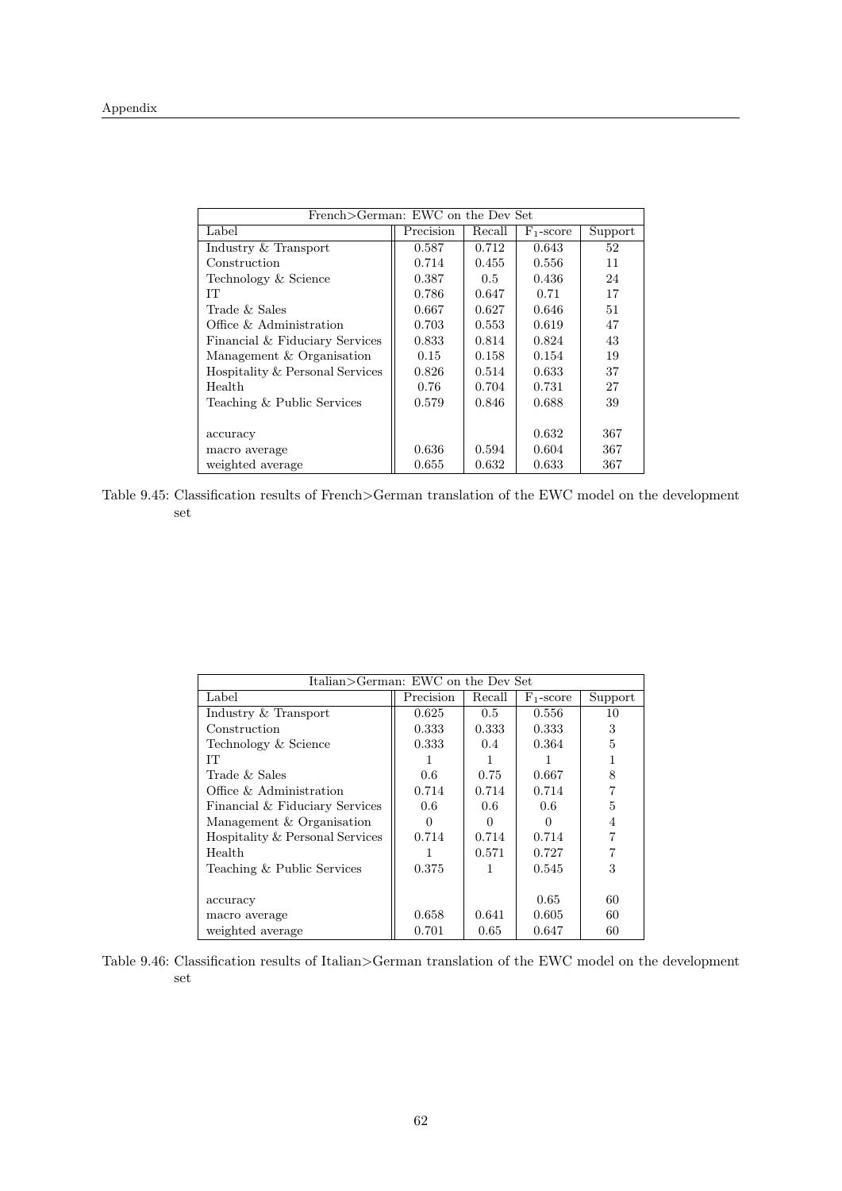| French>German: EWC on the Dev Set | | | | |
|---|---|---|---|---|
| Label | Precision | Recall | $F_1$-score | Support |
| Industry & Transport | 0.587 | 0.712 | 0.643 | 52 |
| Construction | 0.714 | 0.455 | 0.556 | 11 |
| Technology & Science | 0.387 | 0.5 | 0.436 | 24 |
| IT | 0.786 | 0.647 | 0.71 | 17 |
| Trade & Sales | 0.667 | 0.627 | 0.646 | 51 |
| Office & Administration | 0.703 | 0.553 | 0.619 | 47 |
| Financial & Fiduciary Services | 0.833 | 0.814 | 0.824 | 43 |
| Management & Organisation | 0.15 | 0.158 | 0.154 | 19 |
| Hospitality & Personal Services | 0.826 | 0.514 | 0.633 | 37 |
| Health | 0.76 | 0.704 | 0.731 | 27 |
| Teaching & Public Services | 0.579 | 0.846 | 0.688 | 39 |
| | | | | |
| accuracy | | | 0.632 | 367 |
| macro average | 0.636 | 0.594 | 0.604 | 367 |
| weighted average | 0.655 | 0.632 | 0.633 | 367 |

Table 9.45: Classification results of French>German translation of the EWC model on the development set

| Italian>German: EWC on the Dev Set | | | | |
|---|---|---|---|---|
| Label | Precision | Recall | $F_1$-score | Support |
| Industry & Transport | 0.625 | 0.5 | 0.556 | 10 |
| Construction | 0.333 | 0.333 | 0.333 | 3 |
| Technology & Science | 0.333 | 0.4 | 0.364 | 5 |
| IT | 1 | 1 | 1 | 1 |
| Trade & Sales | 0.6 | 0.75 | 0.667 | 8 |
| Office & Administration | 0.714 | 0.714 | 0.714 | 7 |
| Financial & Fiduciary Services | 0.6 | 0.6 | 0.6 | 5 |
| Management & Organisation | 0 | 0 | 0 | 4 |
| Hospitality & Personal Services | 0.714 | 0.714 | 0.714 | 7 |
| Health | 1 | 0.571 | 0.727 | 7 |
| Teaching & Public Services | 0.375 | 1 | 0.545 | 3 |
| | | | | |
| accuracy | | | 0.65 | 60 |
| macro average | 0.658 | 0.641 | 0.605 | 60 |
| weighted average | 0.701 | 0.65 | 0.647 | 60 |

Table 9.46: Classification results of Italian>German translation of the EWC model on the development set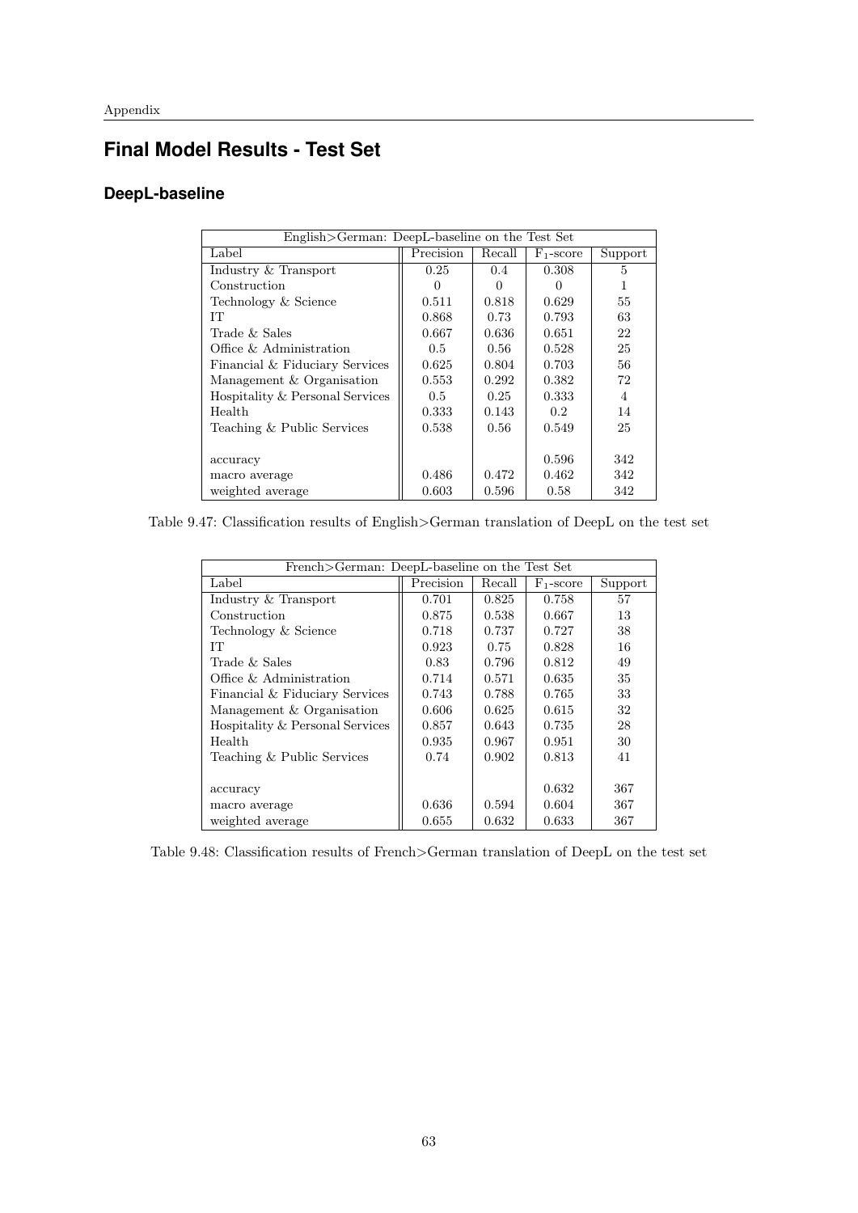# Final Model Results - Test Set

## DeepL-baseline

| English>German: DeepL-baseline on the Test Set | | | | |
|---|---|---|---|---|
| Label | Precision | Recall | $F_1$-score | Support |
| Industry & Transport | 0.25 | 0.4 | 0.308 | 5 |
| Construction | 0 | 0 | 0 | 1 |
| Technology & Science | 0.511 | 0.818 | 0.629 | 55 |
| IT | 0.868 | 0.73 | 0.793 | 63 |
| Trade & Sales | 0.667 | 0.636 | 0.651 | 22 |
| Office & Administration | 0.5 | 0.56 | 0.528 | 25 |
| Financial & Fiduciary Services | 0.625 | 0.804 | 0.703 | 56 |
| Management & Organisation | 0.553 | 0.292 | 0.382 | 72 |
| Hospitality & Personal Services | 0.5 | 0.25 | 0.333 | 4 |
| Health | 0.333 | 0.143 | 0.2 | 14 |
| Teaching & Public Services | 0.538 | 0.56 | 0.549 | 25 |
| | | | | |
| accuracy | | | 0.596 | 342 |
| macro average | 0.486 | 0.472 | 0.462 | 342 |
| weighted average | 0.603 | 0.596 | 0.58 | 342 |

Table 9.47: Classification results of English>German translation of DeepL on the test set

| French>German: DeepL-baseline on the Test Set | | | | |
|---|---|---|---|---|
| Label | Precision | Recall | $F_1$-score | Support |
| Industry & Transport | 0.701 | 0.825 | 0.758 | 57 |
| Construction | 0.875 | 0.538 | 0.667 | 13 |
| Technology & Science | 0.718 | 0.737 | 0.727 | 38 |
| IT | 0.923 | 0.75 | 0.828 | 16 |
| Trade & Sales | 0.83 | 0.796 | 0.812 | 49 |
| Office & Administration | 0.714 | 0.571 | 0.635 | 35 |
| Financial & Fiduciary Services | 0.743 | 0.788 | 0.765 | 33 |
| Management & Organisation | 0.606 | 0.625 | 0.615 | 32 |
| Hospitality & Personal Services | 0.857 | 0.643 | 0.735 | 28 |
| Health | 0.935 | 0.967 | 0.951 | 30 |
| Teaching & Public Services | 0.74 | 0.902 | 0.813 | 41 |
| | | | | |
| accuracy | | | 0.632 | 367 |
| macro average | 0.636 | 0.594 | 0.604 | 367 |
| weighted average | 0.655 | 0.632 | 0.633 | 367 |

Table 9.48: Classification results of French>German translation of DeepL on the test set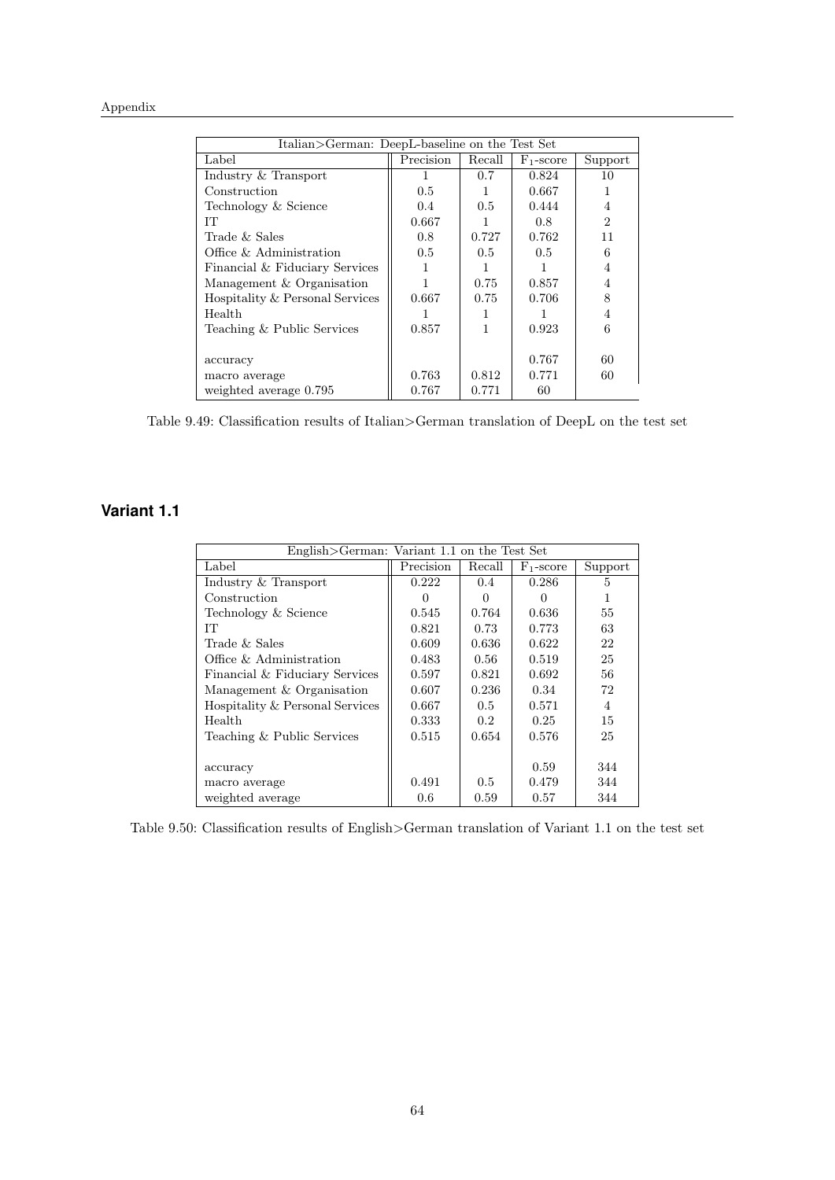| Italian>German: DeepL-baseline on the Test Set | | | | |
|---|---|---|---|---|
| Label | Precision | Recall | $F_1$-score | Support |
| Industry & Transport | 1 | 0.7 | 0.824 | 10 |
| Construction | 0.5 | 1 | 0.667 | 1 |
| Technology & Science | 0.4 | 0.5 | 0.444 | 4 |
| IT | 0.667 | 1 | 0.8 | 2 |
| Trade & Sales | 0.8 | 0.727 | 0.762 | 11 |
| Office & Administration | 0.5 | 0.5 | 0.5 | 6 |
| Financial & Fiduciary Services | 1 | 1 | 1 | 4 |
| Management & Organisation | 1 | 0.75 | 0.857 | 4 |
| Hospitality & Personal Services | 0.667 | 0.75 | 0.706 | 8 |
| Health | 1 | 1 | 1 | 4 |
| Teaching & Public Services | 0.857 | 1 | 0.923 | 6 |
| | | | | |
| accuracy | | | 0.767 | 60 |
| macro average | 0.763 | 0.812 | 0.771 | 60 |
| weighted average 0.795 | 0.767 | 0.771 | 60 | |

Table 9.49: Classification results of Italian>German translation of DeepL on the test set

## Variant 1.1

| English>German: Variant 1.1 on the Test Set | | | | |
|---|---|---|---|---|
| Label | Precision | Recall | $F_1$-score | Support |
| Industry & Transport | 0.222 | 0.4 | 0.286 | 5 |
| Construction | 0 | 0 | 0 | 1 |
| Technology & Science | 0.545 | 0.764 | 0.636 | 55 |
| IT | 0.821 | 0.73 | 0.773 | 63 |
| Trade & Sales | 0.609 | 0.636 | 0.622 | 22 |
| Office & Administration | 0.483 | 0.56 | 0.519 | 25 |
| Financial & Fiduciary Services | 0.597 | 0.821 | 0.692 | 56 |
| Management & Organisation | 0.607 | 0.236 | 0.34 | 72 |
| Hospitality & Personal Services | 0.667 | 0.5 | 0.571 | 4 |
| Health | 0.333 | 0.2 | 0.25 | 15 |
| Teaching & Public Services | 0.515 | 0.654 | 0.576 | 25 |
| | | | | |
| accuracy | | | 0.59 | 344 |
| macro average | 0.491 | 0.5 | 0.479 | 344 |
| weighted average | 0.6 | 0.59 | 0.57 | 344 |

Table 9.50: Classification results of English>German translation of Variant 1.1 on the test set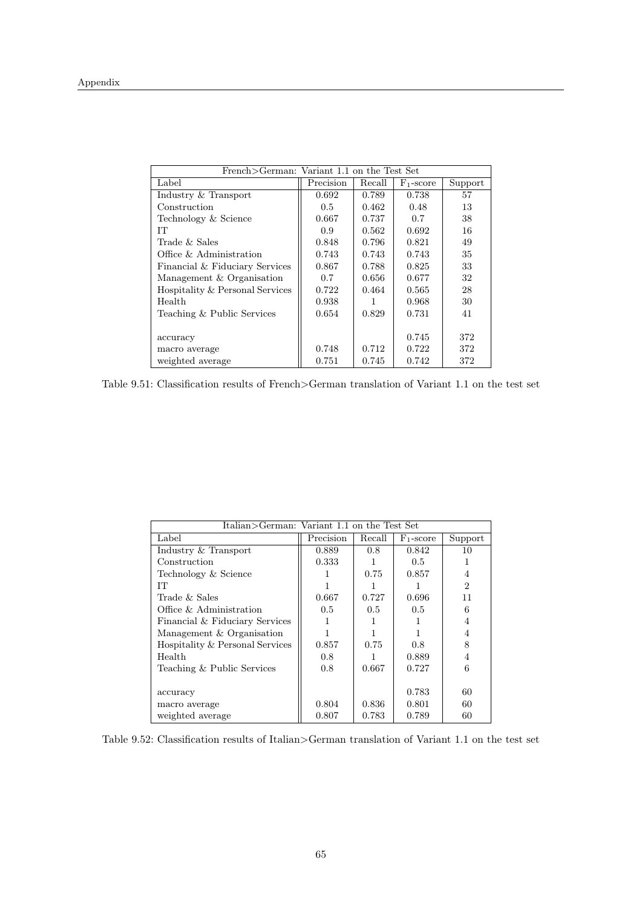| French>German: Variant 1.1 on the Test Set | | | | |
|---|---|---|---|---|
| Label | Precision | Recall | $F_1$-score | Support |
| Industry & Transport | 0.692 | 0.789 | 0.738 | 57 |
| Construction | 0.5 | 0.462 | 0.48 | 13 |
| Technology & Science | 0.667 | 0.737 | 0.7 | 38 |
| IT | 0.9 | 0.562 | 0.692 | 16 |
| Trade & Sales | 0.848 | 0.796 | 0.821 | 49 |
| Office & Administration | 0.743 | 0.743 | 0.743 | 35 |
| Financial & Fiduciary Services | 0.867 | 0.788 | 0.825 | 33 |
| Management & Organisation | 0.7 | 0.656 | 0.677 | 32 |
| Hospitality & Personal Services | 0.722 | 0.464 | 0.565 | 28 |
| Health | 0.938 | 1 | 0.968 | 30 |
| Teaching & Public Services | 0.654 | 0.829 | 0.731 | 41 |
| | | | | |
| accuracy | | | 0.745 | 372 |
| macro average | 0.748 | 0.712 | 0.722 | 372 |
| weighted average | 0.751 | 0.745 | 0.742 | 372 |

Table 9.51: Classification results of French>German translation of Variant 1.1 on the test set

| Italian>German: Variant 1.1 on the Test Set | | | | |
|---|---|---|---|---|
| Label | Precision | Recall | $F_1$-score | Support |
| Industry & Transport | 0.889 | 0.8 | 0.842 | 10 |
| Construction | 0.333 | 1 | 0.5 | 1 |
| Technology & Science | 1 | 0.75 | 0.857 | 4 |
| IT | 1 | 1 | 1 | 2 |
| Trade & Sales | 0.667 | 0.727 | 0.696 | 11 |
| Office & Administration | 0.5 | 0.5 | 0.5 | 6 |
| Financial & Fiduciary Services | 1 | 1 | 1 | 4 |
| Management & Organisation | 1 | 1 | 1 | 4 |
| Hospitality & Personal Services | 0.857 | 0.75 | 0.8 | 8 |
| Health | 0.8 | 1 | 0.889 | 4 |
| Teaching & Public Services | 0.8 | 0.667 | 0.727 | 6 |
| | | | | |
| accuracy | | | 0.783 | 60 |
| macro average | 0.804 | 0.836 | 0.801 | 60 |
| weighted average | 0.807 | 0.783 | 0.789 | 60 |

Table 9.52: Classification results of Italian>German translation of Variant 1.1 on the test set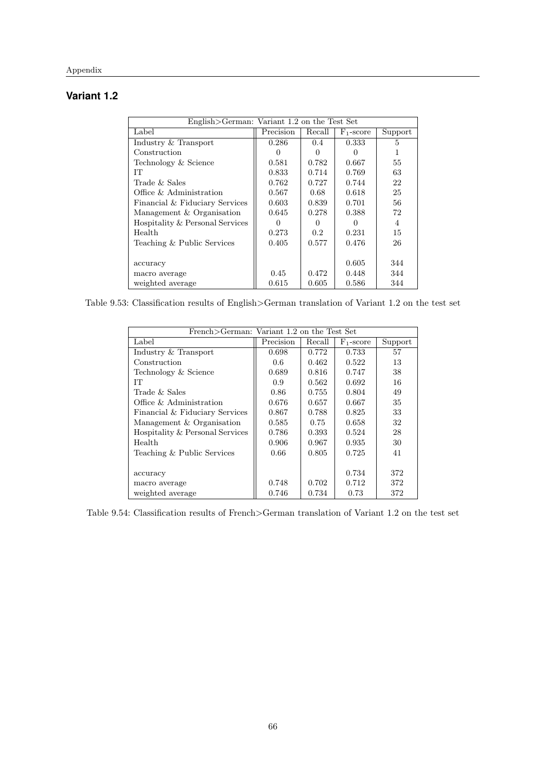## Variant 1.2

| English>German: Variant 1.2 on the Test Set | | | | |
|---|---|---|---|---|
| Label | Precision | Recall | $F_1$-score | Support |
| Industry & Transport | 0.286 | 0.4 | 0.333 | 5 |
| Construction | 0 | 0 | 0 | 1 |
| Technology & Science | 0.581 | 0.782 | 0.667 | 55 |
| IT | 0.833 | 0.714 | 0.769 | 63 |
| Trade & Sales | 0.762 | 0.727 | 0.744 | 22 |
| Office & Administration | 0.567 | 0.68 | 0.618 | 25 |
| Financial & Fiduciary Services | 0.603 | 0.839 | 0.701 | 56 |
| Management & Organisation | 0.645 | 0.278 | 0.388 | 72 |
| Hospitality & Personal Services | 0 | 0 | 0 | 4 |
| Health | 0.273 | 0.2 | 0.231 | 15 |
| Teaching & Public Services | 0.405 | 0.577 | 0.476 | 26 |
| | | | | |
| accuracy | | | 0.605 | 344 |
| macro average | 0.45 | 0.472 | 0.448 | 344 |
| weighted average | 0.615 | 0.605 | 0.586 | 344 |

Table 9.53: Classification results of English>German translation of Variant 1.2 on the test set

| French>German: Variant 1.2 on the Test Set | | | | |
|---|---|---|---|---|
| Label | Precision | Recall | $F_1$-score | Support |
| Industry & Transport | 0.698 | 0.772 | 0.733 | 57 |
| Construction | 0.6 | 0.462 | 0.522 | 13 |
| Technology & Science | 0.689 | 0.816 | 0.747 | 38 |
| IT | 0.9 | 0.562 | 0.692 | 16 |
| Trade & Sales | 0.86 | 0.755 | 0.804 | 49 |
| Office & Administration | 0.676 | 0.657 | 0.667 | 35 |
| Financial & Fiduciary Services | 0.867 | 0.788 | 0.825 | 33 |
| Management & Organisation | 0.585 | 0.75 | 0.658 | 32 |
| Hospitality & Personal Services | 0.786 | 0.393 | 0.524 | 28 |
| Health | 0.906 | 0.967 | 0.935 | 30 |
| Teaching & Public Services | 0.66 | 0.805 | 0.725 | 41 |
| | | | | |
| accuracy | | | 0.734 | 372 |
| macro average | 0.748 | 0.702 | 0.712 | 372 |
| weighted average | 0.746 | 0.734 | 0.73 | 372 |

Table 9.54: Classification results of French>German translation of Variant 1.2 on the test set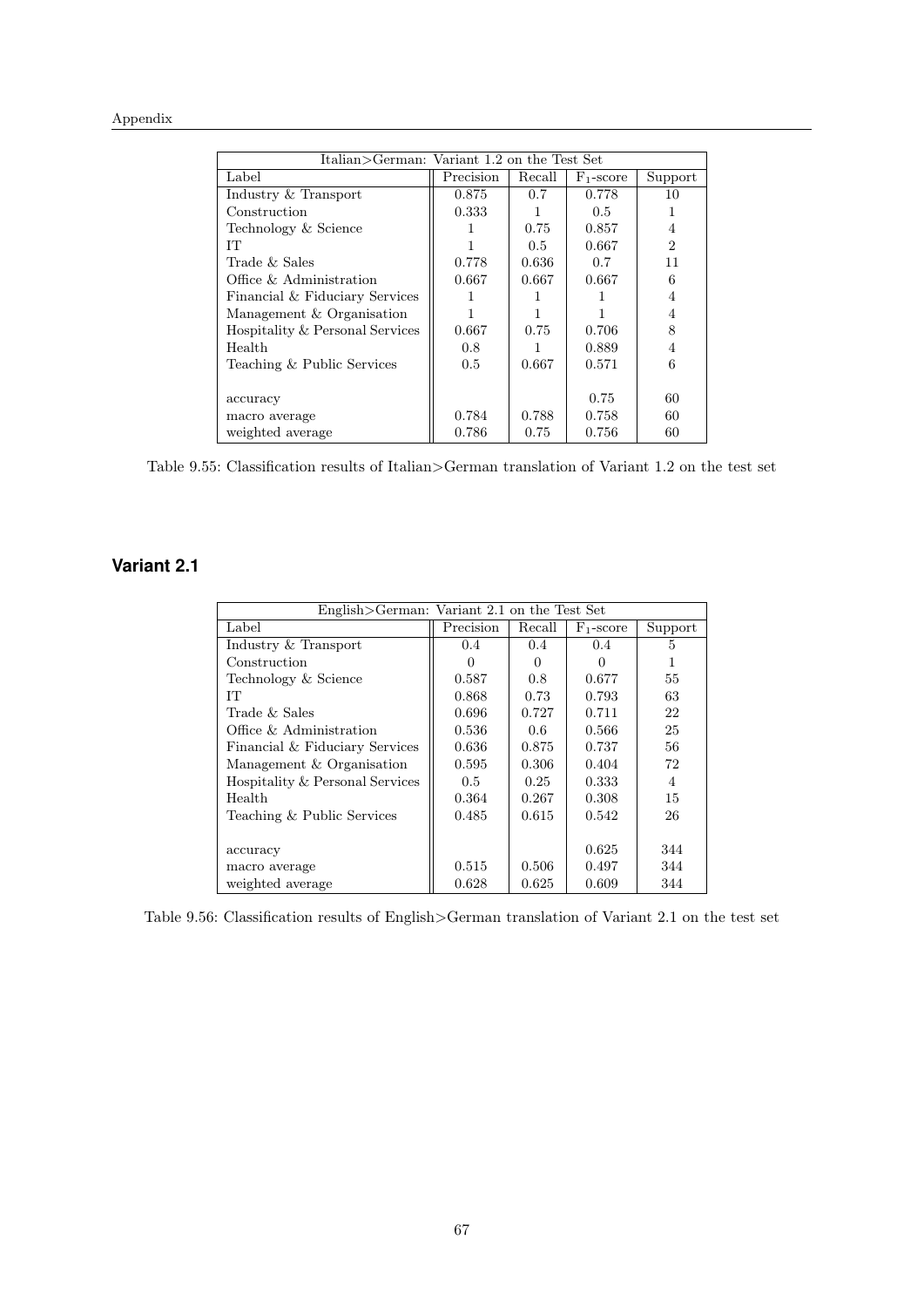| Italian>German: Variant 1.2 on the Test Set | | | | |
|---|---|---|---|---|
| Label | Precision | Recall | $F_1$-score | Support |
| Industry & Transport | 0.875 | 0.7 | 0.778 | 10 |
| Construction | 0.333 | 1 | 0.5 | 1 |
| Technology & Science | 1 | 0.75 | 0.857 | 4 |
| IT | 1 | 0.5 | 0.667 | 2 |
| Trade & Sales | 0.778 | 0.636 | 0.7 | 11 |
| Office & Administration | 0.667 | 0.667 | 0.667 | 6 |
| Financial & Fiduciary Services | 1 | 1 | 1 | 4 |
| Management & Organisation | 1 | 1 | 1 | 4 |
| Hospitality & Personal Services | 0.667 | 0.75 | 0.706 | 8 |
| Health | 0.8 | 1 | 0.889 | 4 |
| Teaching & Public Services | 0.5 | 0.667 | 0.571 | 6 |
| | | | | |
| accuracy | | | 0.75 | 60 |
| macro average | 0.784 | 0.788 | 0.758 | 60 |
| weighted average | 0.786 | 0.75 | 0.756 | 60 |

Table 9.55: Classification results of Italian>German translation of Variant 1.2 on the test set

## Variant 2.1

| English>German: Variant 2.1 on the Test Set | | | | |
|---|---|---|---|---|
| Label | Precision | Recall | $F_1$-score | Support |
| Industry & Transport | 0.4 | 0.4 | 0.4 | 5 |
| Construction | 0 | 0 | 0 | 1 |
| Technology & Science | 0.587 | 0.8 | 0.677 | 55 |
| IT | 0.868 | 0.73 | 0.793 | 63 |
| Trade & Sales | 0.696 | 0.727 | 0.711 | 22 |
| Office & Administration | 0.536 | 0.6 | 0.566 | 25 |
| Financial & Fiduciary Services | 0.636 | 0.875 | 0.737 | 56 |
| Management & Organisation | 0.595 | 0.306 | 0.404 | 72 |
| Hospitality & Personal Services | 0.5 | 0.25 | 0.333 | 4 |
| Health | 0.364 | 0.267 | 0.308 | 15 |
| Teaching & Public Services | 0.485 | 0.615 | 0.542 | 26 |
| | | | | |
| accuracy | | | 0.625 | 344 |
| macro average | 0.515 | 0.506 | 0.497 | 344 |
| weighted average | 0.628 | 0.625 | 0.609 | 344 |

Table 9.56: Classification results of English>German translation of Variant 2.1 on the test set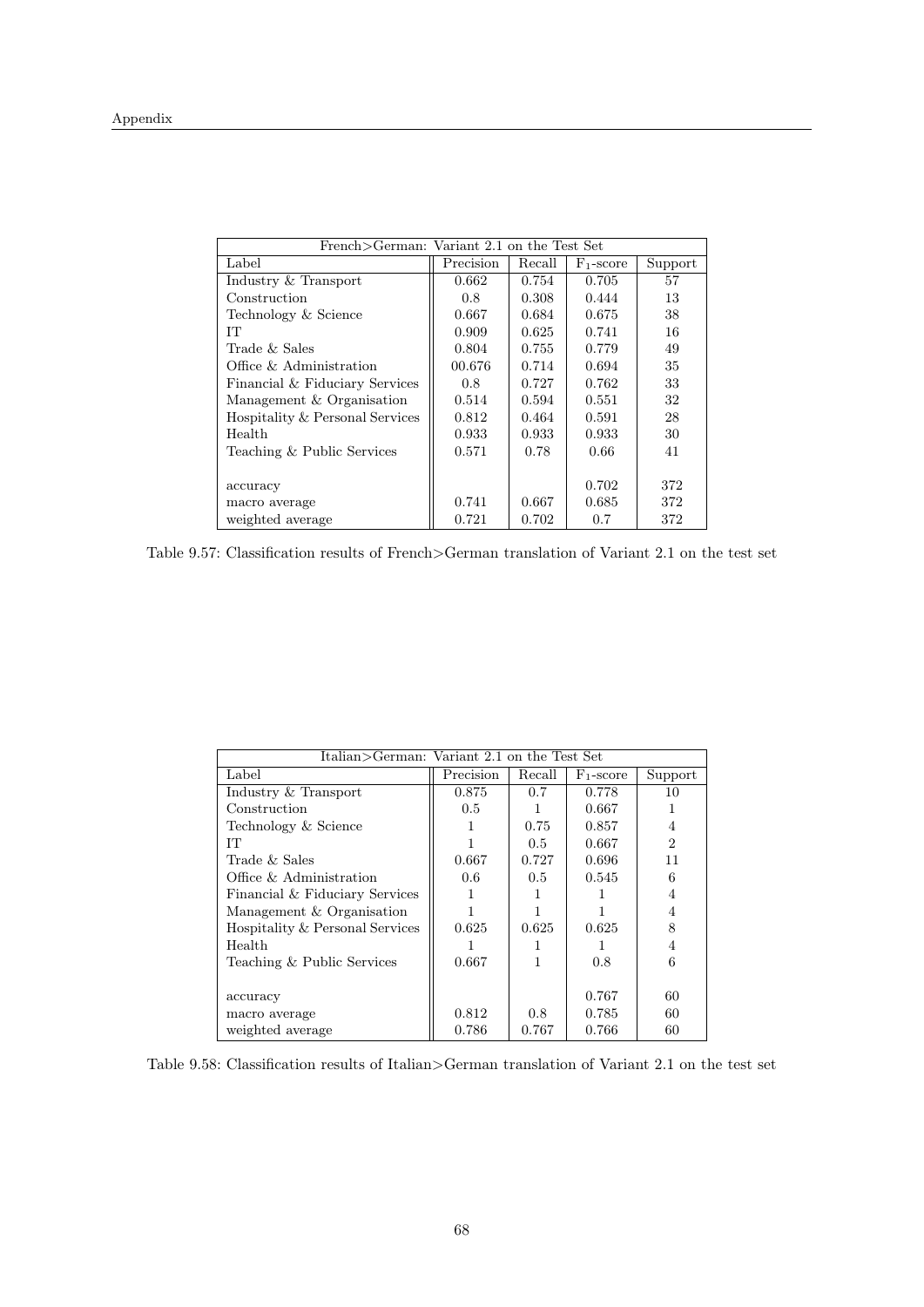| French>German: Variant 2.1 on the Test Set | | | | |
|---|---|---|---|---|
| Label | Precision | Recall | $F_1$-score | Support |
| Industry & Transport | 0.662 | 0.754 | 0.705 | 57 |
| Construction | 0.8 | 0.308 | 0.444 | 13 |
| Technology & Science | 0.667 | 0.684 | 0.675 | 38 |
| IT | 0.909 | 0.625 | 0.741 | 16 |
| Trade & Sales | 0.804 | 0.755 | 0.779 | 49 |
| Office & Administration | 00.676 | 0.714 | 0.694 | 35 |
| Financial & Fiduciary Services | 0.8 | 0.727 | 0.762 | 33 |
| Management & Organisation | 0.514 | 0.594 | 0.551 | 32 |
| Hospitality & Personal Services | 0.812 | 0.464 | 0.591 | 28 |
| Health | 0.933 | 0.933 | 0.933 | 30 |
| Teaching & Public Services | 0.571 | 0.78 | 0.66 | 41 |
| | | | | |
| accuracy | | | 0.702 | 372 |
| macro average | 0.741 | 0.667 | 0.685 | 372 |
| weighted average | 0.721 | 0.702 | 0.7 | 372 |

Table 9.57: Classification results of French>German translation of Variant 2.1 on the test set

| Italian>German: Variant 2.1 on the Test Set | | | | |
|---|---|---|---|---|
| Label | Precision | Recall | $F_1$-score | Support |
| Industry & Transport | 0.875 | 0.7 | 0.778 | 10 |
| Construction | 0.5 | 1 | 0.667 | 1 |
| Technology & Science | 1 | 0.75 | 0.857 | 4 |
| IT | 1 | 0.5 | 0.667 | 2 |
| Trade & Sales | 0.667 | 0.727 | 0.696 | 11 |
| Office & Administration | 0.6 | 0.5 | 0.545 | 6 |
| Financial & Fiduciary Services | 1 | 1 | 1 | 4 |
| Management & Organisation | 1 | 1 | 1 | 4 |
| Hospitality & Personal Services | 0.625 | 0.625 | 0.625 | 8 |
| Health | 1 | 1 | 1 | 4 |
| Teaching & Public Services | 0.667 | 1 | 0.8 | 6 |
| | | | | |
| accuracy | | | 0.767 | 60 |
| macro average | 0.812 | 0.8 | 0.785 | 60 |
| weighted average | 0.786 | 0.767 | 0.766 | 60 |

Table 9.58: Classification results of Italian>German translation of Variant 2.1 on the test set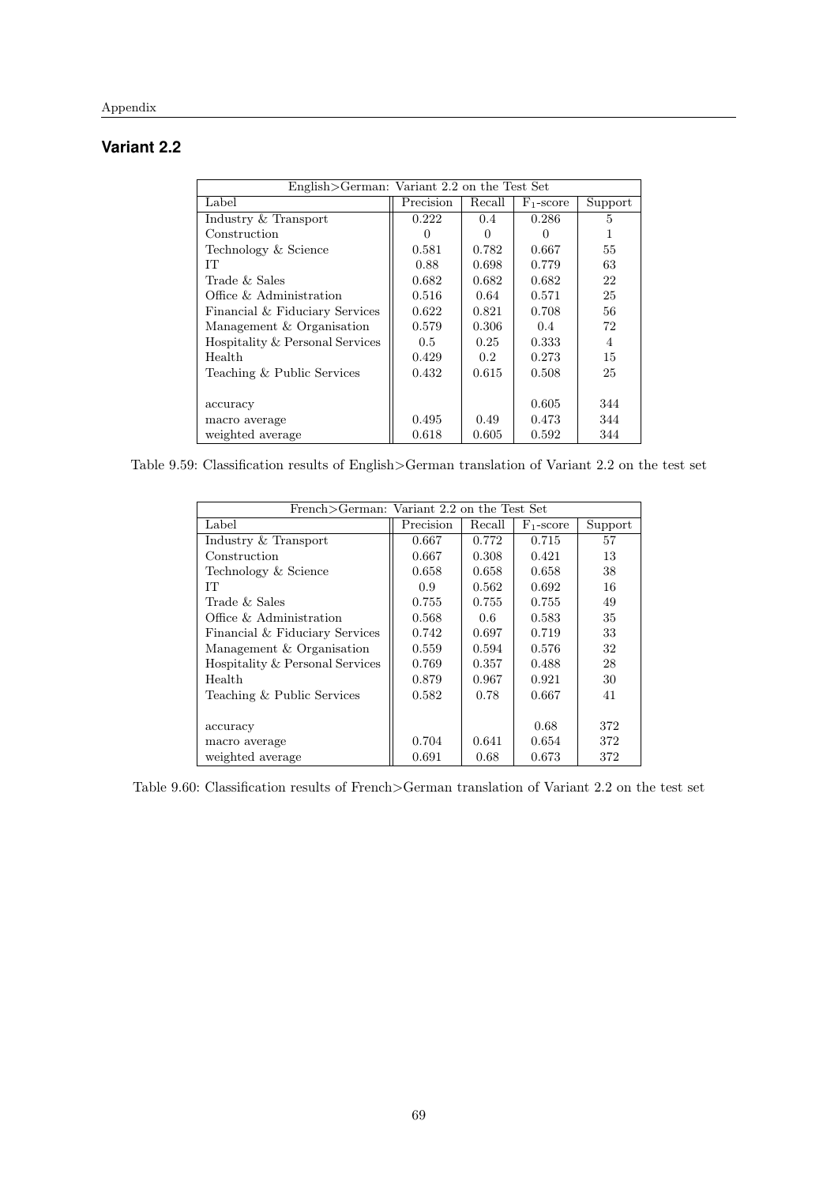## Variant 2.2

| English>German: Variant 2.2 on the Test Set | | | | |
|---|---|---|---|---|
| Label | Precision | Recall | $F_1$-score | Support |
| Industry & Transport | 0.222 | 0.4 | 0.286 | 5 |
| Construction | 0 | 0 | 0 | 1 |
| Technology & Science | 0.581 | 0.782 | 0.667 | 55 |
| IT | 0.88 | 0.698 | 0.779 | 63 |
| Trade & Sales | 0.682 | 0.682 | 0.682 | 22 |
| Office & Administration | 0.516 | 0.64 | 0.571 | 25 |
| Financial & Fiduciary Services | 0.622 | 0.821 | 0.708 | 56 |
| Management & Organisation | 0.579 | 0.306 | 0.4 | 72 |
| Hospitality & Personal Services | 0.5 | 0.25 | 0.333 | 4 |
| Health | 0.429 | 0.2 | 0.273 | 15 |
| Teaching & Public Services | 0.432 | 0.615 | 0.508 | 25 |
| | | | | |
| accuracy | | | 0.605 | 344 |
| macro average | 0.495 | 0.49 | 0.473 | 344 |
| weighted average | 0.618 | 0.605 | 0.592 | 344 |

Table 9.59: Classification results of English>German translation of Variant 2.2 on the test set

| French>German: Variant 2.2 on the Test Set | | | | |
|---|---|---|---|---|
| Label | Precision | Recall | $F_1$-score | Support |
| Industry & Transport | 0.667 | 0.772 | 0.715 | 57 |
| Construction | 0.667 | 0.308 | 0.421 | 13 |
| Technology & Science | 0.658 | 0.658 | 0.658 | 38 |
| IT | 0.9 | 0.562 | 0.692 | 16 |
| Trade & Sales | 0.755 | 0.755 | 0.755 | 49 |
| Office & Administration | 0.568 | 0.6 | 0.583 | 35 |
| Financial & Fiduciary Services | 0.742 | 0.697 | 0.719 | 33 |
| Management & Organisation | 0.559 | 0.594 | 0.576 | 32 |
| Hospitality & Personal Services | 0.769 | 0.357 | 0.488 | 28 |
| Health | 0.879 | 0.967 | 0.921 | 30 |
| Teaching & Public Services | 0.582 | 0.78 | 0.667 | 41 |
| | | | | |
| accuracy | | | 0.68 | 372 |
| macro average | 0.704 | 0.641 | 0.654 | 372 |
| weighted average | 0.691 | 0.68 | 0.673 | 372 |

Table 9.60: Classification results of French>German translation of Variant 2.2 on the test set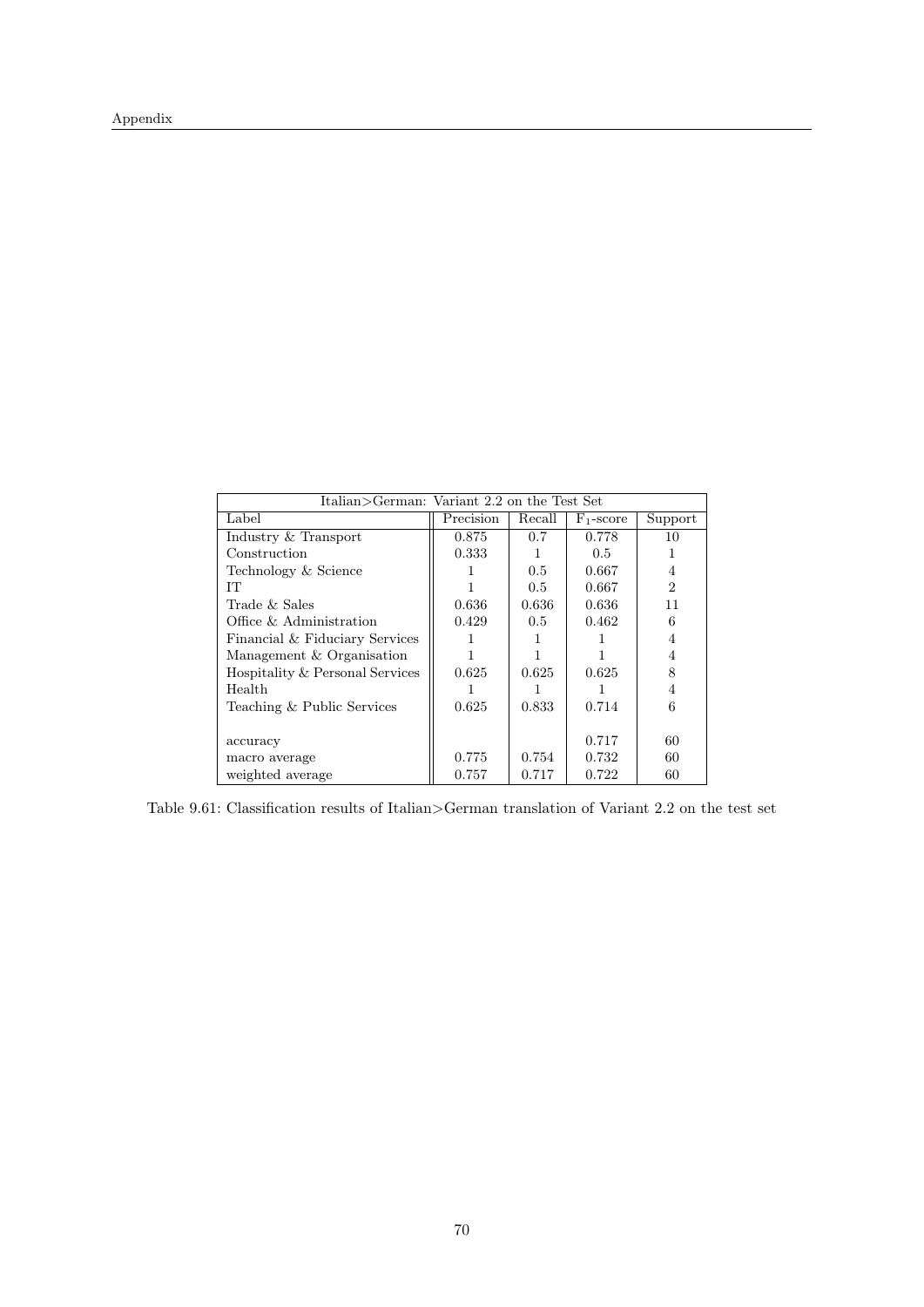| Italian>German: Variant 2.2 on the Test Set | | | | |
|---|---|---|---|---|
| Label | Precision | Recall | $F_1$-score | Support |
| Industry & Transport | 0.875 | 0.7 | 0.778 | 10 |
| Construction | 0.333 | 1 | 0.5 | 1 |
| Technology & Science | 1 | 0.5 | 0.667 | 4 |
| IT | 1 | 0.5 | 0.667 | 2 |
| Trade & Sales | 0.636 | 0.636 | 0.636 | 11 |
| Office & Administration | 0.429 | 0.5 | 0.462 | 6 |
| Financial & Fiduciary Services | 1 | 1 | 1 | 4 |
| Management & Organisation | 1 | 1 | 1 | 4 |
| Hospitality & Personal Services | 0.625 | 0.625 | 0.625 | 8 |
| Health | 1 | 1 | 1 | 4 |
| Teaching & Public Services | 0.625 | 0.833 | 0.714 | 6 |
| accuracy | | | 0.717 | 60 |
| macro average | 0.775 | 0.754 | 0.732 | 60 |
| weighted average | 0.757 | 0.717 | 0.722 | 60 |

Table 9.61: Classification results of Italian>German translation of Variant 2.2 on the test set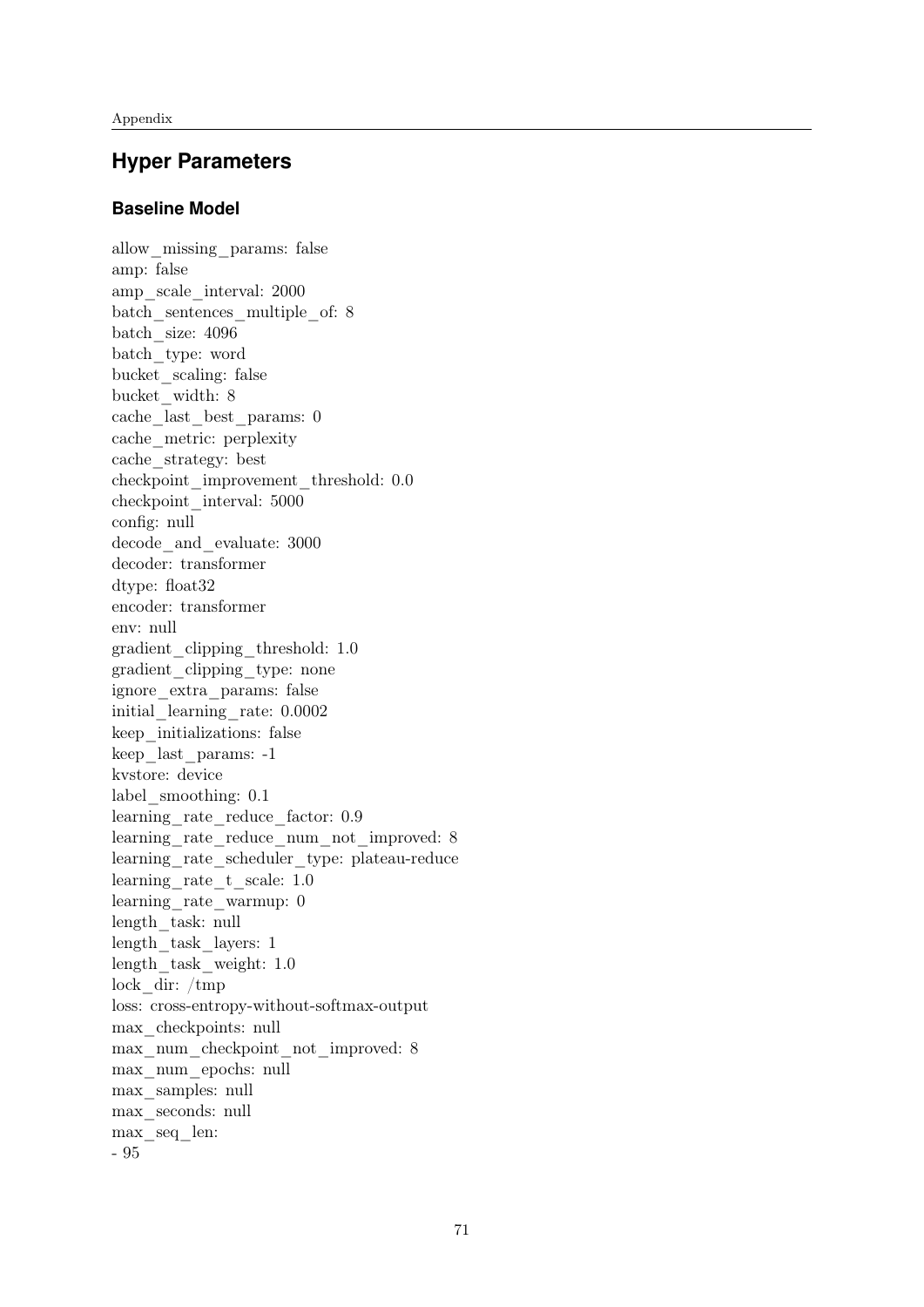## Hyper Parameters

### Baseline Model

allow_missing_params: false
amp: false
amp_scale_interval: 2000
batch_sentences_multiple_of: 8
batch_size: 4096
batch_type: word
bucket_scaling: false
bucket_width: 8
cache_last_best_params: 0
cache_metric: perplexity
cache_strategy: best
checkpoint_improvement_threshold: 0.0
checkpoint_interval: 5000
config: null
decode_and_evaluate: 3000
decoder: transformer
dtype: float32
encoder: transformer
env: null
gradient_clipping_threshold: 1.0
gradient_clipping_type: none
ignore_extra_params: false
initial_learning_rate: 0.0002
keep_initializations: false
keep_last_params: -1
kvstore: device
label_smoothing: 0.1
learning_rate_reduce_factor: 0.9
learning_rate_reduce_num_not_improved: 8
learning_rate_scheduler_type: plateau-reduce
learning_rate_t_scale: 1.0
learning_rate_warmup: 0
length_task: null
length_task_layers: 1
length_task_weight: 1.0
lock_dir: /tmp
loss: cross-entropy-without-softmax-output
max_checkpoints: null
max_num_checkpoint_not_improved: 8
max_num_epochs: null
max_samples: null
max_seconds: null
max_seq_len:
- 95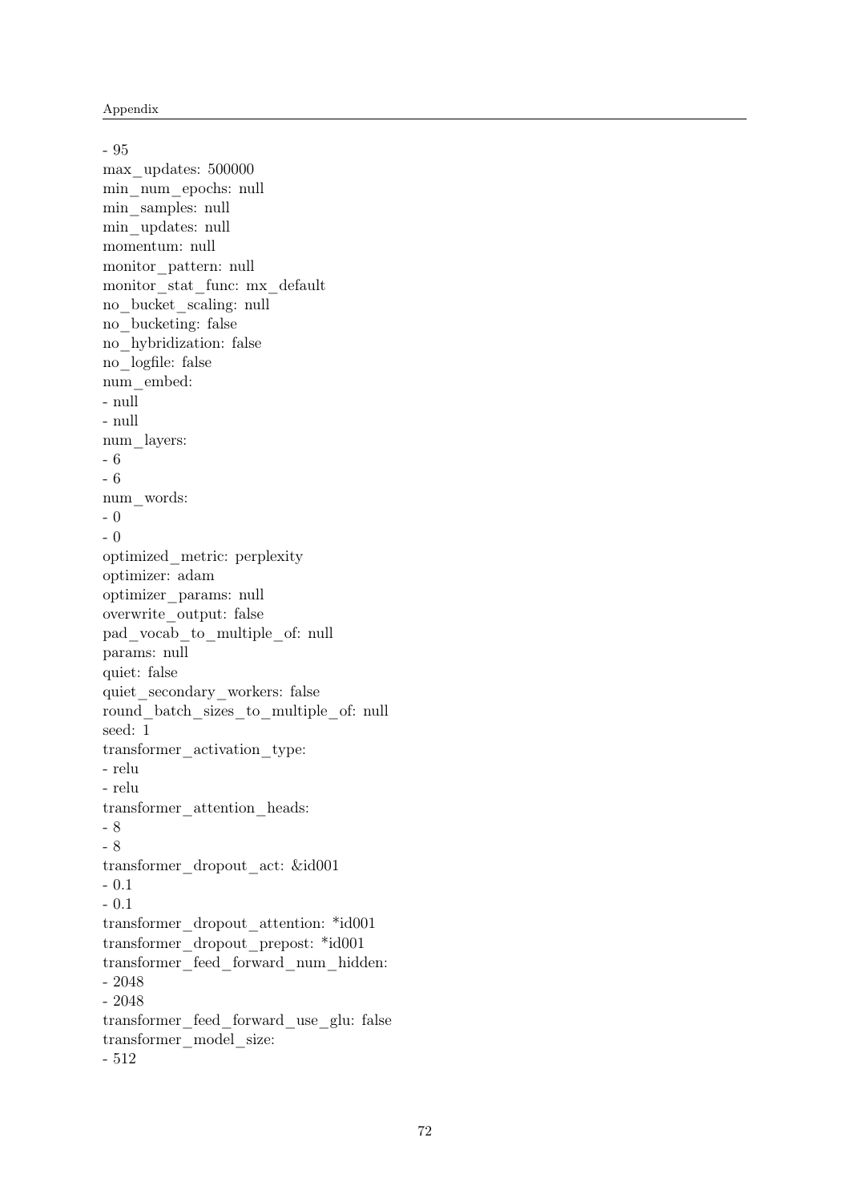```
- 95
max_updates: 500000
min_num_epochs: null
min_samples: null
min_updates: null
momentum: null
monitor_pattern: null
monitor_stat_func: mx_default
no_bucket_scaling: null
no_bucketing: false
no_hybridization: false
no_logfile: false
num_embed:
- null
- null
num_layers:
- 6
- 6
num_words:
- 0
- 0
optimized_metric: perplexity
optimizer: adam
optimizer_params: null
overwrite_output: false
pad_vocab_to_multiple_of: null
params: null
quiet: false
quiet_secondary_workers: false
round_batch_sizes_to_multiple_of: null
seed: 1
transformer_activation_type:
- relu
- relu
transformer_attention_heads:
- 8
- 8
transformer_dropout_act: &id001
- 0.1
- 0.1
transformer_dropout_attention: *id001
transformer_dropout_prepost: *id001
transformer_feed_forward_num_hidden:
- 2048
- 2048
transformer_feed_forward_use_glu: false
transformer_model_size:
- 512
```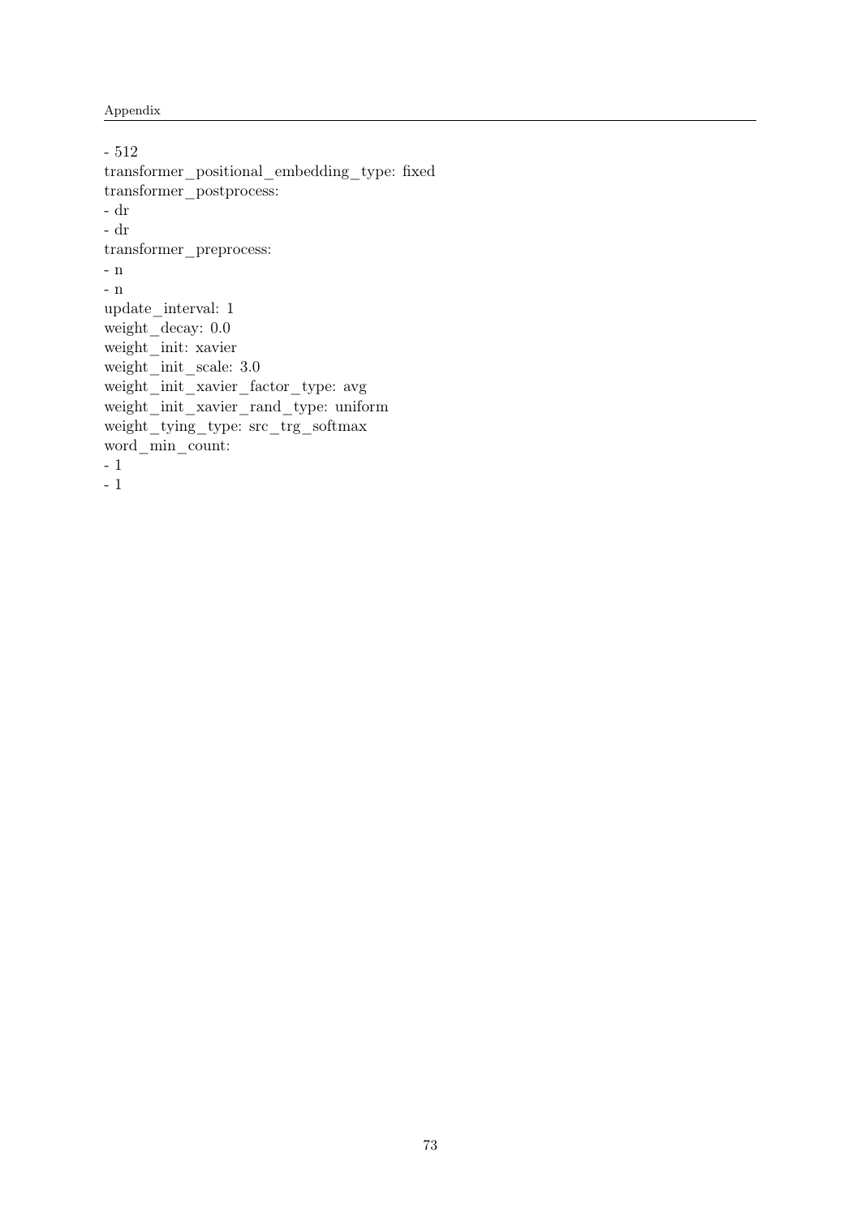- 512
transformer_positional_embedding_type: fixed
transformer_postprocess:
- dr
- dr
transformer_preprocess:
- n
- n
update_interval: 1
weight_decay: 0.0
weight_init: xavier
weight_init_scale: 3.0
weight_init_xavier_factor_type: avg
weight_init_xavier_rand_type: uniform
weight_tying_type: src_trg_softmax
word_min_count:
- 1
- 1